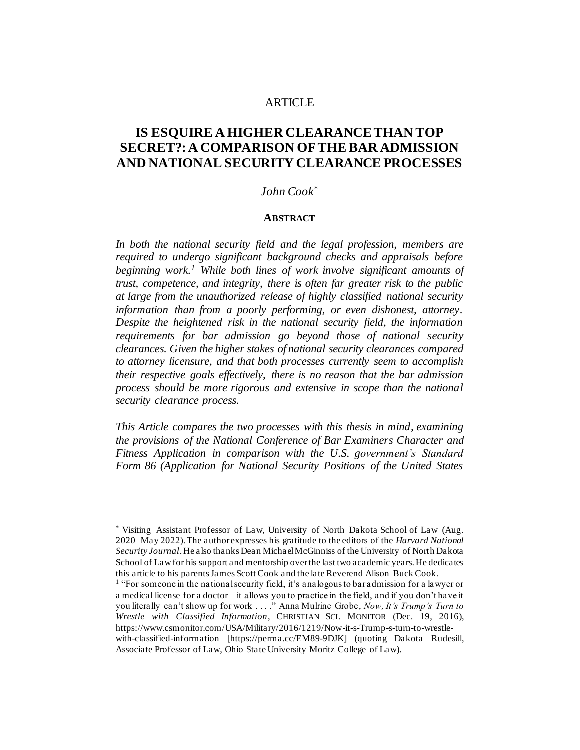ARTICLE

# IS ESQUIRE A HIGHER CLEARANCE THAN TOP SECRET?: A COMPARISON OF THE BAR ADMISSION AND NATIONAL SECURITY CLEARANCE PROCESSES

*John Cook*[*]

## ABSTRACT

*In both the national security field and the legal profession, members are required to undergo significant background checks and appraisals before beginning work.*[1] *While both lines of work involve significant amounts of trust, competence, and integrity, there is often far greater risk to the public at large from the unauthorized release of highly classified national security information than from a poorly performing, or even dishonest, attorney. Despite the heightened risk in the national security field, the information requirements for bar admission go beyond those of national security clearances. Given the higher stakes of national security clearances compared to attorney licensure, and that both processes currently seem to accomplish their respective goals effectively, there is no reason that the bar admission process should be more rigorous and extensive in scope than the national security clearance process.*

*This Article compares the two processes with this thesis in mind, examining the provisions of the National Conference of Bar Examiners Character and Fitness Application in comparison with the U.S. government's Standard Form 86 (Application for National Security Positions of the United States*

---

[*] Visiting Assistant Professor of Law, University of North Dakota School of Law (Aug. 2020–May 2022). The author expresses his gratitude to the editors of the *Harvard National Security Journal*. He also thanks Dean Michael McGinniss of the University of North Dakota School of Law for his support and mentorship over the last two academic years. He dedicates this article to his parents James Scott Cook and the late Reverend Alison Buck Cook.

[1] "For someone in the national security field, it's analogous to bar admission for a lawyer or a medical license for a doctor – it allows you to practice in the field, and if you don't have it you literally can't show up for work . . . ." Anna Mulrine Grobe, *Now, It's Trump's Turn to Wrestle with Classified Information*, CHRISTIAN SCI. MONITOR (Dec. 19, 2016), https://www.csmonitor.com/USA/Military/2016/1219/Now-it-s-Trump-s-turn-to-wrestle-with-classified-information [https://perma.cc/EM89-9DJK] (quoting Dakota Rudesill, Associate Professor of Law, Ohio State University Moritz College of Law).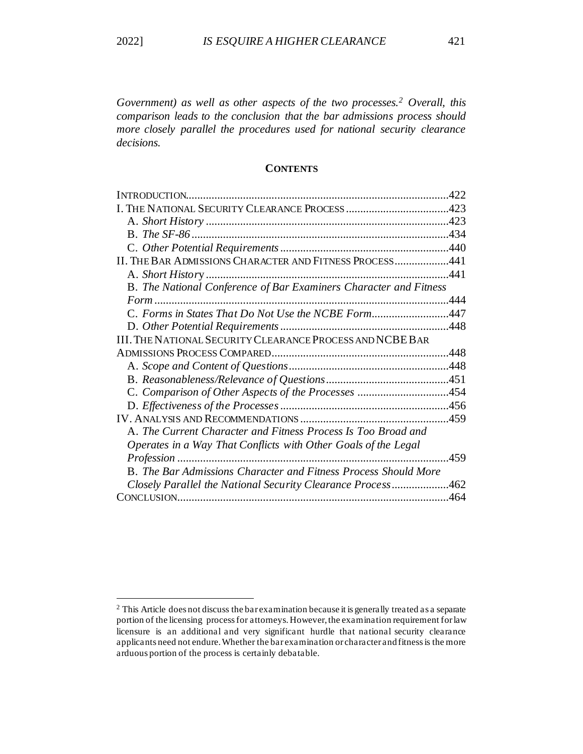*Government) as well as other aspects of the two processes.*[2] *Overall, this comparison leads to the conclusion that the bar admissions process should more closely parallel the procedures used for national security clearance decisions.*

**CONTENTS**

INTRODUCTION .......... 422
I. THE NATIONAL SECURITY CLEARANCE PROCESS .......... 423
  A. *Short History* .......... 423
  B. *The SF-86* .......... 434
  C. *Other Potential Requirements* .......... 440
II. THE BAR ADMISSIONS CHARACTER AND FITNESS PROCESS .......... 441
  A. *Short History* .......... 441
  B. *The National Conference of Bar Examiners Character and Fitness Form* .......... 444
  C. *Forms in States That Do Not Use the NCBE Form* .......... 447
  D. *Other Potential Requirements* .......... 448
III. THE NATIONAL SECURITY CLEARANCE PROCESS AND NCBE BAR ADMISSIONS PROCESS COMPARED .......... 448
  A. *Scope and Content of Questions* .......... 448
  B. *Reasonableness/Relevance of Questions* .......... 451
  C. *Comparison of Other Aspects of the Processes* .......... 454
  D. *Effectiveness of the Processes* .......... 456
IV. ANALYSIS AND RECOMMENDATIONS .......... 459
  A. *The Current Character and Fitness Process Is Too Broad and Operates in a Way That Conflicts with Other Goals of the Legal Profession* .......... 459
  B. *The Bar Admissions Character and Fitness Process Should More Closely Parallel the National Security Clearance Process* .......... 462
CONCLUSION .......... 464

---

[2] This Article does not discuss the bar examination because it is generally treated as a separate portion of the licensing process for attorneys. However, the examination requirement for law licensure is an additional and very significant hurdle that national security clearance applicants need not endure. Whether the bar examination or character and fitness is the more arduous portion of the process is certainly debatable.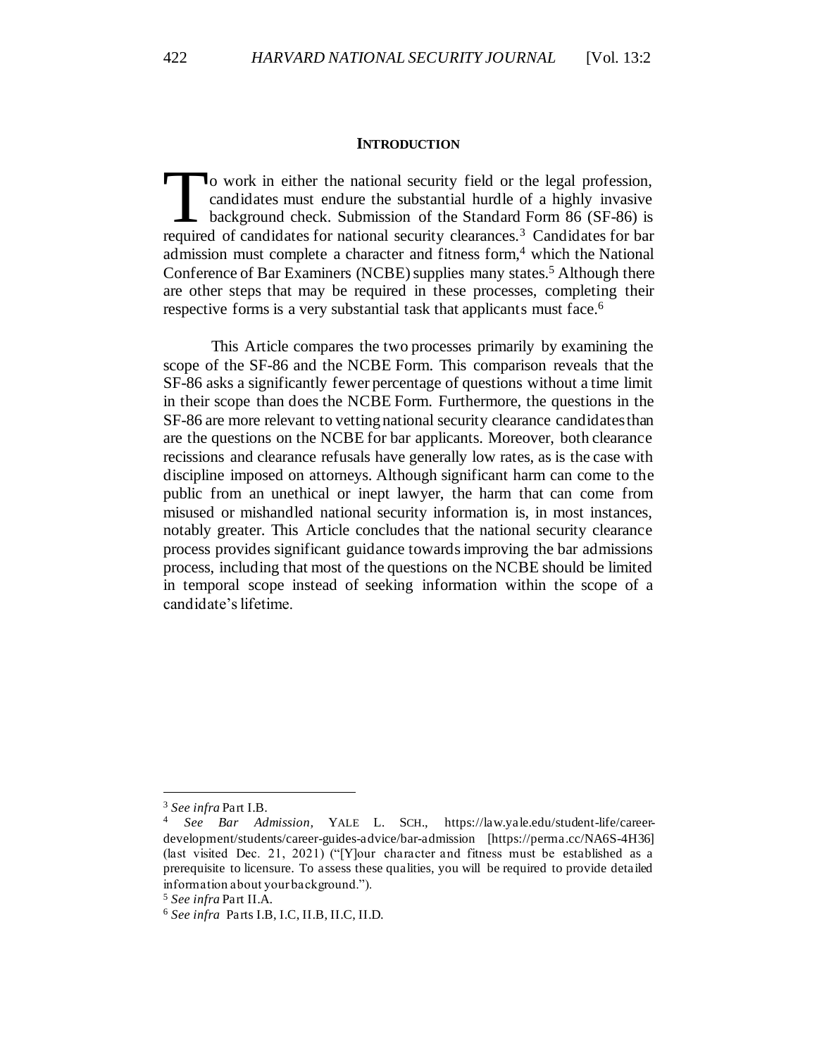## INTRODUCTION

To work in either the national security field or the legal profession, candidates must endure the substantial hurdle of a highly invasive background check. Submission of the Standard Form 86 (SF-86) is required of candidates for national security clearances.[3] Candidates for bar admission must complete a character and fitness form,[4] which the National Conference of Bar Examiners (NCBE) supplies many states.[5] Although there are other steps that may be required in these processes, completing their respective forms is a very substantial task that applicants must face.[6]

This Article compares the two processes primarily by examining the scope of the SF-86 and the NCBE Form. This comparison reveals that the SF-86 asks a significantly fewer percentage of questions without a time limit in their scope than does the NCBE Form. Furthermore, the questions in the SF-86 are more relevant to vetting national security clearance candidates than are the questions on the NCBE for bar applicants. Moreover, both clearance recissions and clearance refusals have generally low rates, as is the case with discipline imposed on attorneys. Although significant harm can come to the public from an unethical or inept lawyer, the harm that can come from misused or mishandled national security information is, in most instances, notably greater. This Article concludes that the national security clearance process provides significant guidance towards improving the bar admissions process, including that most of the questions on the NCBE should be limited in temporal scope instead of seeking information within the scope of a candidate's lifetime.

---

[3] *See infra* Part I.B.

[4] *See Bar Admission*, YALE L. SCH., https://law.yale.edu/student-life/career-development/students/career-guides-advice/bar-admission [https://perma.cc/NA6S-4H36] (last visited Dec. 21, 2021) ("[Y]our character and fitness must be established as a prerequisite to licensure. To assess these qualities, you will be required to provide detailed information about your background.").

[5] *See infra* Part II.A.

[6] *See infra* Parts I.B, I.C, II.B, II.C, II.D.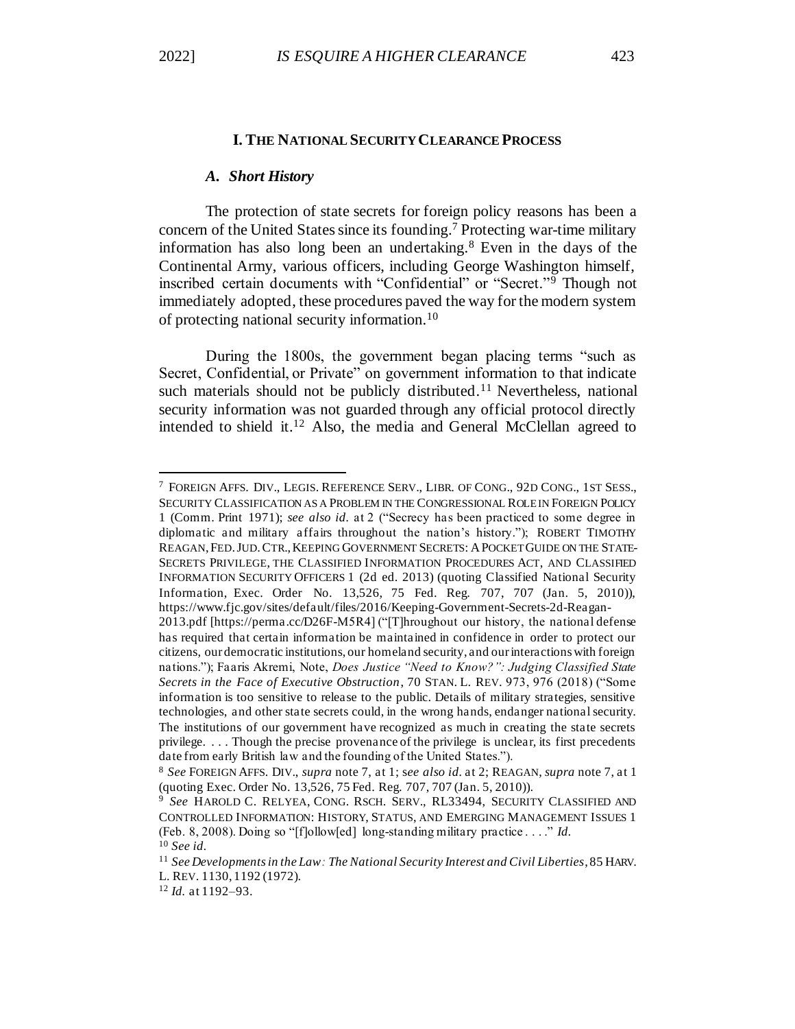## I. THE NATIONAL SECURITY CLEARANCE PROCESS

### *A. Short History*

The protection of state secrets for foreign policy reasons has been a concern of the United States since its founding.[7] Protecting war-time military information has also long been an undertaking.[8] Even in the days of the Continental Army, various officers, including George Washington himself, inscribed certain documents with "Confidential" or "Secret."[9] Though not immediately adopted, these procedures paved the way for the modern system of protecting national security information.[10]

During the 1800s, the government began placing terms "such as Secret, Confidential, or Private" on government information to that indicate such materials should not be publicly distributed.[11] Nevertheless, national security information was not guarded through any official protocol directly intended to shield it.[12] Also, the media and General McClellan agreed to

---

[7] FOREIGN AFFS. DIV., LEGIS. REFERENCE SERV., LIBR. OF CONG., 92D CONG., 1ST SESS., SECURITY CLASSIFICATION AS A PROBLEM IN THE CONGRESSIONAL ROLE IN FOREIGN POLICY 1 (Comm. Print 1971); *see also id.* at 2 ("Secrecy has been practiced to some degree in diplomatic and military affairs throughout the nation's history."); ROBERT TIMOTHY REAGAN, FED. JUD. CTR., KEEPING GOVERNMENT SECRETS: A POCKET GUIDE ON THE STATE-SECRETS PRIVILEGE, THE CLASSIFIED INFORMATION PROCEDURES ACT, AND CLASSIFIED INFORMATION SECURITY OFFICERS 1 (2d ed. 2013) (quoting Classified National Security Information, Exec. Order No. 13,526, 75 Fed. Reg. 707, 707 (Jan. 5, 2010)), https://www.fjc.gov/sites/default/files/2016/Keeping-Government-Secrets-2d-Reagan-2013.pdf [https://perma.cc/D26F-M5R4] ("[T]hroughout our history, the national defense has required that certain information be maintained in confidence in order to protect our citizens, our democratic institutions, our homeland security, and our interactions with foreign nations."); Faaris Akremi, Note, *Does Justice "Need to Know?": Judging Classified State Secrets in the Face of Executive Obstruction*, 70 STAN. L. REV. 973, 976 (2018) ("Some information is too sensitive to release to the public. Details of military strategies, sensitive technologies, and other state secrets could, in the wrong hands, endanger national security. The institutions of our government have recognized as much in creating the state secrets privilege. . . . Though the precise provenance of the privilege is unclear, its first precedents date from early British law and the founding of the United States.").

[8] *See* FOREIGN AFFS. DIV., *supra* note 7, at 1; s*ee also id.* at 2; REAGAN, *supra* note 7, at 1 (quoting Exec. Order No. 13,526, 75 Fed. Reg. 707, 707 (Jan. 5, 2010)).

[9] *See* HAROLD C. RELYEA, CONG. RSCH. SERV., RL33494, SECURITY CLASSIFIED AND CONTROLLED INFORMATION: HISTORY, STATUS, AND EMERGING MANAGEMENT ISSUES 1 (Feb. 8, 2008). Doing so "[f]ollow[ed] long-standing military practice . . . ." *Id.*

[10] *See id.*

[11] *See Developments in the Law: The National Security Interest and Civil Liberties*, 85 HARV. L. REV. 1130, 1192 (1972).

[12] *Id.* at 1192–93.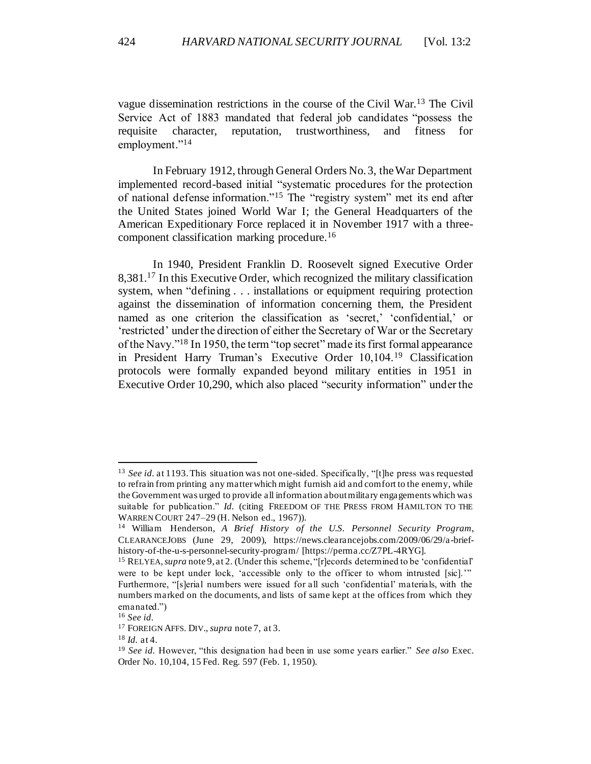vague dissemination restrictions in the course of the Civil War.[13] The Civil Service Act of 1883 mandated that federal job candidates "possess the requisite character, reputation, trustworthiness, and fitness for employment."[14]

In February 1912, through General Orders No. 3, the War Department implemented record-based initial "systematic procedures for the protection of national defense information."[15] The "registry system" met its end after the United States joined World War I; the General Headquarters of the American Expeditionary Force replaced it in November 1917 with a three-component classification marking procedure.[16]

In 1940, President Franklin D. Roosevelt signed Executive Order 8,381.[17] In this Executive Order, which recognized the military classification system, when "defining . . . installations or equipment requiring protection against the dissemination of information concerning them, the President named as one criterion the classification as 'secret,' 'confidential,' or 'restricted' under the direction of either the Secretary of War or the Secretary of the Navy."[18] In 1950, the term "top secret" made its first formal appearance in President Harry Truman's Executive Order 10,104.[19] Classification protocols were formally expanded beyond military entities in 1951 in Executive Order 10,290, which also placed "security information" under the

---

[13] *See id.* at 1193. This situation was not one-sided. Specifically, "[t]he press was requested to refrain from printing any matter which might furnish aid and comfort to the enemy, while the Government was urged to provide all information about military engagements which was suitable for publication." *Id.* (citing FREEDOM OF THE PRESS FROM HAMILTON TO THE WARREN COURT 247–29 (H. Nelson ed., 1967)).

[14] William Henderson, *A Brief History of the U.S. Personnel Security Program*, CLEARANCEJOBS (June 29, 2009), https://news.clearancejobs.com/2009/06/29/a-brief-history-of-the-u-s-personnel-security-program/ [https://perma.cc/Z7PL-4RYG].

[15] RELYEA, *supra* note 9, at 2. (Under this scheme, "[r]ecords determined to be 'confidential' were to be kept under lock, 'accessible only to the officer to whom intrusted [sic].'" Furthermore, "[s]erial numbers were issued for all such 'confidential' materials, with the numbers marked on the documents, and lists of same kept at the offices from which they emanated.")

[16] *See id.*

[17] FOREIGN AFFS. DIV., *supra* note 7, at 3.

[18] *Id.* at 4.

[19] *See id.* However, "this designation had been in use some years earlier." *See also* Exec. Order No. 10,104, 15 Fed. Reg. 597 (Feb. 1, 1950).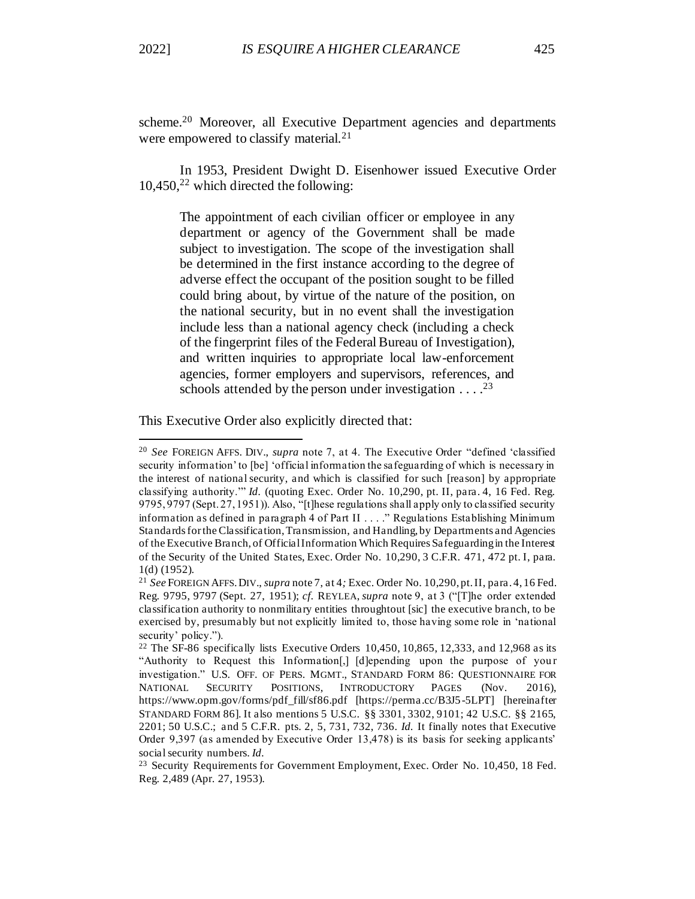scheme.[20] Moreover, all Executive Department agencies and departments were empowered to classify material.[21]

In 1953, President Dwight D. Eisenhower issued Executive Order 10,450,[22] which directed the following:

> The appointment of each civilian officer or employee in any department or agency of the Government shall be made subject to investigation. The scope of the investigation shall be determined in the first instance according to the degree of adverse effect the occupant of the position sought to be filled could bring about, by virtue of the nature of the position, on the national security, but in no event shall the investigation include less than a national agency check (including a check of the fingerprint files of the Federal Bureau of Investigation), and written inquiries to appropriate local law-enforcement agencies, former employers and supervisors, references, and schools attended by the person under investigation . . . .[23]

This Executive Order also explicitly directed that:

---

[20] *See* FOREIGN AFFS. DIV., *supra* note 7, at 4. The Executive Order "defined 'classified security information' to [be] 'official information the safeguarding of which is necessary in the interest of national security, and which is classified for such [reason] by appropriate classifying authority.'" *Id.* (quoting Exec. Order No. 10,290, pt. II, para. 4, 16 Fed. Reg. 9795, 9797 (Sept. 27, 1951)). Also, "[t]hese regulations shall apply only to classified security information as defined in paragraph 4 of Part II . . . ." Regulations Establishing Minimum Standards for the Classification, Transmission, and Handling, by Departments and Agencies of the Executive Branch, of Official Information Which Requires Safeguarding in the Interest of the Security of the United States, Exec. Order No. 10,290, 3 C.F.R. 471, 472 pt. I, para. 1(d) (1952).

[21] *See* FOREIGN AFFS. DIV., *supra* note 7, at 4*;* Exec. Order No. 10,290, pt. II, para. 4, 16 Fed. Reg. 9795, 9797 (Sept. 27, 1951); *cf.* REYLEA, *supra* note 9, at 3 ("[T]he order extended classification authority to nonmilitary entities throughtout [sic] the executive branch, to be exercised by, presumably but not explicitly limited to, those having some role in 'national security' policy.").

[22] The SF-86 specifically lists Executive Orders 10,450, 10,865, 12,333, and 12,968 as its "Authority to Request this Information[,] [d]epending upon the purpose of your investigation." U.S. OFF. OF PERS. MGMT., STANDARD FORM 86: QUESTIONNAIRE FOR NATIONAL SECURITY POSITIONS, INTRODUCTORY PAGES (Nov. 2016), https://www.opm.gov/forms/pdf_fill/sf86.pdf [https://perma.cc/B3J5-5LPT] [hereinafter STANDARD FORM 86]. It also mentions 5 U.S.C. §§ 3301, 3302, 9101; 42 U.S.C. §§ 2165, 2201; 50 U.S.C.; and 5 C.F.R. pts. 2, 5, 731, 732, 736. *Id.* It finally notes that Executive Order 9,397 (as amended by Executive Order 13,478) is its basis for seeking applicants' social security numbers. *Id.*

[23] Security Requirements for Government Employment, Exec. Order No. 10,450, 18 Fed. Reg. 2,489 (Apr. 27, 1953).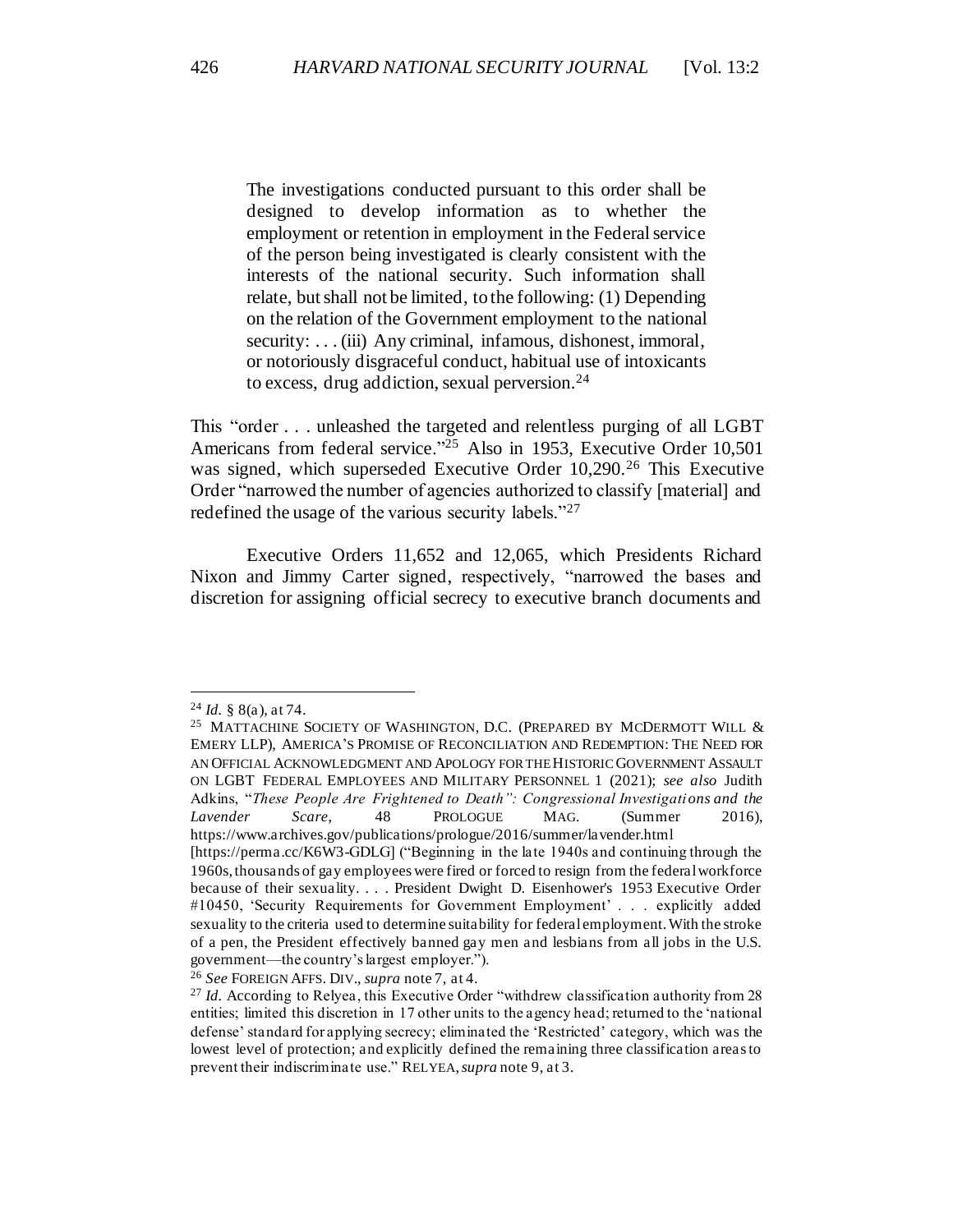> The investigations conducted pursuant to this order shall be designed to develop information as to whether the employment or retention in employment in the Federal service of the person being investigated is clearly consistent with the interests of the national security. Such information shall relate, but shall not be limited, to the following: (1) Depending on the relation of the Government employment to the national security: . . . (iii) Any criminal, infamous, dishonest, immoral, or notoriously disgraceful conduct, habitual use of intoxicants to excess, drug addiction, sexual perversion.[24]

This "order . . . unleashed the targeted and relentless purging of all LGBT Americans from federal service."[25] Also in 1953, Executive Order 10,501 was signed, which superseded Executive Order 10,290.[26] This Executive Order "narrowed the number of agencies authorized to classify [material] and redefined the usage of the various security labels."[27]

Executive Orders 11,652 and 12,065, which Presidents Richard Nixon and Jimmy Carter signed, respectively, "narrowed the bases and discretion for assigning official secrecy to executive branch documents and

---

[24] *Id.* § 8(a), at 74.

[25] MATTACHINE SOCIETY OF WASHINGTON, D.C. (PREPARED BY MCDERMOTT WILL & EMERY LLP), AMERICA'S PROMISE OF RECONCILIATION AND REDEMPTION: THE NEED FOR AN OFFICIAL ACKNOWLEDGMENT AND APOLOGY FOR THE HISTORIC GOVERNMENT ASSAULT ON LGBT FEDERAL EMPLOYEES AND MILITARY PERSONNEL 1 (2021); *see also* Judith Adkins, "*These People Are Frightened to Death": Congressional Investigations and the Lavender Scare*, 48 PROLOGUE MAG. (Summer 2016), https://www.archives.gov/publications/prologue/2016/summer/lavender.html [https://perma.cc/K6W3-GDLG] ("Beginning in the late 1940s and continuing through the 1960s, thousands of gay employees were fired or forced to resign from the federal workforce because of their sexuality. . . . President Dwight D. Eisenhower's 1953 Executive Order #10450, 'Security Requirements for Government Employment' . . . explicitly added sexuality to the criteria used to determine suitability for federal employment. With the stroke of a pen, the President effectively banned gay men and lesbians from all jobs in the U.S. government—the country's largest employer.").

[26] *See* FOREIGN AFFS. DIV., *supra* note 7, at 4.

[27] *Id.* According to Relyea, this Executive Order "withdrew classification authority from 28 entities; limited this discretion in 17 other units to the agency head; returned to the 'national defense' standard for applying secrecy; eliminated the 'Restricted' category, which was the lowest level of protection; and explicitly defined the remaining three classification areas to prevent their indiscriminate use." RELYEA, *supra* note 9, at 3.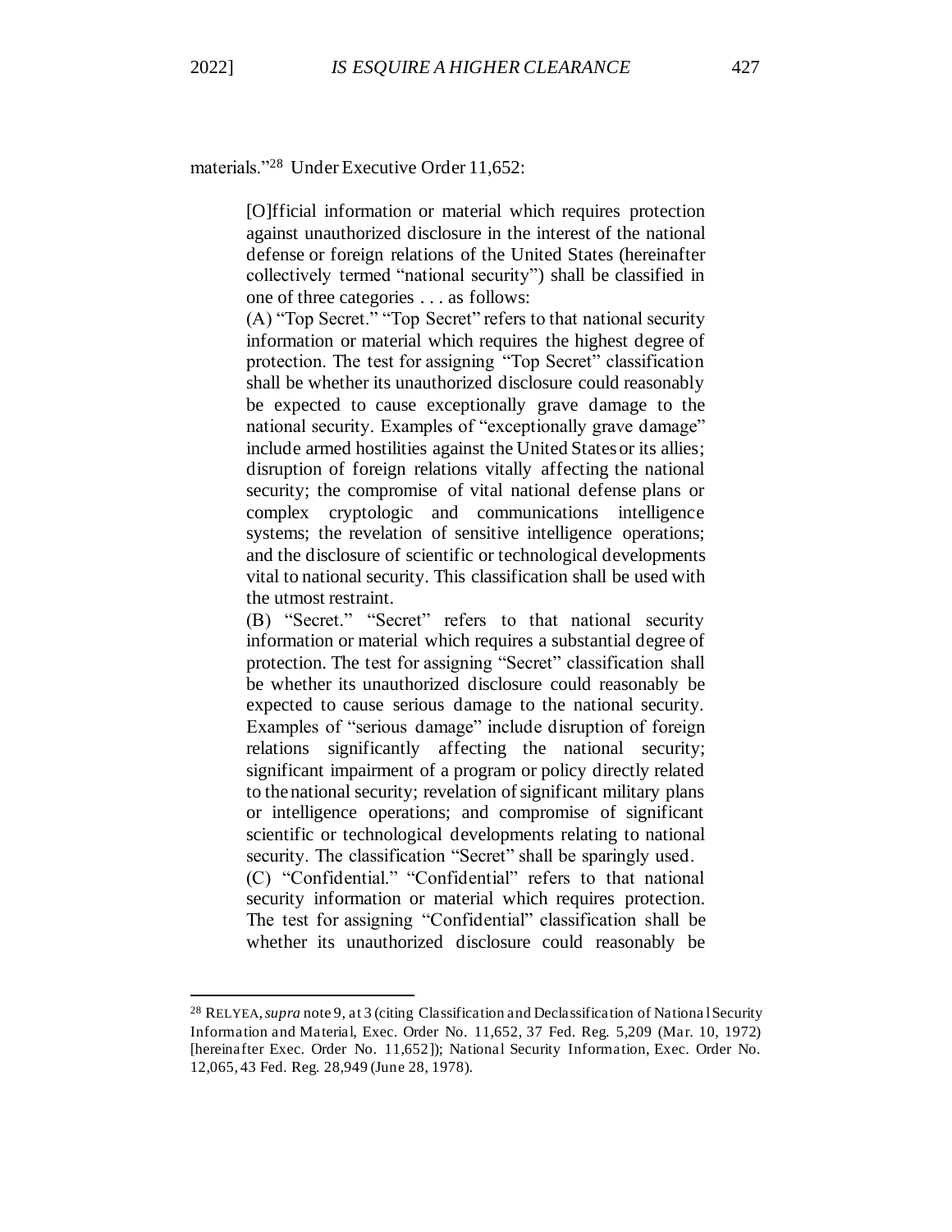materials."[28] Under Executive Order 11,652:

> [O]fficial information or material which requires protection against unauthorized disclosure in the interest of the national defense or foreign relations of the United States (hereinafter collectively termed "national security") shall be classified in one of three categories . . . as follows:
>
> (A) "Top Secret." "Top Secret" refers to that national security information or material which requires the highest degree of protection. The test for assigning "Top Secret" classification shall be whether its unauthorized disclosure could reasonably be expected to cause exceptionally grave damage to the national security. Examples of "exceptionally grave damage" include armed hostilities against the United States or its allies; disruption of foreign relations vitally affecting the national security; the compromise of vital national defense plans or complex cryptologic and communications intelligence systems; the revelation of sensitive intelligence operations; and the disclosure of scientific or technological developments vital to national security. This classification shall be used with the utmost restraint.
>
> (B) "Secret." "Secret" refers to that national security information or material which requires a substantial degree of protection. The test for assigning "Secret" classification shall be whether its unauthorized disclosure could reasonably be expected to cause serious damage to the national security. Examples of "serious damage" include disruption of foreign relations significantly affecting the national security; significant impairment of a program or policy directly related to the national security; revelation of significant military plans or intelligence operations; and compromise of significant scientific or technological developments relating to national security. The classification "Secret" shall be sparingly used.
>
> (C) "Confidential." "Confidential" refers to that national security information or material which requires protection. The test for assigning "Confidential" classification shall be whether its unauthorized disclosure could reasonably be

---

[28] RELYEA, *supra* note 9, at 3 (citing Classification and Declassification of National Security Information and Material, Exec. Order No. 11,652, 37 Fed. Reg. 5,209 (Mar. 10, 1972) [hereinafter Exec. Order No. 11,652]); National Security Information, Exec. Order No. 12,065, 43 Fed. Reg. 28,949 (June 28, 1978).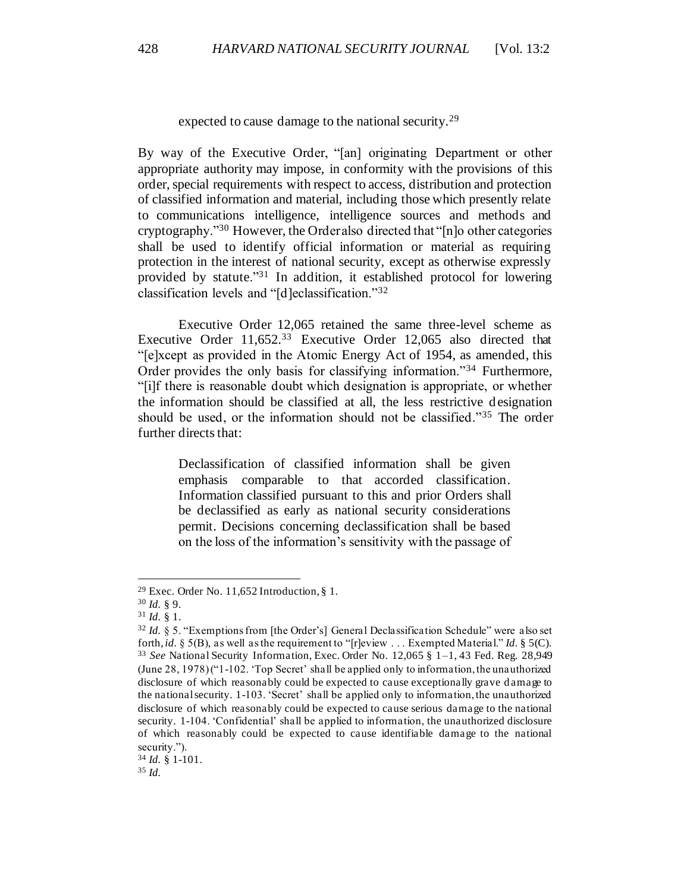expected to cause damage to the national security.[29]

By way of the Executive Order, "[an] originating Department or other appropriate authority may impose, in conformity with the provisions of this order, special requirements with respect to access, distribution and protection of classified information and material, including those which presently relate to communications intelligence, intelligence sources and methods and cryptography."[30] However, the Order also directed that "[n]o other categories shall be used to identify official information or material as requiring protection in the interest of national security, except as otherwise expressly provided by statute."[31] In addition, it established protocol for lowering classification levels and "[d]eclassification."[32]

Executive Order 12,065 retained the same three-level scheme as Executive Order 11,652.[33] Executive Order 12,065 also directed that "[e]xcept as provided in the Atomic Energy Act of 1954, as amended, this Order provides the only basis for classifying information."[34] Furthermore, "[i]f there is reasonable doubt which designation is appropriate, or whether the information should be classified at all, the less restrictive designation should be used, or the information should not be classified."[35] The order further directs that:

> Declassification of classified information shall be given emphasis comparable to that accorded classification. Information classified pursuant to this and prior Orders shall be declassified as early as national security considerations permit. Decisions concerning declassification shall be based on the loss of the information's sensitivity with the passage of

---

[29] Exec. Order No. 11,652 Introduction, § 1.

[30] *Id.* § 9.

[31] *Id.* § 1.

[32] *Id.* § 5. "Exemptions from [the Order's] General Declassification Schedule" were also set forth, *id.* § 5(B), as well as the requirement to "[r]eview . . . Exempted Material." *Id.* § 5(C).

[33] *See* National Security Information, Exec. Order No. 12,065 § 1–1, 43 Fed. Reg. 28,949 (June 28, 1978) ("1-102. 'Top Secret' shall be applied only to information, the unauthorized disclosure of which reasonably could be expected to cause exceptionally grave damage to the national security. 1-103. 'Secret' shall be applied only to information, the unauthorized disclosure of which reasonably could be expected to cause serious damage to the national security. 1-104. 'Confidential' shall be applied to information, the unauthorized disclosure of which reasonably could be expected to cause identifiable damage to the national security.").

[34] *Id.* § 1-101.

[35] *Id.*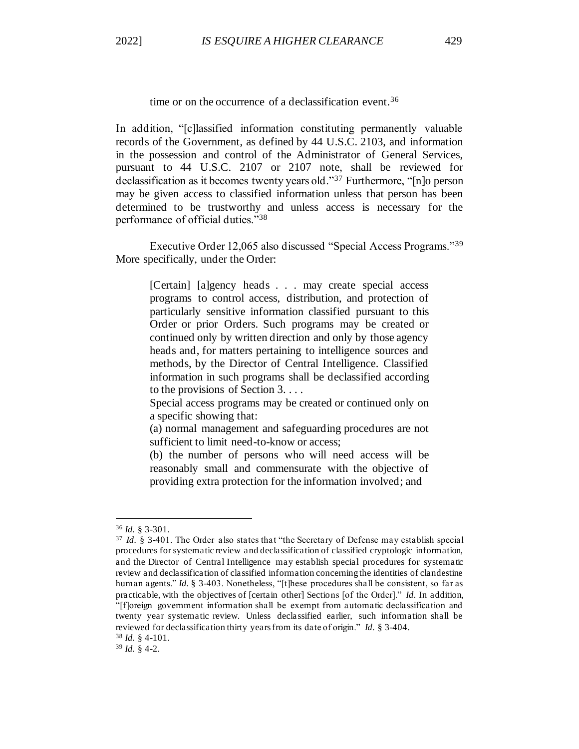time or on the occurrence of a declassification event.[36]

In addition, "[c]lassified information constituting permanently valuable records of the Government, as defined by 44 U.S.C. 2103, and information in the possession and control of the Administrator of General Services, pursuant to 44 U.S.C. 2107 or 2107 note, shall be reviewed for declassification as it becomes twenty years old."[37] Furthermore, "[n]o person may be given access to classified information unless that person has been determined to be trustworthy and unless access is necessary for the performance of official duties."[38]

Executive Order 12,065 also discussed "Special Access Programs."[39] More specifically, under the Order:

> [Certain] [a]gency heads . . . may create special access programs to control access, distribution, and protection of particularly sensitive information classified pursuant to this Order or prior Orders. Such programs may be created or continued only by written direction and only by those agency heads and, for matters pertaining to intelligence sources and methods, by the Director of Central Intelligence. Classified information in such programs shall be declassified according to the provisions of Section 3. . . .
>
> Special access programs may be created or continued only on a specific showing that:
>
> (a) normal management and safeguarding procedures are not sufficient to limit need-to-know or access;
>
> (b) the number of persons who will need access will be reasonably small and commensurate with the objective of providing extra protection for the information involved; and

---

[36] *Id.* § 3-301.

[37] *Id.* § 3-401. The Order also states that "the Secretary of Defense may establish special procedures for systematic review and declassification of classified cryptologic information, and the Director of Central Intelligence may establish special procedures for systematic review and declassification of classified information concerning the identities of clandestine human agents." *Id.* § 3-403. Nonetheless, "[t]hese procedures shall be consistent, so far as practicable, with the objectives of [certain other] Sections [of the Order]." *Id.* In addition, "[f]oreign government information shall be exempt from automatic declassification and twenty year systematic review. Unless declassified earlier, such information shall be reviewed for declassification thirty years from its date of origin." *Id.* § 3-404.

[38] *Id.* § 4-101.

[39] *Id.* § 4-2.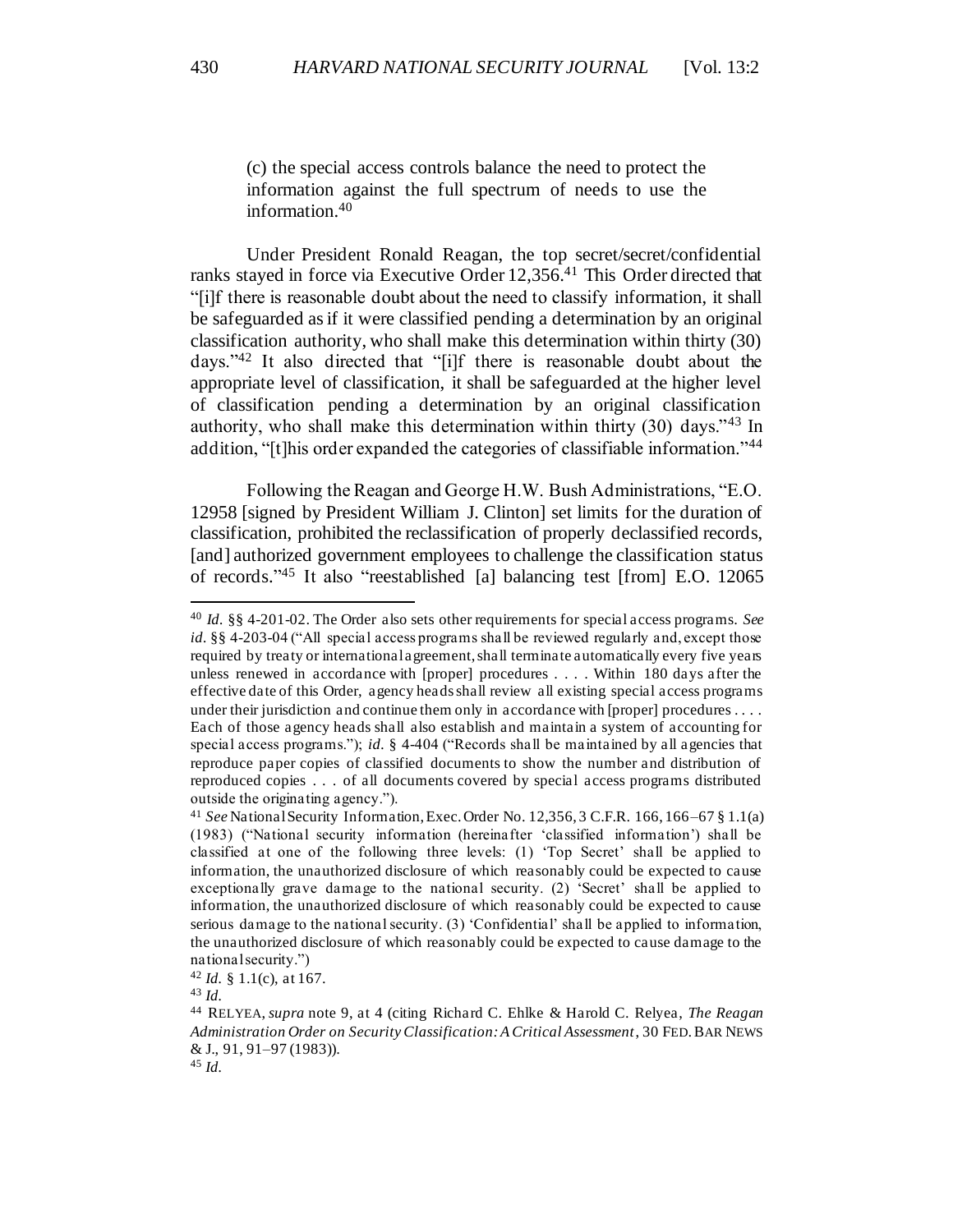> (c) the special access controls balance the need to protect the information against the full spectrum of needs to use the information.[40]

Under President Ronald Reagan, the top secret/secret/confidential ranks stayed in force via Executive Order 12,356.[41] This Order directed that "[i]f there is reasonable doubt about the need to classify information, it shall be safeguarded as if it were classified pending a determination by an original classification authority, who shall make this determination within thirty (30) days."[42] It also directed that "[i]f there is reasonable doubt about the appropriate level of classification, it shall be safeguarded at the higher level of classification pending a determination by an original classification authority, who shall make this determination within thirty (30) days."[43] In addition, "[t]his order expanded the categories of classifiable information."[44]

Following the Reagan and George H.W. Bush Administrations, "E.O. 12958 [signed by President William J. Clinton] set limits for the duration of classification, prohibited the reclassification of properly declassified records, [and] authorized government employees to challenge the classification status of records."[45] It also "reestablished [a] balancing test [from] E.O. 12065

---

[40] *Id.* §§ 4-201-02. The Order also sets other requirements for special access programs. *See id.* §§ 4-203-04 ("All special access programs shall be reviewed regularly and, except those required by treaty or international agreement, shall terminate automatically every five years unless renewed in accordance with [proper] procedures . . . . Within 180 days after the effective date of this Order, agency heads shall review all existing special access programs under their jurisdiction and continue them only in accordance with [proper] procedures . . . . Each of those agency heads shall also establish and maintain a system of accounting for special access programs."); *id.* § 4-404 ("Records shall be maintained by all agencies that reproduce paper copies of classified documents to show the number and distribution of reproduced copies . . . of all documents covered by special access programs distributed outside the originating agency.").

[41] *See* National Security Information, Exec. Order No. 12,356, 3 C.F.R. 166, 166–67 § 1.1(a) (1983) ("National security information (hereinafter 'classified information') shall be classified at one of the following three levels: (1) 'Top Secret' shall be applied to information, the unauthorized disclosure of which reasonably could be expected to cause exceptionally grave damage to the national security. (2) 'Secret' shall be applied to information, the unauthorized disclosure of which reasonably could be expected to cause serious damage to the national security. (3) 'Confidential' shall be applied to information, the unauthorized disclosure of which reasonably could be expected to cause damage to the national security.")

[42] *Id.* § 1.1(c), at 167.

[43] *Id.*

[44] RELYEA, *supra* note 9, at 4 (citing Richard C. Ehlke & Harold C. Relyea, *The Reagan Administration Order on Security Classification: A Critical Assessment*, 30 FED. BAR NEWS & J., 91, 91–97 (1983)).

[45] *Id.*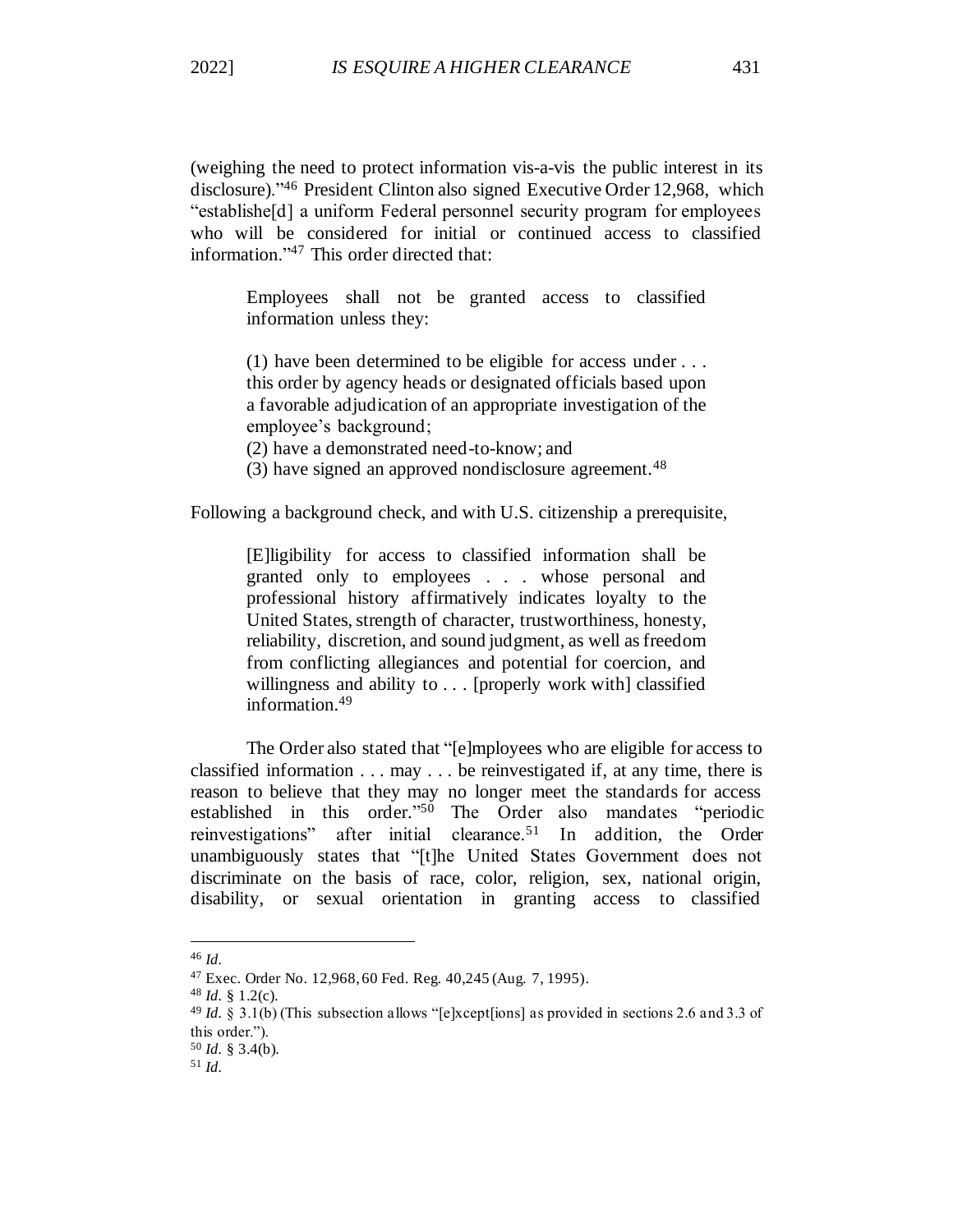(weighing the need to protect information vis-a-vis the public interest in its disclosure)."[46] President Clinton also signed Executive Order 12,968, which "establishe[d] a uniform Federal personnel security program for employees who will be considered for initial or continued access to classified information."[47] This order directed that:

> Employees shall not be granted access to classified information unless they:
>
> (1) have been determined to be eligible for access under . . . this order by agency heads or designated officials based upon a favorable adjudication of an appropriate investigation of the employee's background;
> (2) have a demonstrated need-to-know; and
> (3) have signed an approved nondisclosure agreement.[48]

Following a background check, and with U.S. citizenship a prerequisite,

> [E]ligibility for access to classified information shall be granted only to employees . . . whose personal and professional history affirmatively indicates loyalty to the United States, strength of character, trustworthiness, honesty, reliability, discretion, and sound judgment, as well as freedom from conflicting allegiances and potential for coercion, and willingness and ability to . . . [properly work with] classified information.[49]

The Order also stated that "[e]mployees who are eligible for access to classified information . . . may . . . be reinvestigated if, at any time, there is reason to believe that they may no longer meet the standards for access established in this order."[50] The Order also mandates "periodic reinvestigations" after initial clearance.[51] In addition, the Order unambiguously states that "[t]he United States Government does not discriminate on the basis of race, color, religion, sex, national origin, disability, or sexual orientation in granting access to classified

---

[46] *Id.*

[47] Exec. Order No. 12,968, 60 Fed. Reg. 40,245 (Aug. 7, 1995).

[48] *Id.* § 1.2(c).

[49] *Id.* § 3.1(b) (This subsection allows "[e]xcept[ions] as provided in sections 2.6 and 3.3 of this order.").

[50] *Id.* § 3.4(b).

[51] *Id.*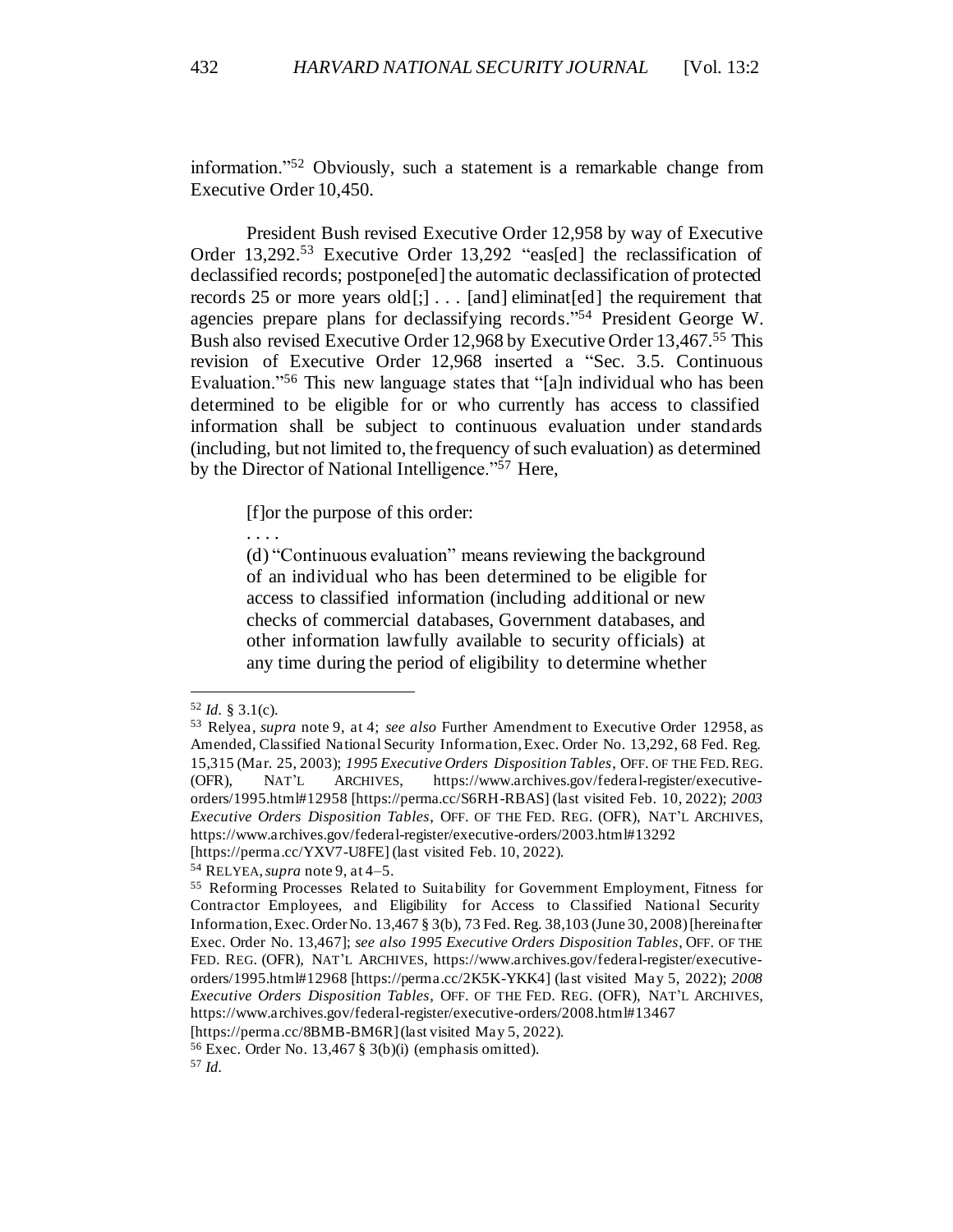information."[52] Obviously, such a statement is a remarkable change from Executive Order 10,450.

President Bush revised Executive Order 12,958 by way of Executive Order 13,292.[53] Executive Order 13,292 "eas[ed] the reclassification of declassified records; postpone[ed] the automatic declassification of protected records 25 or more years old[;] . . . [and] eliminat[ed] the requirement that agencies prepare plans for declassifying records."[54] President George W. Bush also revised Executive Order 12,968 by Executive Order 13,467.[55] This revision of Executive Order 12,968 inserted a "Sec. 3.5. Continuous Evaluation."[56] This new language states that "[a]n individual who has been determined to be eligible for or who currently has access to classified information shall be subject to continuous evaluation under standards (including, but not limited to, the frequency of such evaluation) as determined by the Director of National Intelligence."[57] Here,

> [f]or the purpose of this order:
>
> . . . .
>
> (d) "Continuous evaluation" means reviewing the background of an individual who has been determined to be eligible for access to classified information (including additional or new checks of commercial databases, Government databases, and other information lawfully available to security officials) at any time during the period of eligibility to determine whether

---

[52] *Id.* § 3.1(c).

[53] Relyea, *supra* note 9, at 4; *see also* Further Amendment to Executive Order 12958, as Amended, Classified National Security Information, Exec. Order No. 13,292, 68 Fed. Reg. 15,315 (Mar. 25, 2003); *1995 Executive Orders Disposition Tables*, OFF. OF THE FED. REG. (OFR), NAT'L ARCHIVES, https://www.archives.gov/federal-register/executive-orders/1995.html#12958 [https://perma.cc/S6RH-RBAS] (last visited Feb. 10, 2022); *2003 Executive Orders Disposition Tables*, OFF. OF THE FED. REG. (OFR), NAT'L ARCHIVES, https://www.archives.gov/federal-register/executive-orders/2003.html#13292 [https://perma.cc/YXV7-U8FE] (last visited Feb. 10, 2022).

[54] RELYEA, *supra* note 9, at 4–5.

[55] Reforming Processes Related to Suitability for Government Employment, Fitness for Contractor Employees, and Eligibility for Access to Classified National Security Information, Exec. Order No. 13,467 § 3(b), 73 Fed. Reg. 38,103 (June 30, 2008) [hereinafter Exec. Order No. 13,467]; *see also 1995 Executive Orders Disposition Tables*, OFF. OF THE FED. REG. (OFR), NAT'L ARCHIVES, https://www.archives.gov/federal-register/executive-orders/1995.html#12968 [https://perma.cc/2K5K-YKK4] (last visited May 5, 2022); *2008 Executive Orders Disposition Tables*, OFF. OF THE FED. REG. (OFR), NAT'L ARCHIVES, https://www.archives.gov/federal-register/executive-orders/2008.html#13467 [https://perma.cc/8BMB-BM6R] (last visited May 5, 2022).

[56] Exec. Order No. 13,467 § 3(b)(i) (emphasis omitted).

[57] *Id.*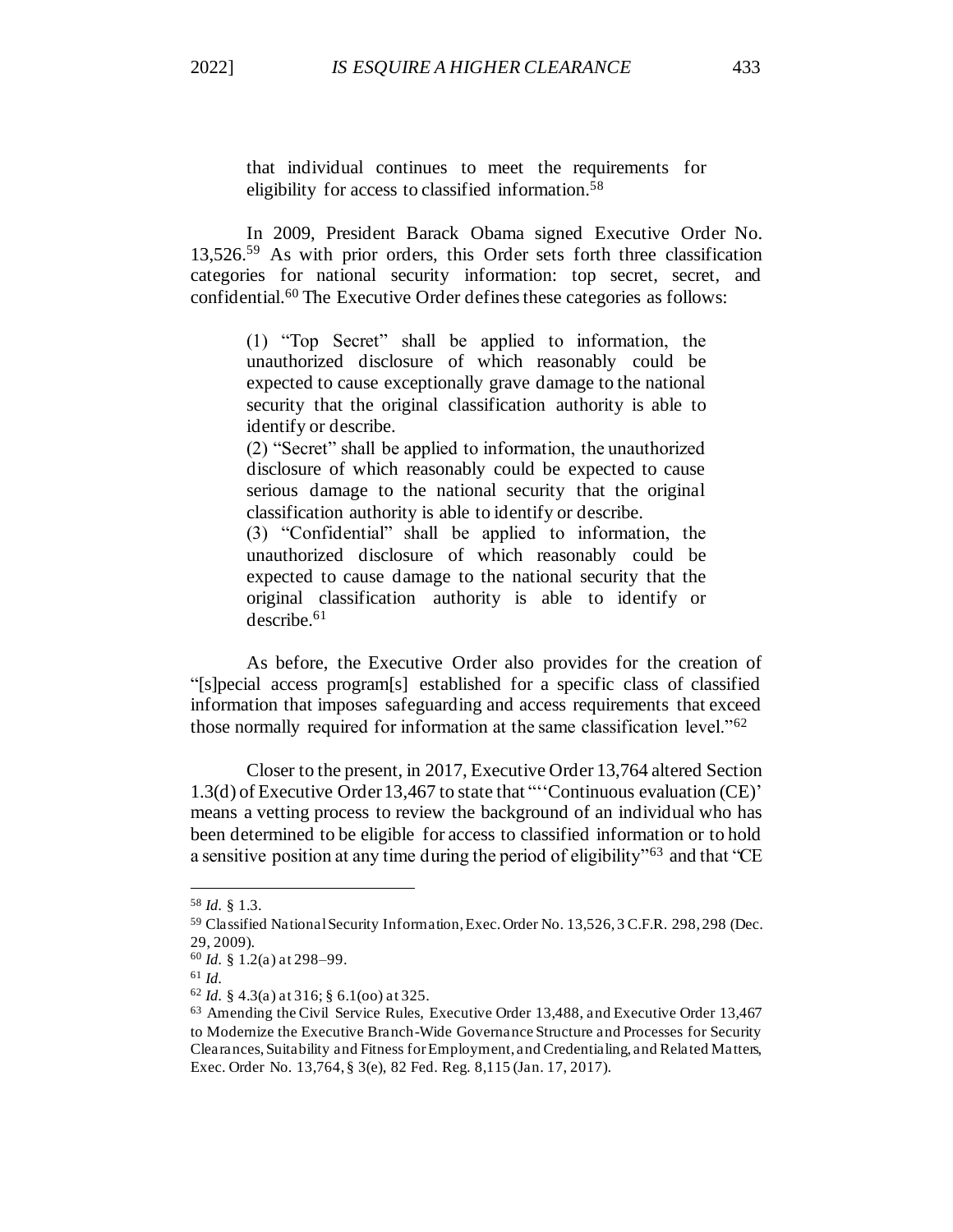that individual continues to meet the requirements for eligibility for access to classified information.[58]

In 2009, President Barack Obama signed Executive Order No. 13,526.[59] As with prior orders, this Order sets forth three classification categories for national security information: top secret, secret, and confidential.[60] The Executive Order defines these categories as follows:

> (1) "Top Secret" shall be applied to information, the unauthorized disclosure of which reasonably could be expected to cause exceptionally grave damage to the national security that the original classification authority is able to identify or describe.
> (2) "Secret" shall be applied to information, the unauthorized disclosure of which reasonably could be expected to cause serious damage to the national security that the original classification authority is able to identify or describe.
> (3) "Confidential" shall be applied to information, the unauthorized disclosure of which reasonably could be expected to cause damage to the national security that the original classification authority is able to identify or describe.[61]

As before, the Executive Order also provides for the creation of "[s]pecial access program[s] established for a specific class of classified information that imposes safeguarding and access requirements that exceed those normally required for information at the same classification level."[62]

Closer to the present, in 2017, Executive Order 13,764 altered Section 1.3(d) of Executive Order 13,467 to state that "'Continuous evaluation (CE)' means a vetting process to review the background of an individual who has been determined to be eligible for access to classified information or to hold a sensitive position at any time during the period of eligibility"[63] and that "CE

---

[58] *Id.* § 1.3.

[59] Classified National Security Information, Exec. Order No. 13,526, 3 C.F.R. 298, 298 (Dec. 29, 2009).

[60] *Id.* § 1.2(a) at 298–99.

[61] *Id.*

[62] *Id.* § 4.3(a) at 316; § 6.1(oo) at 325.

[63] Amending the Civil Service Rules, Executive Order 13,488, and Executive Order 13,467 to Modernize the Executive Branch-Wide Governance Structure and Processes for Security Clearances, Suitability and Fitness for Employment, and Credentialing, and Related Matters, Exec. Order No. 13,764, § 3(e), 82 Fed. Reg. 8,115 (Jan. 17, 2017).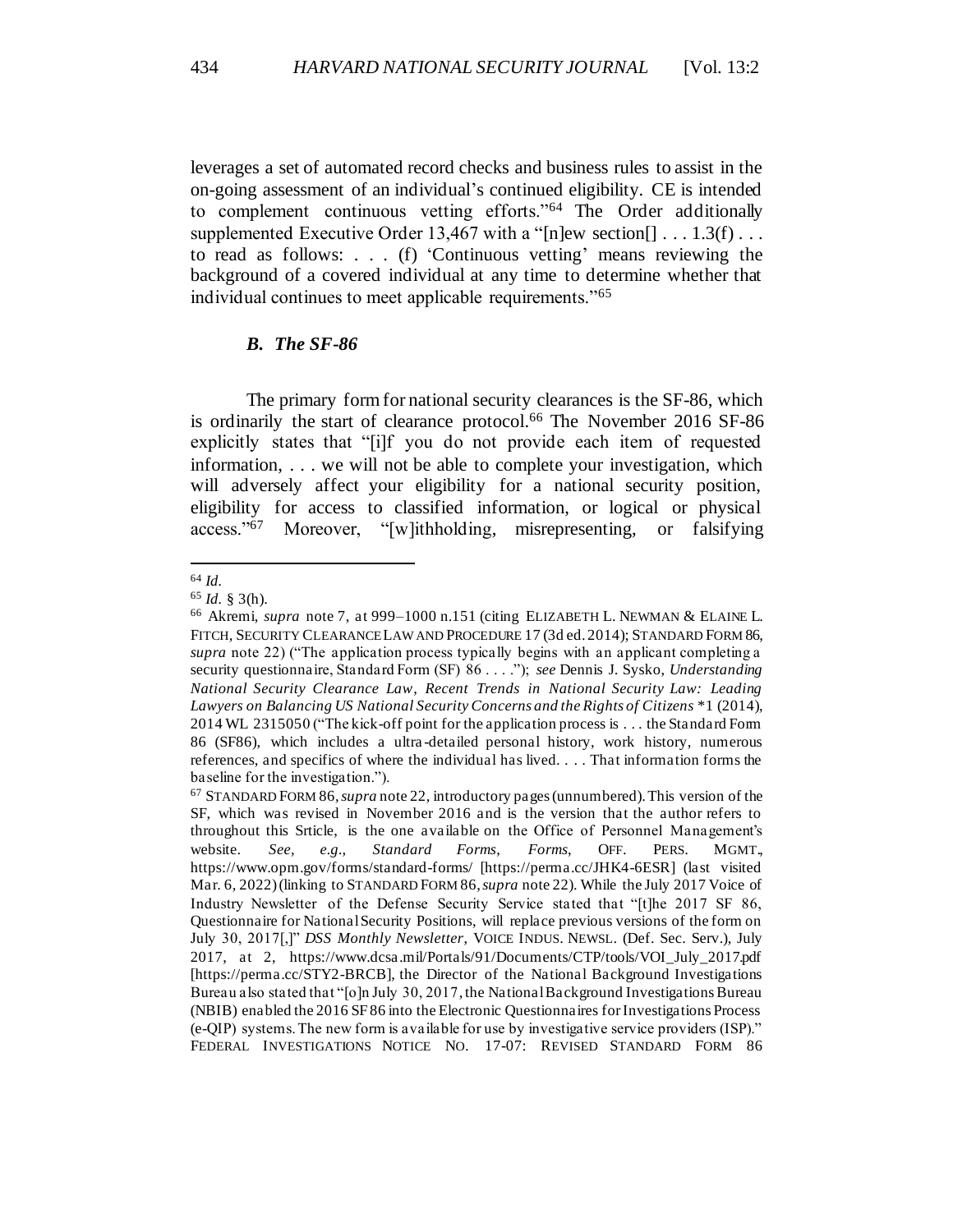leverages a set of automated record checks and business rules to assist in the on-going assessment of an individual's continued eligibility. CE is intended to complement continuous vetting efforts."[64] The Order additionally supplemented Executive Order 13,467 with a "[n]ew section[] . . . 1.3(f) . . . to read as follows: . . . (f) 'Continuous vetting' means reviewing the background of a covered individual at any time to determine whether that individual continues to meet applicable requirements."[65]

### *B. The SF-86*

The primary form for national security clearances is the SF-86, which is ordinarily the start of clearance protocol.[66] The November 2016 SF-86 explicitly states that "[i]f you do not provide each item of requested information, . . . we will not be able to complete your investigation, which will adversely affect your eligibility for a national security position, eligibility for access to classified information, or logical or physical access."[67] Moreover, "[w]ithholding, misrepresenting, or falsifying

---

[64] *Id.*

[65] *Id.* § 3(h).

[66] Akremi, *supra* note 7, at 999–1000 n.151 (citing ELIZABETH L. NEWMAN & ELAINE L. FITCH, SECURITY CLEARANCE LAW AND PROCEDURE 17 (3d ed. 2014); STANDARD FORM 86, *supra* note 22) ("The application process typically begins with an applicant completing a security questionnaire, Standard Form (SF) 86 . . . ."); *see* Dennis J. Sysko, *Understanding National Security Clearance Law*, *Recent Trends in National Security Law: Leading Lawyers on Balancing US National Security Concerns and the Rights of Citizens* *1 (2014), 2014 WL 2315050 ("The kick-off point for the application process is . . . the Standard Form 86 (SF86), which includes a ultra-detailed personal history, work history, numerous references, and specifics of where the individual has lived. . . . That information forms the baseline for the investigation.").

[67] STANDARD FORM 86, *supra* note 22, introductory pages (unnumbered). This version of the SF, which was revised in November 2016 and is the version that the author refers to throughout this Srticle, is the one available on the Office of Personnel Management's website. *See, e.g.*, *Standard Forms*, *Forms*, OFF. PERS. MGMT., https://www.opm.gov/forms/standard-forms/ [https://perma.cc/JHK4-6ESR] (last visited Mar. 6, 2022) (linking to STANDARD FORM 86, *supra* note 22). While the July 2017 Voice of Industry Newsletter of the Defense Security Service stated that "[t]he 2017 SF 86, Questionnaire for National Security Positions, will replace previous versions of the form on July 30, 2017[,]" *DSS Monthly Newsletter*, VOICE INDUS. NEWSL. (Def. Sec. Serv.), July 2017, at 2, https://www.dcsa.mil/Portals/91/Documents/CTP/tools/VOI_July_2017.pdf [https://perma.cc/STY2-RCBJ], the Director of the National Background Investigations Bureau also stated that "[o]n July 30, 2017, the National Background Investigations Bureau (NBIB) enabled the 2016 SF86 into the Electronic Questionnaires for Investigations Process (e-QIP) systems. The new form is available for use by investigative service providers (ISP)." FEDERAL INVESTIGATIONS NOTICE NO. 17-07: REVISED STANDARD FORM 86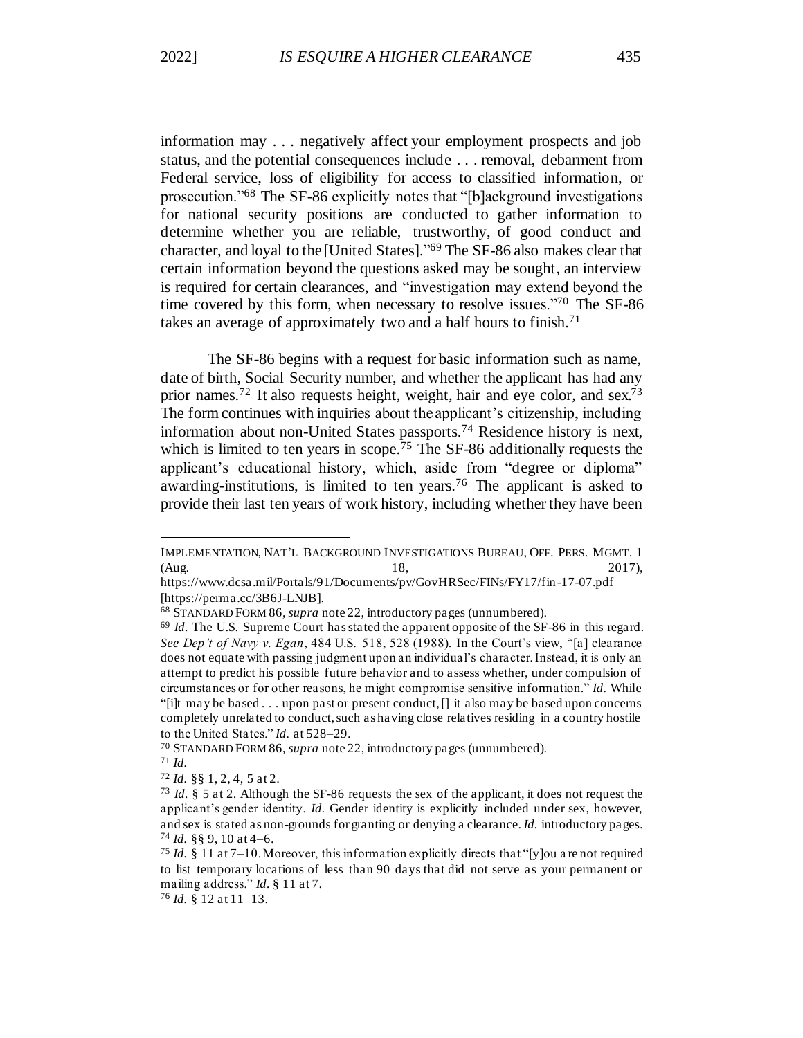information may . . . negatively affect your employment prospects and job status, and the potential consequences include . . . removal, debarment from Federal service, loss of eligibility for access to classified information, or prosecution."[68] The SF-86 explicitly notes that "[b]ackground investigations for national security positions are conducted to gather information to determine whether you are reliable, trustworthy, of good conduct and character, and loyal to the [United States]."[69] The SF-86 also makes clear that certain information beyond the questions asked may be sought, an interview is required for certain clearances, and "investigation may extend beyond the time covered by this form, when necessary to resolve issues."[70] The SF-86 takes an average of approximately two and a half hours to finish.[71]

The SF-86 begins with a request for basic information such as name, date of birth, Social Security number, and whether the applicant has had any prior names.[72] It also requests height, weight, hair and eye color, and sex.[73] The form continues with inquiries about the applicant's citizenship, including information about non-United States passports.[74] Residence history is next, which is limited to ten years in scope.[75] The SF-86 additionally requests the applicant's educational history, which, aside from "degree or diploma" awarding-institutions, is limited to ten years.[76] The applicant is asked to provide their last ten years of work history, including whether they have been

---

IMPLEMENTATION, NAT'L BACKGROUND INVESTIGATIONS BUREAU, OFF. PERS. MGMT. 1 (Aug. 18, 2017), https://www.dcsa.mil/Portals/91/Documents/pv/GovHRSec/FINs/FY17/fin-17-07.pdf [https://perma.cc/3B6J-LNJB].

[68] STANDARD FORM 86, *supra* note 22, introductory pages (unnumbered).

[69] *Id.* The U.S. Supreme Court has stated the apparent opposite of the SF-86 in this regard. *See Dep't of Navy v. Egan*, 484 U.S. 518, 528 (1988). In the Court's view, "[a] clearance does not equate with passing judgment upon an individual's character. Instead, it is only an attempt to predict his possible future behavior and to assess whether, under compulsion of circumstances or for other reasons, he might compromise sensitive information." *Id.* While "[i]t may be based . . . upon past or present conduct, [] it also may be based upon concerns completely unrelated to conduct, such as having close relatives residing in a country hostile to the United States." *Id.* at 528–29.

[70] STANDARD FORM 86, *supra* note 22, introductory pages (unnumbered).

[71] *Id.*

[72] *Id.* §§ 1, 2, 4, 5 at 2.

[73] *Id.* § 5 at 2. Although the SF-86 requests the sex of the applicant, it does not request the applicant's gender identity. *Id.* Gender identity is explicitly included under sex, however, and sex is stated as non-grounds for granting or denying a clearance. *Id.* introductory pages.

[74] *Id.* §§ 9, 10 at 4–6.

[75] *Id.* § 11 at 7–10. Moreover, this information explicitly directs that "[y]ou are not required to list temporary locations of less than 90 days that did not serve as your permanent or mailing address." *Id.* § 11 at 7.

[76] *Id.* § 12 at 11–13.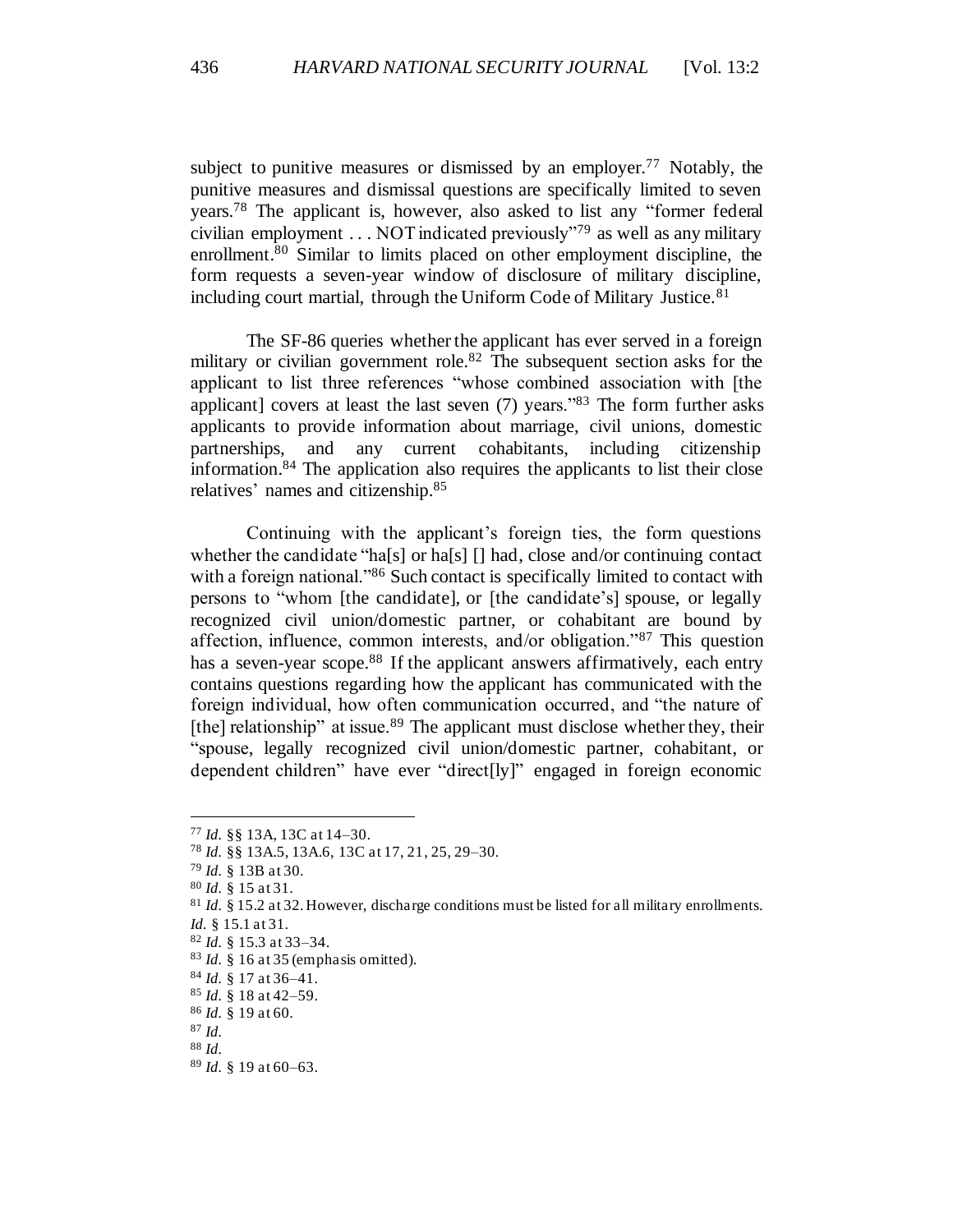subject to punitive measures or dismissed by an employer.[77] Notably, the punitive measures and dismissal questions are specifically limited to seven years.[78] The applicant is, however, also asked to list any "former federal civilian employment . . . NOT indicated previously"[79] as well as any military enrollment.[80] Similar to limits placed on other employment discipline, the form requests a seven-year window of disclosure of military discipline, including court martial, through the Uniform Code of Military Justice.[81]

The SF-86 queries whether the applicant has ever served in a foreign military or civilian government role.[82] The subsequent section asks for the applicant to list three references "whose combined association with [the applicant] covers at least the last seven (7) years."[83] The form further asks applicants to provide information about marriage, civil unions, domestic partnerships, and any current cohabitants, including citizenship information.[84] The application also requires the applicants to list their close relatives' names and citizenship.[85]

Continuing with the applicant's foreign ties, the form questions whether the candidate "ha[s] or ha[s] [] had, close and/or continuing contact with a foreign national."[86] Such contact is specifically limited to contact with persons to "whom [the candidate], or [the candidate's] spouse, or legally recognized civil union/domestic partner, or cohabitant are bound by affection, influence, common interests, and/or obligation."[87] This question has a seven-year scope.[88] If the applicant answers affirmatively, each entry contains questions regarding how the applicant has communicated with the foreign individual, how often communication occurred, and "the nature of [the] relationship" at issue.[89] The applicant must disclose whether they, their "spouse, legally recognized civil union/domestic partner, cohabitant, or dependent children" have ever "direct[ly]" engaged in foreign economic

---

[77] *Id.* §§ 13A, 13C at 14–30.

[78] *Id.* §§ 13A.5, 13A.6, 13C at 17, 21, 25, 29–30.

[79] *Id.* § 13B at 30.

[80] *Id.* § 15 at 31.

[81] *Id.* § 15.2 at 32. However, discharge conditions must be listed for all military enrollments. *Id.* § 15.1 at 31.

[82] *Id.* § 15.3 at 33–34.

[83] *Id.* § 16 at 35 (emphasis omitted).

[84] *Id.* § 17 at 36–41.

[85] *Id.* § 18 at 42–59.

[86] *Id.* § 19 at 60.

[87] *Id.*

[88] *Id.*

[89] *Id.* § 19 at 60–63.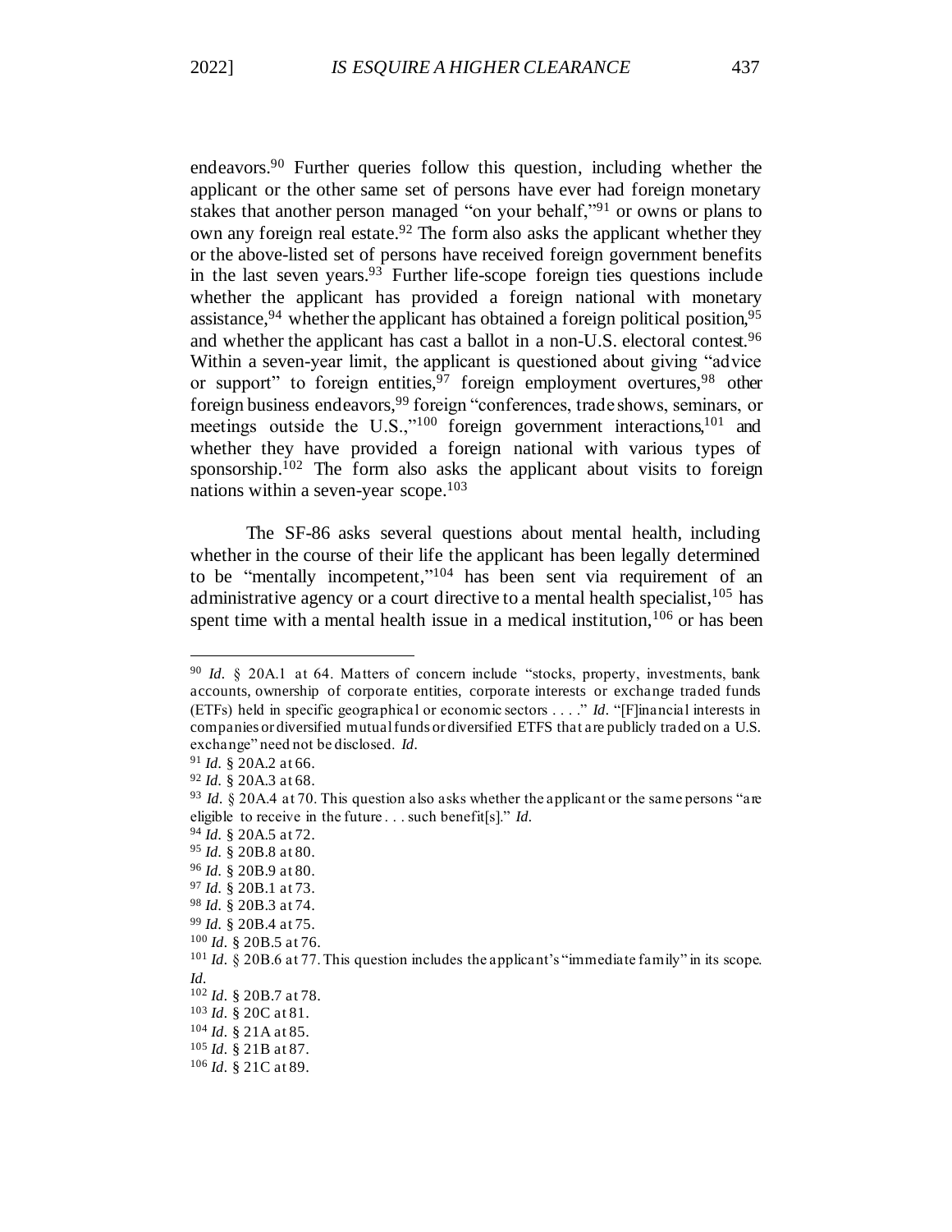endeavors.[90] Further queries follow this question, including whether the applicant or the other same set of persons have ever had foreign monetary stakes that another person managed "on your behalf,"[91] or owns or plans to own any foreign real estate.[92] The form also asks the applicant whether they or the above-listed set of persons have received foreign government benefits in the last seven years.[93] Further life-scope foreign ties questions include whether the applicant has provided a foreign national with monetary assistance,[94] whether the applicant has obtained a foreign political position,[95] and whether the applicant has cast a ballot in a non-U.S. electoral contest.[96] Within a seven-year limit, the applicant is questioned about giving "advice or support" to foreign entities,[97] foreign employment overtures,[98] other foreign business endeavors,[99] foreign "conferences, trade shows, seminars, or meetings outside the U.S.,"[100] foreign government interactions,[101] and whether they have provided a foreign national with various types of sponsorship.[102] The form also asks the applicant about visits to foreign nations within a seven-year scope.[103]

The SF-86 asks several questions about mental health, including whether in the course of their life the applicant has been legally determined to be "mentally incompetent,"[104] has been sent via requirement of an administrative agency or a court directive to a mental health specialist,[105] has spent time with a mental health issue in a medical institution,[106] or has been

---

[90] *Id.* § 20A.1 at 64. Matters of concern include "stocks, property, investments, bank accounts, ownership of corporate entities, corporate interests or exchange traded funds (ETFs) held in specific geographical or economic sectors . . . ." *Id.* "[F]inancial interests in companies or diversified mutual funds or diversified ETFS that are publicly traded on a U.S. exchange" need not be disclosed. *Id.*

[91] *Id.* § 20A.2 at 66.

[92] *Id.* § 20A.3 at 68.

[93] *Id.* § 20A.4 at 70. This question also asks whether the applicant or the same persons "are eligible to receive in the future . . . such benefit[s]." *Id.*

[94] *Id.* § 20A.5 at 72.

[95] *Id.* § 20B.8 at 80.

[96] *Id.* § 20B.9 at 80.

[97] *Id.* § 20B.1 at 73.

[98] *Id.* § 20B.3 at 74.

[99] *Id.* § 20B.4 at 75.

[100] *Id.* § 20B.5 at 76.

[101] *Id.* § 20B.6 at 77. This question includes the applicant's "immediate family" in its scope. *Id.*

[102] *Id.* § 20B.7 at 78.

[103] *Id.* § 20C at 81.

[104] *Id.* § 21A at 85.

[105] *Id.* § 21B at 87.

[106] *Id.* § 21C at 89.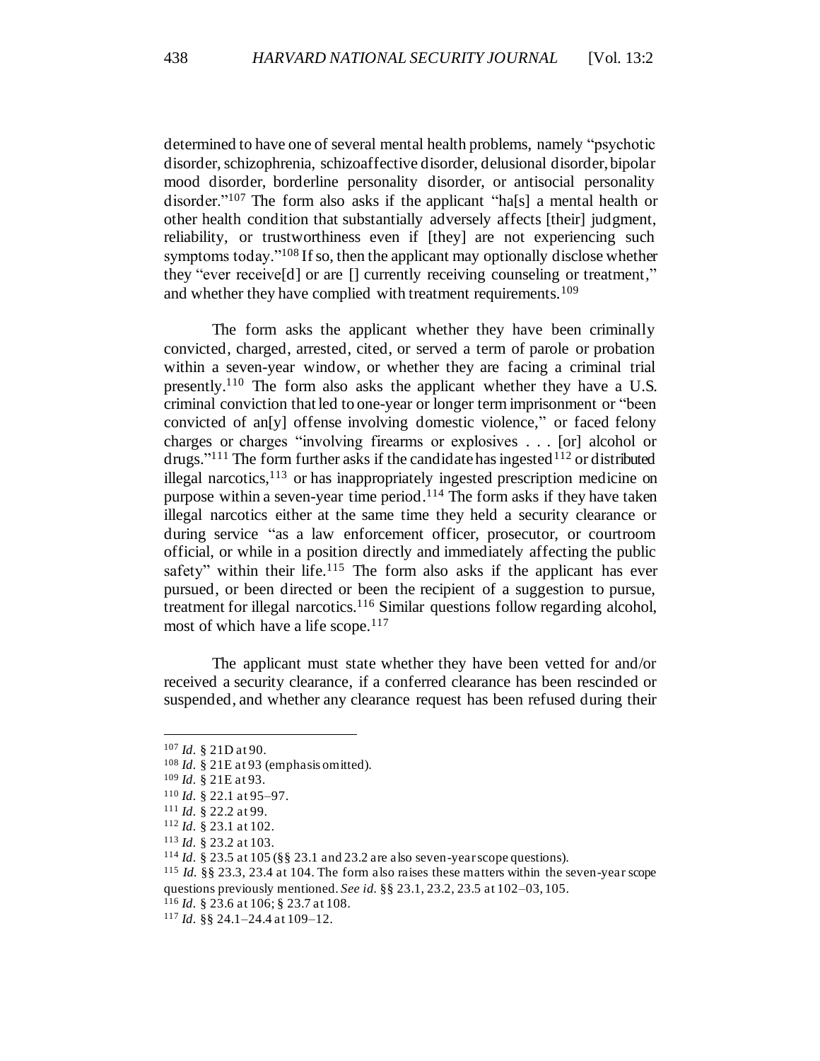determined to have one of several mental health problems, namely "psychotic disorder, schizophrenia, schizoaffective disorder, delusional disorder, bipolar mood disorder, borderline personality disorder, or antisocial personality disorder."[107] The form also asks if the applicant "ha[s] a mental health or other health condition that substantially adversely affects [their] judgment, reliability, or trustworthiness even if [they] are not experiencing such symptoms today."[108] If so, then the applicant may optionally disclose whether they "ever receive[d] or are [] currently receiving counseling or treatment," and whether they have complied with treatment requirements.[109]

The form asks the applicant whether they have been criminally convicted, charged, arrested, cited, or served a term of parole or probation within a seven-year window, or whether they are facing a criminal trial presently.[110] The form also asks the applicant whether they have a U.S. criminal conviction that led to one-year or longer term imprisonment or "been convicted of an[y] offense involving domestic violence," or faced felony charges or charges "involving firearms or explosives . . . [or] alcohol or drugs."[111] The form further asks if the candidate has ingested[112] or distributed illegal narcotics,[113] or has inappropriately ingested prescription medicine on purpose within a seven-year time period.[114] The form asks if they have taken illegal narcotics either at the same time they held a security clearance or during service "as a law enforcement officer, prosecutor, or courtroom official, or while in a position directly and immediately affecting the public safety" within their life.[115] The form also asks if the applicant has ever pursued, or been directed or been the recipient of a suggestion to pursue, treatment for illegal narcotics.[116] Similar questions follow regarding alcohol, most of which have a life scope.[117]

The applicant must state whether they have been vetted for and/or received a security clearance, if a conferred clearance has been rescinded or suspended, and whether any clearance request has been refused during their

---

[107] *Id.* § 21D at 90.

[108] *Id.* § 21E at 93 (emphasis omitted).

[109] *Id.* § 21E at 93.

[110] *Id.* § 22.1 at 95–97.

[111] *Id.* § 22.2 at 99.

[112] *Id.* § 23.1 at 102.

[113] *Id.* § 23.2 at 103.

[114] *Id.* § 23.5 at 105 (§§ 23.1 and 23.2 are also seven-year scope questions).

[115] *Id.* §§ 23.3, 23.4 at 104. The form also raises these matters within the seven-year scope questions previously mentioned. *See id.* §§ 23.1, 23.2, 23.5 at 102–03, 105.

[116] *Id.* § 23.6 at 106; § 23.7 at 108.

[117] *Id.* §§ 24.1–24.4 at 109–12.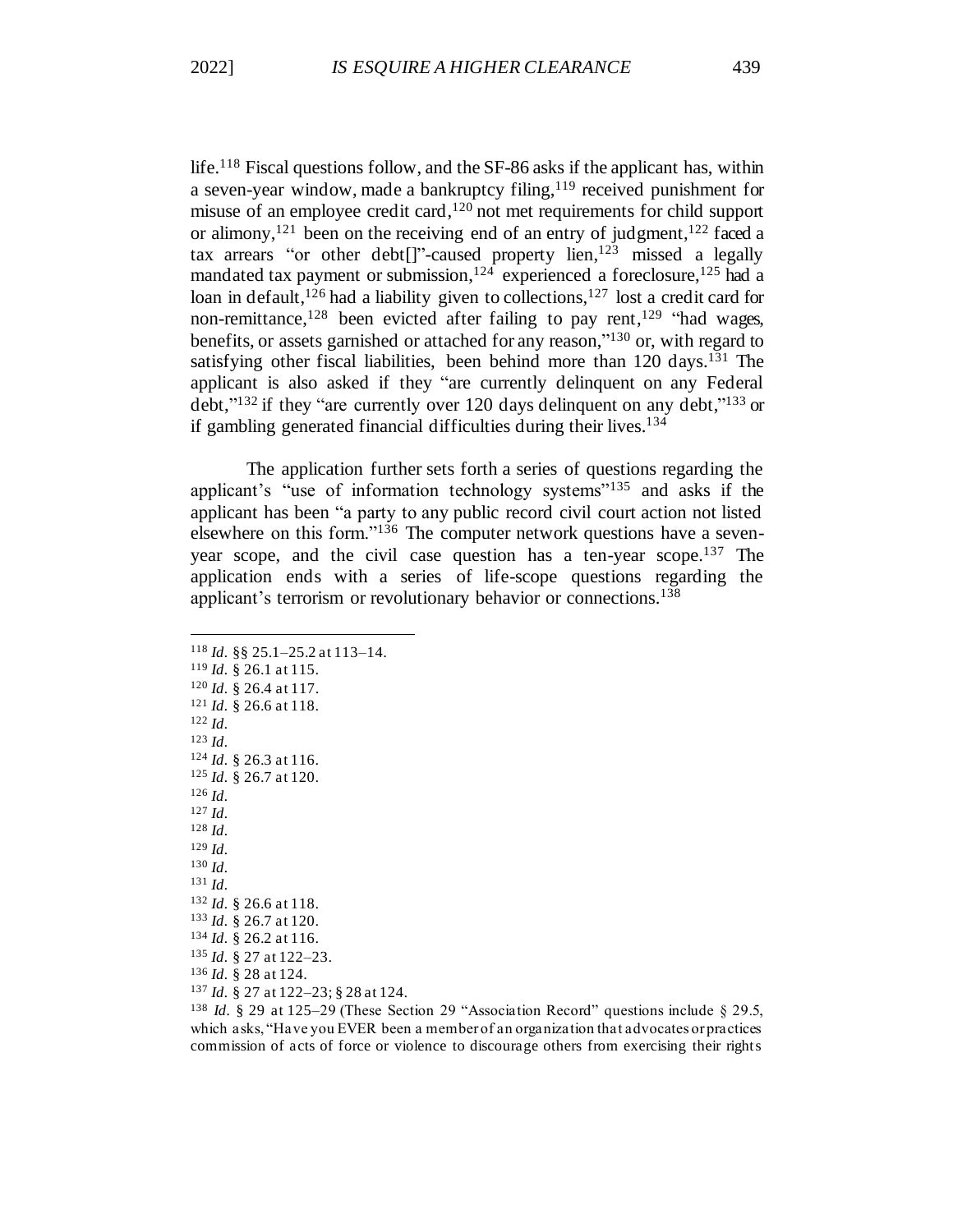life.[118] Fiscal questions follow, and the SF-86 asks if the applicant has, within a seven-year window, made a bankruptcy filing,[119] received punishment for misuse of an employee credit card,[120] not met requirements for child support or alimony,[121] been on the receiving end of an entry of judgment,[122] faced a tax arrears "or other debt[]"-caused property lien,[123] missed a legally mandated tax payment or submission,[124] experienced a foreclosure,[125] had a loan in default,[126] had a liability given to collections,[127] lost a credit card for non-remittance,[128] been evicted after failing to pay rent,[129] "had wages, benefits, or assets garnished or attached for any reason,"[130] or, with regard to satisfying other fiscal liabilities, been behind more than 120 days.[131] The applicant is also asked if they "are currently delinquent on any Federal debt,"[132] if they "are currently over 120 days delinquent on any debt,"[133] or if gambling generated financial difficulties during their lives.[134]

The application further sets forth a series of questions regarding the applicant's "use of information technology systems"[135] and asks if the applicant has been "a party to any public record civil court action not listed elsewhere on this form."[136] The computer network questions have a seven-year scope, and the civil case question has a ten-year scope.[137] The application ends with a series of life-scope questions regarding the applicant's terrorism or revolutionary behavior or connections.[138]

---

[118] *Id.* §§ 25.1–25.2 at 113–14.
[119] *Id.* § 26.1 at 115.
[120] *Id.* § 26.4 at 117.
[121] *Id.* § 26.6 at 118.
[122] *Id.*
[123] *Id.*
[124] *Id.* § 26.3 at 116.
[125] *Id.* § 26.7 at 120.
[126] *Id.*
[127] *Id.*
[128] *Id.*
[129] *Id.*
[130] *Id.*
[131] *Id.*
[132] *Id.* § 26.6 at 118.
[133] *Id.* § 26.7 at 120.
[134] *Id.* § 26.2 at 116.
[135] *Id.* § 27 at 122–23.
[136] *Id.* § 28 at 124.
[137] *Id.* § 27 at 122–23; § 28 at 124.
[138] *Id.* § 29 at 125–29 (These Section 29 "Association Record" questions include § 29.5, which asks, "Have you EVER been a member of an organization that advocates or practices commission of acts of force or violence to discourage others from exercising their rights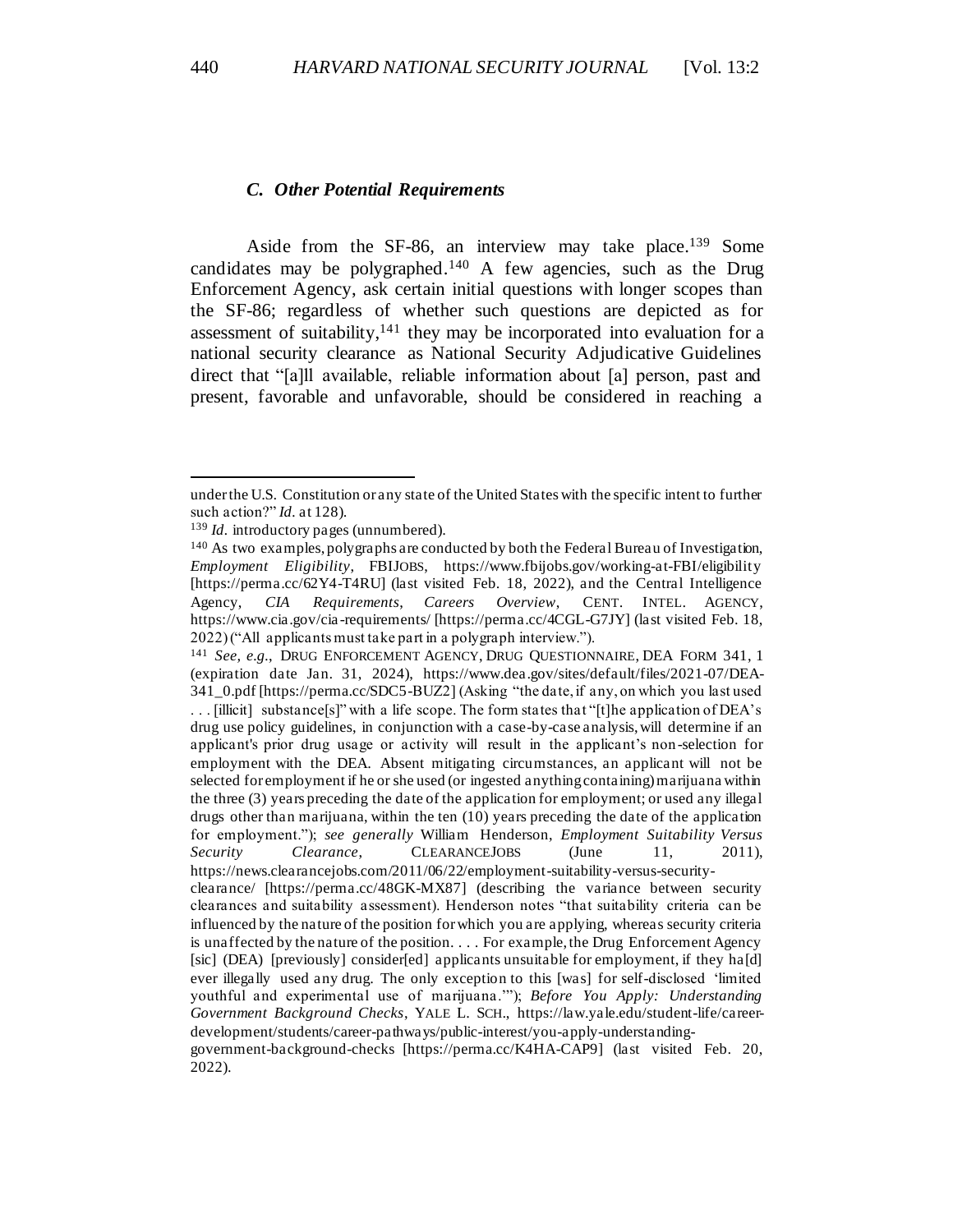### *C. Other Potential Requirements*

Aside from the SF-86, an interview may take place.[139] Some candidates may be polygraphed.[140] A few agencies, such as the Drug Enforcement Agency, ask certain initial questions with longer scopes than the SF-86; regardless of whether such questions are depicted as for assessment of suitability,[141] they may be incorporated into evaluation for a national security clearance as National Security Adjudicative Guidelines direct that "[a]ll available, reliable information about [a] person, past and present, favorable and unfavorable, should be considered in reaching a

---

under the U.S. Constitution or any state of the United States with the specific intent to further such action?" *Id.* at 128).

[139] *Id.* introductory pages (unnumbered).

[140] As two examples, polygraphs are conducted by both the Federal Bureau of Investigation, *Employment Eligibility*, FBIJOBS, https://www.fbijobs.gov/working-at-FBI/eligibility [https://perma.cc/62Y4-T4RU] (last visited Feb. 18, 2022), and the Central Intelligence Agency, *CIA Requirements, Careers Overview*, CENT. INTEL. AGENCY, https://www.cia.gov/cia-requirements/ [https://perma.cc/4CGL-G7JY] (last visited Feb. 18, 2022) ("All applicants must take part in a polygraph interview.").

[141] *See, e.g.*, DRUG ENFORCEMENT AGENCY, DRUG QUESTIONNAIRE, DEA FORM 341, 1 (expiration date Jan. 31, 2024), https://www.dea.gov/sites/default/files/2021-07/DEA-341_0.pdf [https://perma.cc/SDC5-BUZ2] (Asking "the date, if any, on which you last used . . . [illicit] substance[s]" with a life scope. The form states that "[t]he application of DEA's drug use policy guidelines, in conjunction with a case-by-case analysis, will determine if an applicant's prior drug usage or activity will result in the applicant's non-selection for employment with the DEA. Absent mitigating circumstances, an applicant will not be selected for employment if he or she used (or ingested anything containing) marijuana within the three (3) years preceding the date of the application for employment; or used any illegal drugs other than marijuana, within the ten (10) years preceding the date of the application for employment."); *see generally* William Henderson, *Employment Suitability Versus Security Clearance*, CLEARANCEJOBS (June 11, 2011), https://news.clearancejobs.com/2011/06/22/employment-suitability-versus-security-clearance/ [https://perma.cc/48GK-MX87] (describing the variance between security clearances and suitability assessment). Henderson notes "that suitability criteria can be influenced by the nature of the position for which you are applying, whereas security criteria is unaffected by the nature of the position. . . . For example, the Drug Enforcement Agency [sic] (DEA) [previously] consider[ed] applicants unsuitable for employment, if they ha[d] ever illegally used any drug. The only exception to this [was] for self-disclosed 'limited youthful and experimental use of marijuana.'"); *Before You Apply: Understanding Government Background Checks*, YALE L. SCH., https://law.yale.edu/student-life/career-development/students/career-pathways/public-interest/you-apply-understanding-government-background-checks [https://perma.cc/K4HA-CAP9] (last visited Feb. 20, 2022).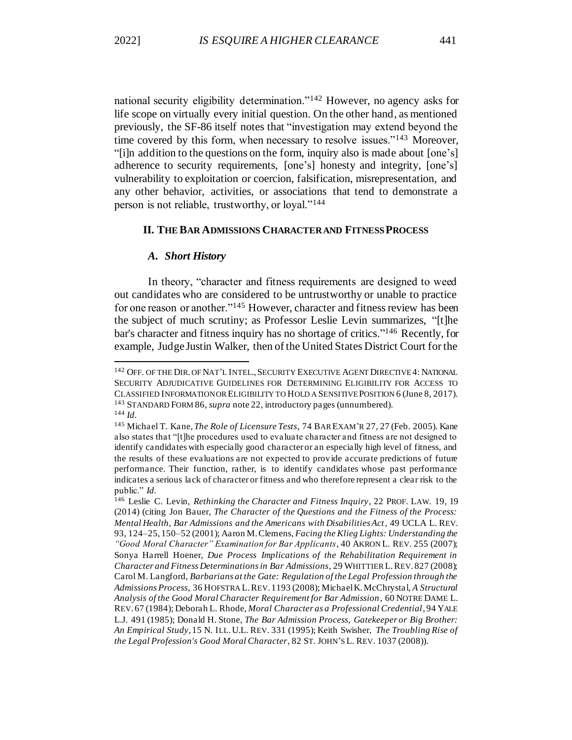national security eligibility determination."[142] However, no agency asks for life scope on virtually every initial question. On the other hand, as mentioned previously, the SF-86 itself notes that "investigation may extend beyond the time covered by this form, when necessary to resolve issues."[143] Moreover, "[i]n addition to the questions on the form, inquiry also is made about [one's] adherence to security requirements, [one's] honesty and integrity, [one's] vulnerability to exploitation or coercion, falsification, misrepresentation, and any other behavior, activities, or associations that tend to demonstrate a person is not reliable, trustworthy, or loyal."[144]

## II. THE BAR ADMISSIONS CHARACTER AND FITNESS PROCESS

### *A. Short History*

In theory, "character and fitness requirements are designed to weed out candidates who are considered to be untrustworthy or unable to practice for one reason or another."[145] However, character and fitness review has been the subject of much scrutiny; as Professor Leslie Levin summarizes, "[t]he bar's character and fitness inquiry has no shortage of critics."[146] Recently, for example, Judge Justin Walker, then of the United States District Court for the

---

[142] OFF. OF THE DIR. OF NAT'L INTEL., SECURITY EXECUTIVE AGENT DIRECTIVE 4: NATIONAL SECURITY ADJUDICATIVE GUIDELINES FOR DETERMINING ELIGIBILITY FOR ACCESS TO CLASSIFIED INFORMATION OR ELIGIBILITY TO HOLD A SENSITIVE POSITION 6 (June 8, 2017).

[143] STANDARD FORM 86, *supra* note 22, introductory pages (unnumbered).

[144] *Id.*

[145] Michael T. Kane, *The Role of Licensure Tests*, 74 BAR EXAM'R 27, 27 (Feb. 2005). Kane also states that "[t]he procedures used to evaluate character and fitness are not designed to identify candidates with especially good character or an especially high level of fitness, and the results of these evaluations are not expected to provide accurate predictions of future performance. Their function, rather, is to identify candidates whose past performance indicates a serious lack of character or fitness and who therefore represent a clear risk to the public." *Id.*

[146] Leslie C. Levin, *Rethinking the Character and Fitness Inquiry*, 22 PROF. LAW. 19, 19 (2014) (citing Jon Bauer, *The Character of the Questions and the Fitness of the Process: Mental Health, Bar Admissions and the Americans with Disabilities Act*, 49 UCLA L. REV. 93, 124–25, 150–52 (2001); Aaron M. Clemens, *Facing the Klieg Lights: Understanding the "Good Moral Character" Examination for Bar Applicants*, 40 AKRON L. REV. 255 (2007); Sonya Harrell Hoener, *Due Process Implications of the Rehabilitation Requirement in Character and Fitness Determinations in Bar Admissions*, 29 WHITTIER L. REV. 827 (2008); Carol M. Langford, *Barbarians at the Gate: Regulation of the Legal Profession through the Admissions Process*, 36 HOFSTRA L. REV. 1193 (2008); Michael K. McChrystal, *A Structural Analysis of the Good Moral Character Requirement for Bar Admission*, 60 NOTRE DAME L. REV. 67 (1984); Deborah L. Rhode, *Moral Character as a Professional Credential*, 94 YALE L.J. 491 (1985); Donald H. Stone, *The Bar Admission Process, Gatekeeper or Big Brother: An Empirical Study*, 15 N. ILL. U.L. REV. 331 (1995); Keith Swisher, *The Troubling Rise of the Legal Profession's Good Moral Character*, 82 ST. JOHN'S L. REV. 1037 (2008)).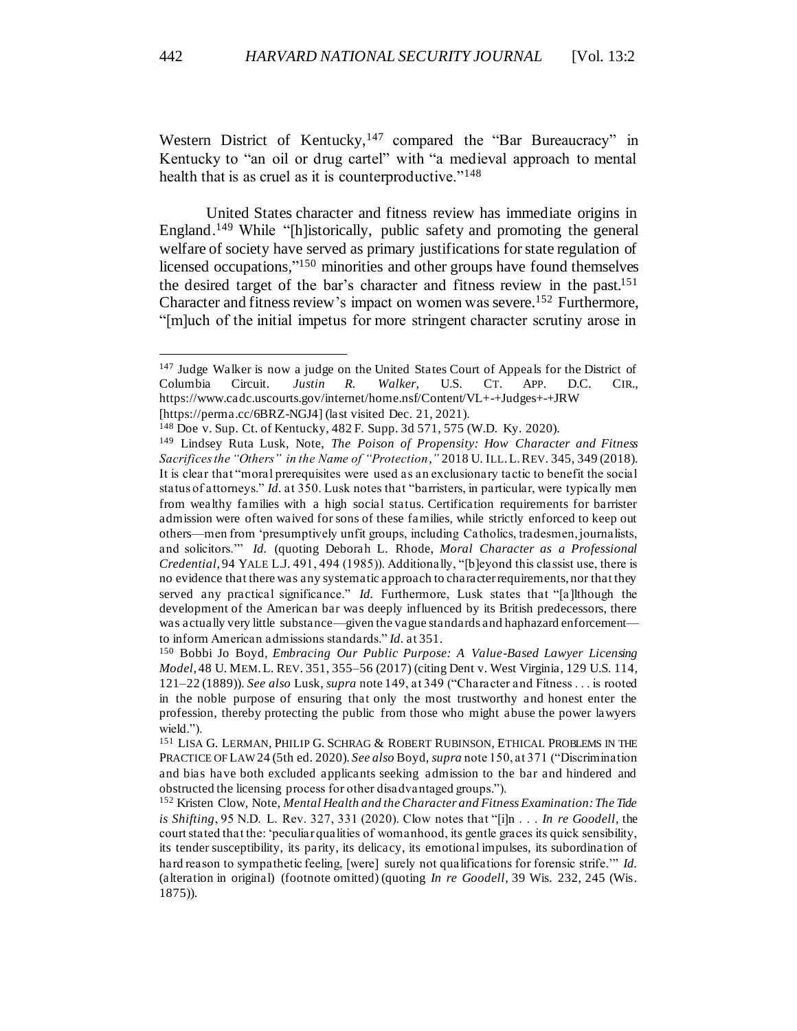Western District of Kentucky,[147] compared the "Bar Bureaucracy" in Kentucky to "an oil or drug cartel" with "a medieval approach to mental health that is as cruel as it is counterproductive."[148]

United States character and fitness review has immediate origins in England.[149] While "[h]istorically, public safety and promoting the general welfare of society have served as primary justifications for state regulation of licensed occupations,"[150] minorities and other groups have found themselves the desired target of the bar's character and fitness review in the past.[151] Character and fitness review's impact on women was severe.[152] Furthermore, "[m]uch of the initial impetus for more stringent character scrutiny arose in

---

[147] Judge Walker is now a judge on the United States Court of Appeals for the District of Columbia Circuit. *Justin R. Walker,* U.S. CT. APP. D.C. CIR., https://www.cadc.uscourts.gov/internet/home.nsf/Content/VL+-+Judges+-+JRW [https://perma.cc/6BRZ-NGJ4] (last visited Dec. 21, 2021).

[148] Doe v. Sup. Ct. of Kentucky, 482 F. Supp. 3d 571, 575 (W.D. Ky. 2020).

[149] Lindsey Ruta Lusk, Note, *The Poison of Propensity: How Character and Fitness Sacrifices the "Others" in the Name of "Protection*,*"* 2018 U. ILL. L. REV. 345, 349 (2018). It is clear that "moral prerequisites were used as an exclusionary tactic to benefit the social status of attorneys." *Id.* at 350. Lusk notes that "barristers, in particular, were typically men from wealthy families with a high social status. Certification requirements for barrister admission were often waived for sons of these families, while strictly enforced to keep out others—men from 'presumptively unfit groups, including Catholics, tradesmen, journalists, and solicitors.'" *Id.* (quoting Deborah L. Rhode, *Moral Character as a Professional Credential*, 94 YALE L.J. 491, 494 (1985)). Additionally, "[b]eyond this classist use, there is no evidence that there was any systematic approach to character requirements, nor that they served any practical significance." *Id.* Furthermore, Lusk states that "[a]lthough the development of the American bar was deeply influenced by its British predecessors, there was actually very little substance—given the vague standards and haphazard enforcement—to inform American admissions standards." *Id.* at 351.

[150] Bobbi Jo Boyd, *Embracing Our Public Purpose: A Value-Based Lawyer Licensing Model*, 48 U. MEM. L. REV. 351, 355–56 (2017) (citing Dent v. West Virginia, 129 U.S. 114, 121–22 (1889)). *See also* Lusk, *supra* note 149, at 349 ("Character and Fitness . . . is rooted in the noble purpose of ensuring that only the most trustworthy and honest enter the profession, thereby protecting the public from those who might abuse the power lawyers wield.").

[151] LISA G. LERMAN, PHILIP G. SCHRAG & ROBERT RUBINSON, ETHICAL PROBLEMS IN THE PRACTICE OF LAW 24 (5th ed. 2020). *See also* Boyd, *supra* note 150, at 371 ("Discrimination and bias have both excluded applicants seeking admission to the bar and hindered and obstructed the licensing process for other disadvantaged groups.").

[152] Kristen Clow, Note, *Mental Health and the Character and Fitness Examination: The Tide is Shifting*, 95 N.D. L. Rev. 327, 331 (2020). Clow notes that "[i]n . . . *In re Goodell*, the court stated that the: 'peculiar qualities of womanhood, its gentle graces its quick sensibility, its tender susceptibility, its parity, its delicacy, its emotional impulses, its subordination of hard reason to sympathetic feeling, [were] surely not qualifications for forensic strife.'" *Id.* (alteration in original) (footnote omitted) (quoting *In re Goodell*, 39 Wis. 232, 245 (Wis. 1875)).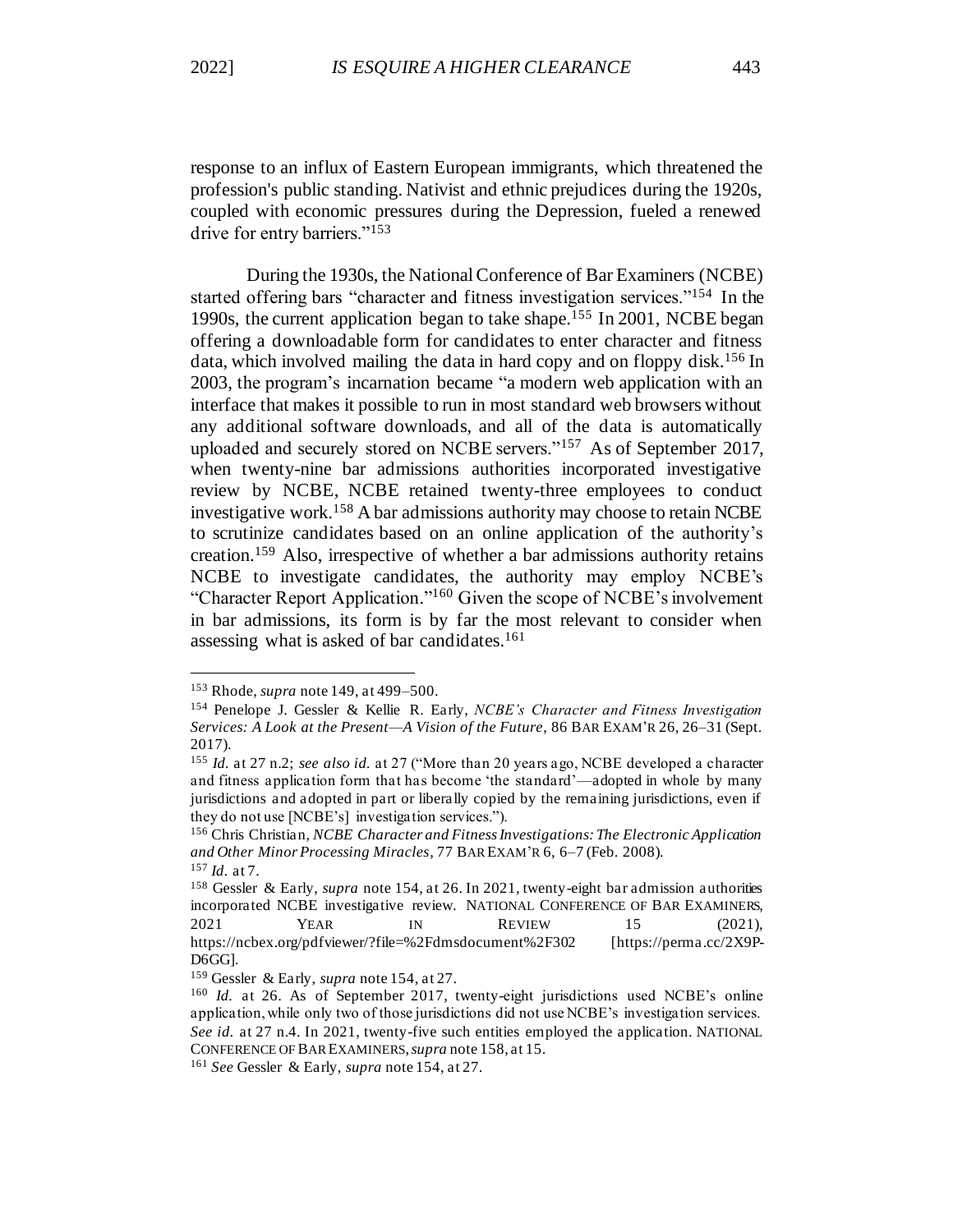response to an influx of Eastern European immigrants, which threatened the profession's public standing. Nativist and ethnic prejudices during the 1920s, coupled with economic pressures during the Depression, fueled a renewed drive for entry barriers."[153]

During the 1930s, the National Conference of Bar Examiners (NCBE) started offering bars "character and fitness investigation services."[154] In the 1990s, the current application began to take shape.[155] In 2001, NCBE began offering a downloadable form for candidates to enter character and fitness data, which involved mailing the data in hard copy and on floppy disk.[156] In 2003, the program's incarnation became "a modern web application with an interface that makes it possible to run in most standard web browsers without any additional software downloads, and all of the data is automatically uploaded and securely stored on NCBE servers."[157] As of September 2017, when twenty-nine bar admissions authorities incorporated investigative review by NCBE, NCBE retained twenty-three employees to conduct investigative work.[158] A bar admissions authority may choose to retain NCBE to scrutinize candidates based on an online application of the authority's creation.[159] Also, irrespective of whether a bar admissions authority retains NCBE to investigate candidates, the authority may employ NCBE's "Character Report Application."[160] Given the scope of NCBE's involvement in bar admissions, its form is by far the most relevant to consider when assessing what is asked of bar candidates.[161]

---

[153] Rhode, *supra* note 149, at 499–500.

[154] Penelope J. Gessler & Kellie R. Early, *NCBE's Character and Fitness Investigation Services: A Look at the Present—A Vision of the Future*, 86 BAR EXAM'R 26, 26–31 (Sept. 2017).

[155] *Id.* at 27 n.2; *see also id.* at 27 ("More than 20 years ago, NCBE developed a character and fitness application form that has become 'the standard'—adopted in whole by many jurisdictions and adopted in part or liberally copied by the remaining jurisdictions, even if they do not use [NCBE's] investigation services.").

[156] Chris Christian, *NCBE Character and Fitness Investigations: The Electronic Application and Other Minor Processing Miracles*, 77 BAR EXAM'R 6, 6–7 (Feb. 2008).

[157] *Id.* at 7.

[158] Gessler & Early, *supra* note 154, at 26. In 2021, twenty-eight bar admission authorities incorporated NCBE investigative review. NATIONAL CONFERENCE OF BAR EXAMINERS, 2021 YEAR IN REVIEW 15 (2021), https://ncbex.org/pdfviewer/?file=%2Fdmsdocument%2F302 [https://perma.cc/2X9P-D6GG].

[159] Gessler & Early, *supra* note 154, at 27.

[160] *Id.* at 26. As of September 2017, twenty-eight jurisdictions used NCBE's online application, while only two of those jurisdictions did not use NCBE's investigation services. *See id.* at 27 n.4. In 2021, twenty-five such entities employed the application. NATIONAL CONFERENCE OF BAR EXAMINERS, *supra* note 158, at 15.

[161] *See* Gessler & Early, *supra* note 154, at 27.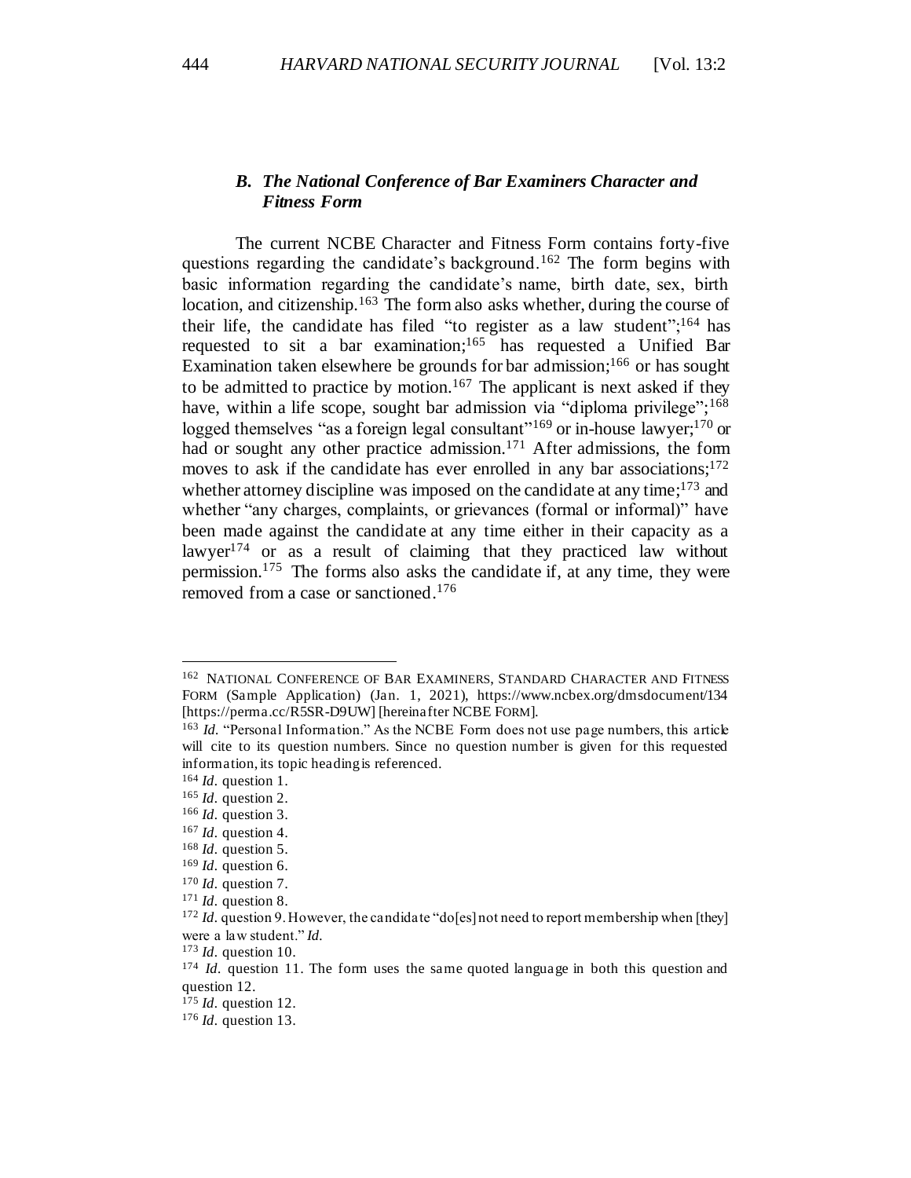### *B. The National Conference of Bar Examiners Character and Fitness Form*

The current NCBE Character and Fitness Form contains forty-five questions regarding the candidate's background.[162] The form begins with basic information regarding the candidate's name, birth date, sex, birth location, and citizenship.[163] The form also asks whether, during the course of their life, the candidate has filed "to register as a law student";[164] has requested to sit a bar examination;[165] has requested a Unified Bar Examination taken elsewhere be grounds for bar admission;[166] or has sought to be admitted to practice by motion.[167] The applicant is next asked if they have, within a life scope, sought bar admission via "diploma privilege";[168] logged themselves "as a foreign legal consultant"[169] or in-house lawyer;[170] or had or sought any other practice admission.[171] After admissions, the form moves to ask if the candidate has ever enrolled in any bar associations;[172] whether attorney discipline was imposed on the candidate at any time;[173] and whether "any charges, complaints, or grievances (formal or informal)" have been made against the candidate at any time either in their capacity as a lawyer[174] or as a result of claiming that they practiced law without permission.[175] The forms also asks the candidate if, at any time, they were removed from a case or sanctioned.[176]

---

[162] NATIONAL CONFERENCE OF BAR EXAMINERS, STANDARD CHARACTER AND FITNESS FORM (Sample Application) (Jan. 1, 2021), https://www.ncbex.org/dmsdocument/134 [https://perma.cc/R5SR-D9UW] [hereinafter NCBE FORM].

[163] *Id.* "Personal Information." As the NCBE Form does not use page numbers, this article will cite to its question numbers. Since no question number is given for this requested information, its topic heading is referenced.

[164] *Id.* question 1.

[165] *Id.* question 2.

[166] *Id.* question 3.

[167] *Id.* question 4.

[168] *Id.* question 5.

[169] *Id.* question 6.

[170] *Id.* question 7.

[171] *Id.* question 8.

[172] *Id.* question 9. However, the candidate "do[es] not need to report membership when [they] were a law student." *Id.*

[173] *Id.* question 10.

[174] *Id.* question 11. The form uses the same quoted language in both this question and question 12.

[175] *Id.* question 12.

[176] *Id.* question 13.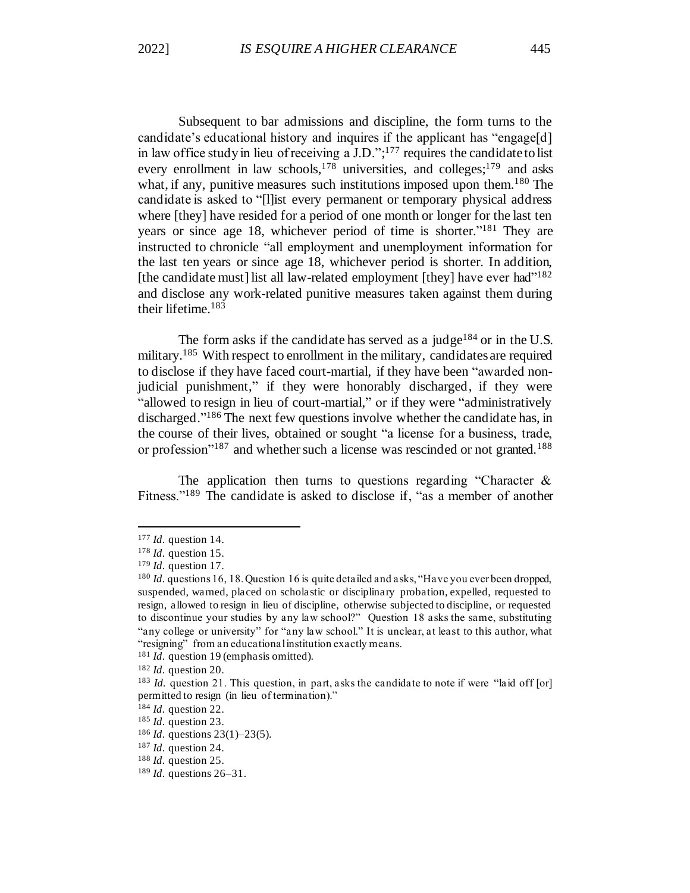Subsequent to bar admissions and discipline, the form turns to the candidate's educational history and inquires if the applicant has "engage[d] in law office study in lieu of receiving a J.D.";[177] requires the candidate to list every enrollment in law schools,[178] universities, and colleges;[179] and asks what, if any, punitive measures such institutions imposed upon them.[180] The candidate is asked to "[l]ist every permanent or temporary physical address where [they] have resided for a period of one month or longer for the last ten years or since age 18, whichever period of time is shorter."[181] They are instructed to chronicle "all employment and unemployment information for the last ten years or since age 18, whichever period is shorter. In addition, [the candidate must] list all law-related employment [they] have ever had"[182] and disclose any work-related punitive measures taken against them during their lifetime.[183]

The form asks if the candidate has served as a judge[184] or in the U.S. military.[185] With respect to enrollment in the military, candidates are required to disclose if they have faced court-martial, if they have been "awarded non-judicial punishment," if they were honorably discharged, if they were "allowed to resign in lieu of court-martial," or if they were "administratively discharged."[186] The next few questions involve whether the candidate has, in the course of their lives, obtained or sought "a license for a business, trade, or profession"[187] and whether such a license was rescinded or not granted.[188]

The application then turns to questions regarding "Character & Fitness."[189] The candidate is asked to disclose if, "as a member of another

---

[177] *Id.* question 14.

[178] *Id.* question 15.

[179] *Id.* question 17.

[180] *Id.* questions 16, 18. Question 16 is quite detailed and asks, "Have you ever been dropped, suspended, warned, placed on scholastic or disciplinary probation, expelled, requested to resign, allowed to resign in lieu of discipline, otherwise subjected to discipline, or requested to discontinue your studies by any law school?" Question 18 asks the same, substituting "any college or university" for "any law school." It is unclear, at least to this author, what "resigning" from an educational institution exactly means.

[181] *Id.* question 19 (emphasis omitted).

[182] *Id.* question 20.

[183] *Id.* question 21. This question, in part, asks the candidate to note if were "laid off [or] permitted to resign (in lieu of termination)."

[184] *Id.* question 22.

[185] *Id.* question 23.

[186] *Id.* questions 23(1)–23(5).

[187] *Id.* question 24.

[188] *Id.* question 25.

[189] *Id.* questions 26–31.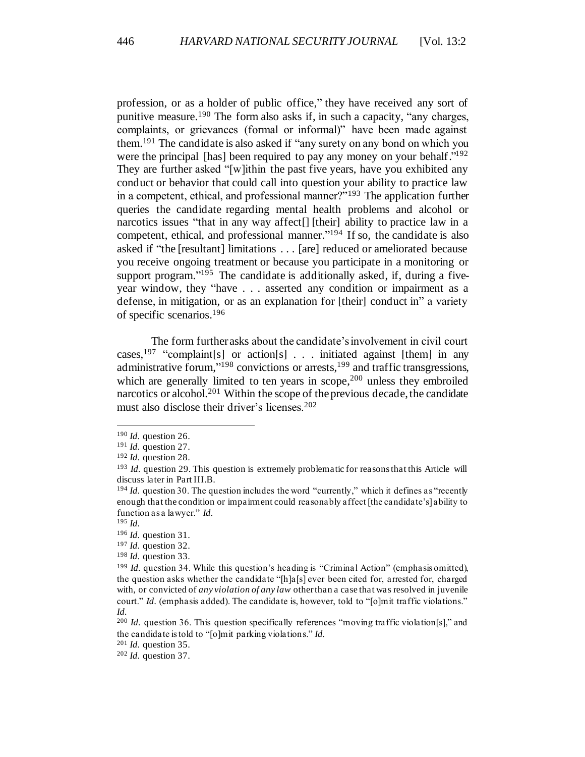profession, or as a holder of public office," they have received any sort of punitive measure.[190] The form also asks if, in such a capacity, "any charges, complaints, or grievances (formal or informal)" have been made against them.[191] The candidate is also asked if "any surety on any bond on which you were the principal [has] been required to pay any money on your behalf."[192] They are further asked "[w]ithin the past five years, have you exhibited any conduct or behavior that could call into question your ability to practice law in a competent, ethical, and professional manner?"[193] The application further queries the candidate regarding mental health problems and alcohol or narcotics issues "that in any way affect[] [their] ability to practice law in a competent, ethical, and professional manner."[194] If so, the candidate is also asked if "the [resultant] limitations . . . [are] reduced or ameliorated because you receive ongoing treatment or because you participate in a monitoring or support program."[195] The candidate is additionally asked, if, during a five-year window, they "have . . . asserted any condition or impairment as a defense, in mitigation, or as an explanation for [their] conduct in" a variety of specific scenarios.[196]

The form further asks about the candidate's involvement in civil court cases,[197] "complaint[s] or action[s] . . . initiated against [them] in any administrative forum,"[198] convictions or arrests,[199] and traffic transgressions, which are generally limited to ten years in scope,[200] unless they embroiled narcotics or alcohol.[201] Within the scope of the previous decade, the candidate must also disclose their driver's licenses.[202]

---

[190] *Id.* question 26.

[191] *Id.* question 27.

[192] *Id.* question 28.

[193] *Id.* question 29. This question is extremely problematic for reasons that this Article will discuss later in Part III.B.

[194] *Id.* question 30. The question includes the word "currently," which it defines as "recently enough that the condition or impairment could reasonably affect [the candidate's] ability to function as a lawyer." *Id.*

[195] *Id.*

[196] *Id.* question 31.

[197] *Id.* question 32.

[198] *Id.* question 33.

[199] *Id.* question 34. While this question's heading is "Criminal Action" (emphasis omitted), the question asks whether the candidate "[h]a[s] ever been cited for, arrested for, charged with, or convicted of *any violation of any law* other than a case that was resolved in juvenile court." *Id.* (emphasis added). The candidate is, however, told to "[o]mit traffic violations." *Id.*

[200] *Id.* question 36. This question specifically references "moving traffic violation[s]," and the candidate is told to "[o]mit parking violations." *Id.*

[201] *Id.* question 35.

[202] *Id.* question 37.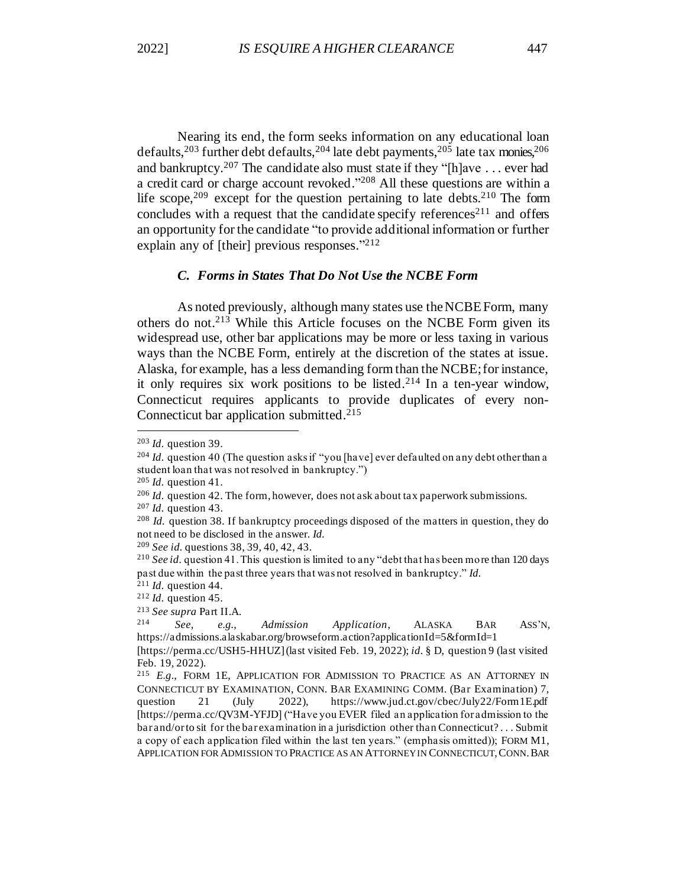Nearing its end, the form seeks information on any educational loan defaults,[203] further debt defaults,[204] late debt payments,[205] late tax monies,[206] and bankruptcy.[207] The candidate also must state if they "[h]ave . . . ever had a credit card or charge account revoked."[208] All these questions are within a life scope,[209] except for the question pertaining to late debts.[210] The form concludes with a request that the candidate specify references[211] and offers an opportunity for the candidate "to provide additional information or further explain any of [their] previous responses."[212]

### *C. Forms in States That Do Not Use the NCBE Form*

As noted previously, although many states use the NCBE Form, many others do not.[213] While this Article focuses on the NCBE Form given its widespread use, other bar applications may be more or less taxing in various ways than the NCBE Form, entirely at the discretion of the states at issue. Alaska, for example, has a less demanding form than the NCBE; for instance, it only requires six work positions to be listed.[214] In a ten-year window, Connecticut requires applicants to provide duplicates of every non-Connecticut bar application submitted.[215]

---

[203] *Id.* question 39.

[204] *Id.* question 40 (The question asks if "you [have] ever defaulted on any debt other than a student loan that was not resolved in bankruptcy.")

[205] *Id.* question 41.

[206] *Id.* question 42. The form, however, does not ask about tax paperwork submissions.

[207] *Id.* question 43.

[208] *Id.* question 38. If bankruptcy proceedings disposed of the matters in question, they do not need to be disclosed in the answer. *Id.*

[209] *See id.* questions 38, 39, 40, 42, 43.

[210] *See id.* question 41. This question is limited to any "debt that has been more than 120 days past due within the past three years that was not resolved in bankruptcy." *Id.*

[211] *Id.* question 44.

[212] *Id.* question 45.

[213] *See supra* Part II.A.

[214] *See, e.g.*, *Admission Application*, ALASKA BAR ASS'N, https://admissions.alaskabar.org/browseform.action?applicationId=5&formId=1 [https://perma.cc/USH5-HHUZ] (last visited Feb. 19, 2022); *id.* § D, question 9 (last visited Feb. 19, 2022).

[215] *E.g.*, FORM 1E, APPLICATION FOR ADMISSION TO PRACTICE AS AN ATTORNEY IN CONNECTICUT BY EXAMINATION, CONN. BAR EXAMINING COMM. (Bar Examination) 7, question 21 (July 2022), https://www.jud.ct.gov/cbec/July22/Form1E.pdf [https://perma.cc/QV3M-YFJD] ("Have you EVER filed an application for admission to the bar and/or to sit for the bar examination in a jurisdiction other than Connecticut? . . . Submit a copy of each application filed within the last ten years." (emphasis omitted)); FORM M1, APPLICATION FOR ADMISSION TO PRACTICE AS AN ATTORNEY IN CONNECTICUT, CONN. BAR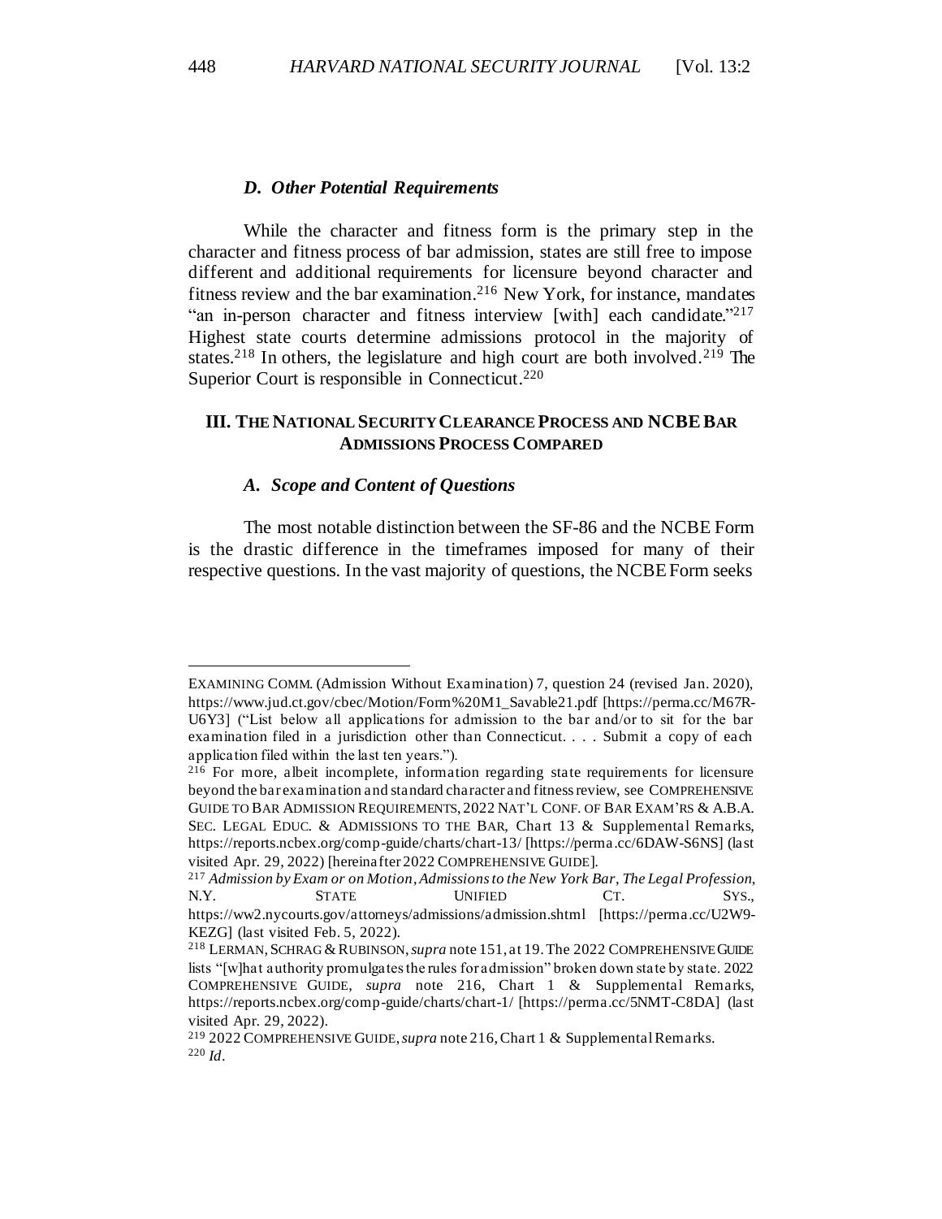### *D. Other Potential Requirements*

While the character and fitness form is the primary step in the character and fitness process of bar admission, states are still free to impose different and additional requirements for licensure beyond character and fitness review and the bar examination.[216] New York, for instance, mandates "an in-person character and fitness interview [with] each candidate."[217] Highest state courts determine admissions protocol in the majority of states.[218] In others, the legislature and high court are both involved.[219] The Superior Court is responsible in Connecticut.[220]

## III. THE NATIONAL SECURITY CLEARANCE PROCESS AND NCBE BAR ADMISSIONS PROCESS COMPARED

### *A. Scope and Content of Questions*

The most notable distinction between the SF-86 and the NCBE Form is the drastic difference in the timeframes imposed for many of their respective questions. In the vast majority of questions, the NCBE Form seeks

---

EXAMINING COMM. (Admission Without Examination) 7, question 24 (revised Jan. 2020), https://www.jud.ct.gov/cbec/Motion/Form%20M1_Savable21.pdf [https://perma.cc/M67R-U6Y3] ("List below all applications for admission to the bar and/or to sit for the bar examination filed in a jurisdiction other than Connecticut. . . . Submit a copy of each application filed within the last ten years.").

[216] For more, albeit incomplete, information regarding state requirements for licensure beyond the bar examination and standard character and fitness review, see COMPREHENSIVE GUIDE TO BAR ADMISSION REQUIREMENTS, 2022 NAT'L CONF. OF BAR EXAM'RS & A.B.A. SEC. LEGAL EDUC. & ADMISSIONS TO THE BAR, Chart 13 & Supplemental Remarks, https://reports.ncbex.org/comp-guide/charts/chart-13/ [https://perma.cc/6DAW-S6NS] (last visited Apr. 29, 2022) [hereinafter 2022 COMPREHENSIVE GUIDE].

[217] *Admission by Exam or on Motion*, *Admissions to the New York Bar*, *The Legal Profession*, N.Y. STATE UNIFIED CT. SYS., https://ww2.nycourts.gov/attorneys/admissions/admission.shtml [https://perma.cc/U2W9-KEZG] (last visited Feb. 5, 2022).

[218] LERMAN, SCHRAG & RUBINSON, *supra* note 151, at 19. The 2022 COMPREHENSIVE GUIDE lists "[w]hat authority promulgates the rules for admission" broken down state by state. 2022 COMPREHENSIVE GUIDE, *supra* note 216, Chart 1 & Supplemental Remarks, https://reports.ncbex.org/comp-guide/charts/chart-1/ [https://perma.cc/5NMT-C8DA] (last visited Apr. 29, 2022).

[219] 2022 COMPREHENSIVE GUIDE, *supra* note 216, Chart 1 & Supplemental Remarks.

[220] *Id.*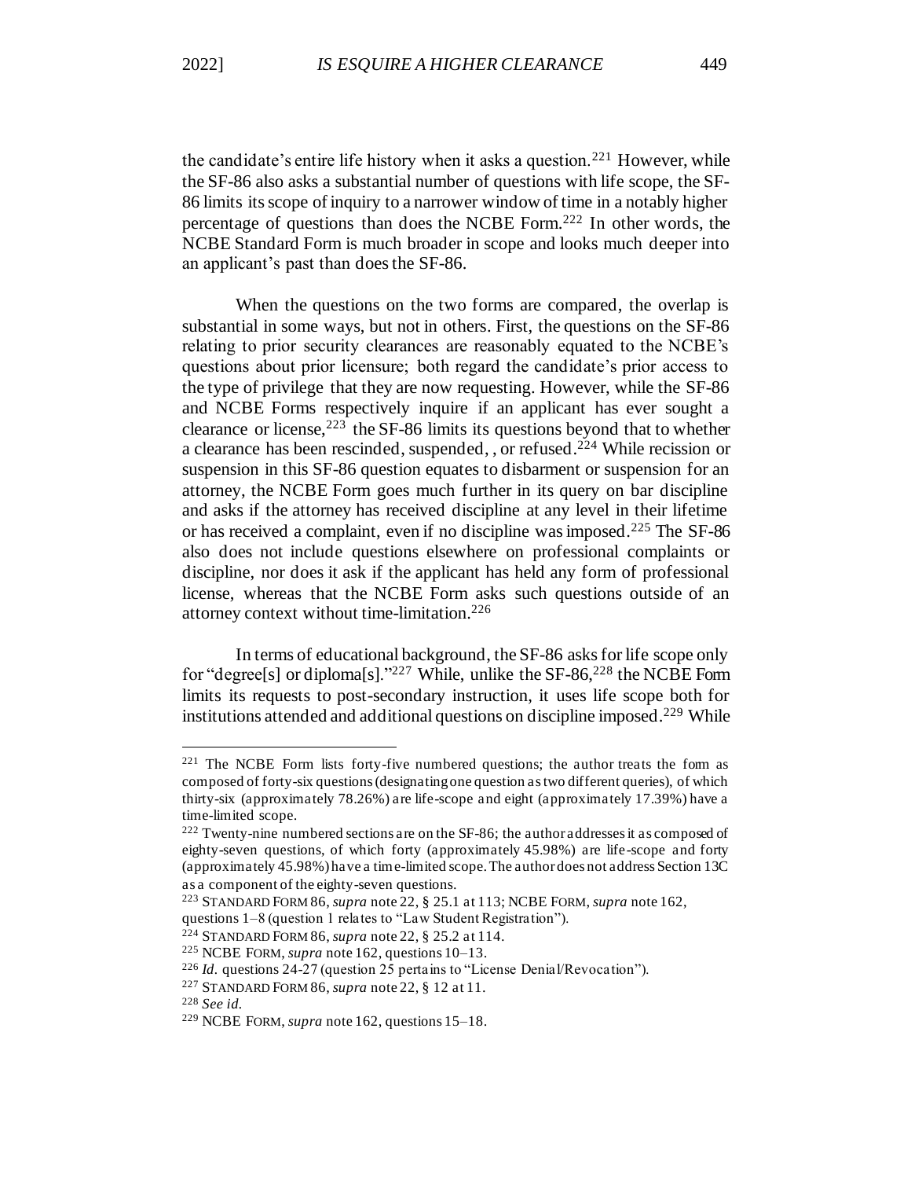the candidate's entire life history when it asks a question.[221] However, while the SF-86 also asks a substantial number of questions with life scope, the SF-86 limits its scope of inquiry to a narrower window of time in a notably higher percentage of questions than does the NCBE Form.[222] In other words, the NCBE Standard Form is much broader in scope and looks much deeper into an applicant's past than does the SF-86.

When the questions on the two forms are compared, the overlap is substantial in some ways, but not in others. First, the questions on the SF-86 relating to prior security clearances are reasonably equated to the NCBE's questions about prior licensure; both regard the candidate's prior access to the type of privilege that they are now requesting. However, while the SF-86 and NCBE Forms respectively inquire if an applicant has ever sought a clearance or license,[223] the SF-86 limits its questions beyond that to whether a clearance has been rescinded, suspended, , or refused.[224] While recission or suspension in this SF-86 question equates to disbarment or suspension for an attorney, the NCBE Form goes much further in its query on bar discipline and asks if the attorney has received discipline at any level in their lifetime or has received a complaint, even if no discipline was imposed.[225] The SF-86 also does not include questions elsewhere on professional complaints or discipline, nor does it ask if the applicant has held any form of professional license, whereas that the NCBE Form asks such questions outside of an attorney context without time-limitation.[226]

In terms of educational background, the SF-86 asks for life scope only for "degree[s] or diploma[s]."[227] While, unlike the SF-86,[228] the NCBE Form limits its requests to post-secondary instruction, it uses life scope both for institutions attended and additional questions on discipline imposed.[229] While

---

[221] The NCBE Form lists forty-five numbered questions; the author treats the form as composed of forty-six questions (designating one question as two different queries), of which thirty-six (approximately 78.26%) are life-scope and eight (approximately 17.39%) have a time-limited scope.

[222] Twenty-nine numbered sections are on the SF-86; the author addresses it as composed of eighty-seven questions, of which forty (approximately 45.98%) are life-scope and forty (approximately 45.98%) have a time-limited scope. The author does not address Section 13C as a component of the eighty-seven questions.

[223] STANDARD FORM 86, *supra* note 22, § 25.1 at 113; NCBE FORM, *supra* note 162, questions 1–8 (question 1 relates to "Law Student Registration").

[224] STANDARD FORM 86, *supra* note 22, § 25.2 at 114.

[225] NCBE FORM, *supra* note 162, questions 10–13.

[226] *Id.* questions 24-27 (question 25 pertains to "License Denial/Revocation").

[227] STANDARD FORM 86, *supra* note 22, § 12 at 11.

[228] *See id.*

[229] NCBE FORM, *supra* note 162, questions 15–18.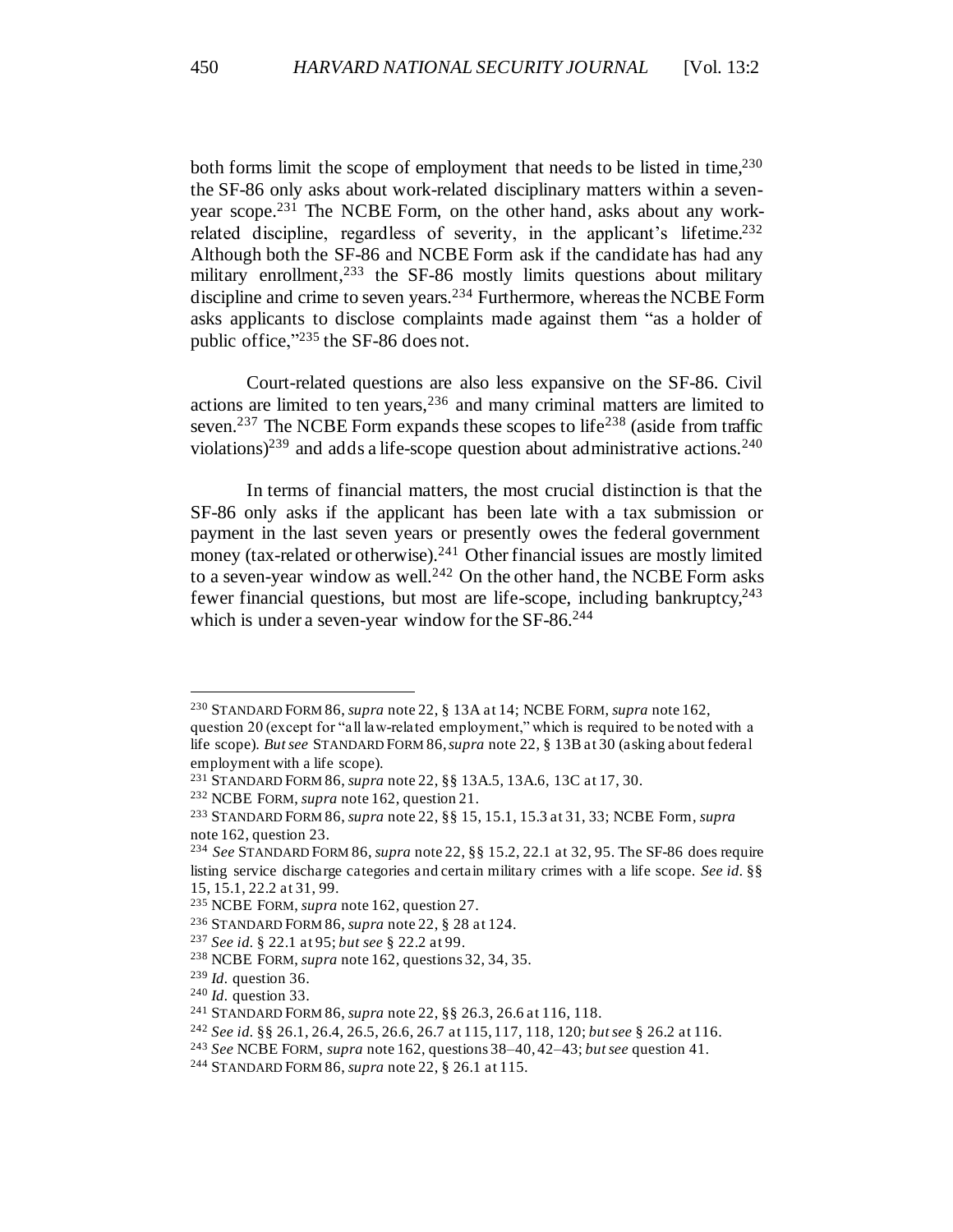both forms limit the scope of employment that needs to be listed in time,[230] the SF-86 only asks about work-related disciplinary matters within a seven-year scope.[231] The NCBE Form, on the other hand, asks about any work-related discipline, regardless of severity, in the applicant's lifetime.[232] Although both the SF-86 and NCBE Form ask if the candidate has had any military enrollment,[233] the SF-86 mostly limits questions about military discipline and crime to seven years.[234] Furthermore, whereas the NCBE Form asks applicants to disclose complaints made against them "as a holder of public office,"[235] the SF-86 does not.

Court-related questions are also less expansive on the SF-86. Civil actions are limited to ten years,[236] and many criminal matters are limited to seven.[237] The NCBE Form expands these scopes to life[238] (aside from traffic violations)[239] and adds a life-scope question about administrative actions.[240]

In terms of financial matters, the most crucial distinction is that the SF-86 only asks if the applicant has been late with a tax submission or payment in the last seven years or presently owes the federal government money (tax-related or otherwise).[241] Other financial issues are mostly limited to a seven-year window as well.[242] On the other hand, the NCBE Form asks fewer financial questions, but most are life-scope, including bankruptcy,[243] which is under a seven-year window for the SF-86.[244]

---

[230] STANDARD FORM 86, *supra* note 22, § 13A at 14; NCBE FORM, *supra* note 162, question 20 (except for "all law-related employment," which is required to be noted with a life scope). *But see* STANDARD FORM 86, *supra* note 22, § 13B at 30 (asking about federal employment with a life scope).

[231] STANDARD FORM 86, *supra* note 22, §§ 13A.5, 13A.6, 13C at 17, 30.

[232] NCBE FORM, *supra* note 162, question 21.

[233] STANDARD FORM 86, *supra* note 22, §§ 15, 15.1, 15.3 at 31, 33; NCBE Form, *supra* note 162, question 23.

[234] *See* STANDARD FORM 86, *supra* note 22, §§ 15.2, 22.1 at 32, 95. The SF-86 does require listing service discharge categories and certain military crimes with a life scope. *See id.* §§ 15, 15.1, 22.2 at 31, 99.

[235] NCBE FORM, *supra* note 162, question 27.

[236] STANDARD FORM 86, *supra* note 22, § 28 at 124.

[237] *See id.* § 22.1 at 95; *but see* § 22.2 at 99.

[238] NCBE FORM, *supra* note 162, questions 32, 34, 35.

[239] *Id.* question 36.

[240] *Id.* question 33.

[241] STANDARD FORM 86, *supra* note 22, §§ 26.3, 26.6 at 116, 118.

[242] *See id.* §§ 26.1, 26.4, 26.5, 26.6, 26.7 at 115, 117, 118, 120; *but see* § 26.2 at 116.

[243] *See* NCBE FORM, *supra* note 162, questions 38–40, 42–43; *but see* question 41.

[244] STANDARD FORM 86, *supra* note 22, § 26.1 at 115.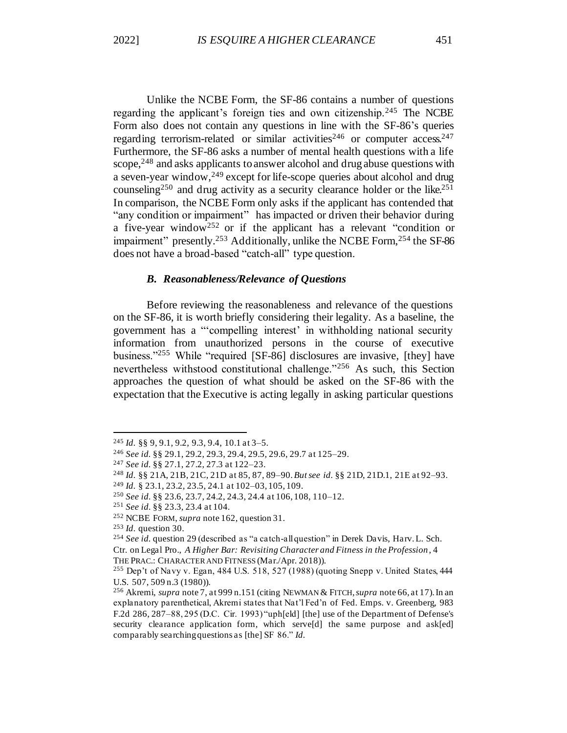Unlike the NCBE Form, the SF-86 contains a number of questions regarding the applicant's foreign ties and own citizenship.[245] The NCBE Form also does not contain any questions in line with the SF-86's queries regarding terrorism-related or similar activities[246] or computer access.[247] Furthermore, the SF-86 asks a number of mental health questions with a life scope,[248] and asks applicants to answer alcohol and drug abuse questions with a seven-year window,[249] except for life-scope queries about alcohol and drug counseling[250] and drug activity as a security clearance holder or the like.[251] In comparison, the NCBE Form only asks if the applicant has contended that "any condition or impairment" has impacted or driven their behavior during a five-year window[252] or if the applicant has a relevant "condition or impairment" presently.[253] Additionally, unlike the NCBE Form,[254] the SF-86 does not have a broad-based "catch-all" type question.

### *B. Reasonableness/Relevance of Questions*

Before reviewing the reasonableness and relevance of the questions on the SF-86, it is worth briefly considering their legality. As a baseline, the government has a "'compelling interest' in withholding national security information from unauthorized persons in the course of executive business."[255] While "required [SF-86] disclosures are invasive, [they] have nevertheless withstood constitutional challenge."[256] As such, this Section approaches the question of what should be asked on the SF-86 with the expectation that the Executive is acting legally in asking particular questions

---

[245] *Id.* §§ 9, 9.1, 9.2, 9.3, 9.4, 10.1 at 3–5.

[246] *See id.* §§ 29.1, 29.2, 29.3, 29.4, 29.5, 29.6, 29.7 at 125–29.

[247] *See id.* §§ 27.1, 27.2, 27.3 at 122–23.

[248] *Id.* §§ 21A, 21B, 21C, 21D at 85, 87, 89–90. *But see id.* §§ 21D, 21D.1, 21E at 92–93.

[249] *Id.* § 23.1, 23.2, 23.5, 24.1 at 102–03, 105, 109.

[250] *See id.* §§ 23.6, 23.7, 24.2, 24.3, 24.4 at 106, 108, 110–12.

[251] *See id.* §§ 23.3, 23.4 at 104.

[252] NCBE FORM, *supra* note 162, question 31.

[253] *Id.* question 30.

[254] *See id.* question 29 (described as "a catch-all question" in Derek Davis, Harv. L. Sch. Ctr. on Legal Pro., *A Higher Bar: Revisiting Character and Fitness in the Profession*, 4 THE PRAC.: CHARACTER AND FITNESS (Mar./Apr. 2018)).

[255] Dep't of Navy v. Egan, 484 U.S. 518, 527 (1988) (quoting Snepp v. United States, 444 U.S. 507, 509 n.3 (1980)).

[256] Akremi, *supra* note 7, at 999 n.151 (citing NEWMAN & FITCH, *supra* note 66, at 17). In an explanatory parenthetical, Akremi states that Nat'l Fed'n of Fed. Emps. v. Greenberg, 983 F.2d 286, 287–88, 295 (D.C. Cir. 1993) "uph[eld] [the] use of the Department of Defense's security clearance application form, which serve[d] the same purpose and ask[ed] comparably searching questions as [the] SF 86." *Id.*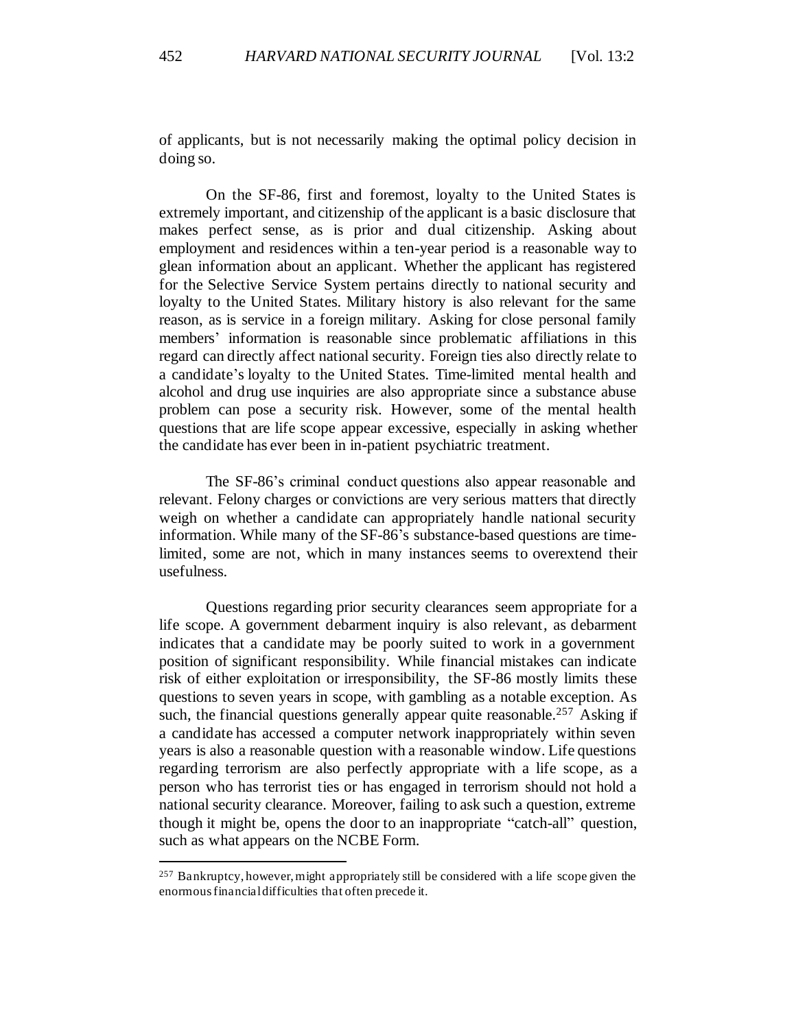of applicants, but is not necessarily making the optimal policy decision in doing so.

On the SF-86, first and foremost, loyalty to the United States is extremely important, and citizenship of the applicant is a basic disclosure that makes perfect sense, as is prior and dual citizenship. Asking about employment and residences within a ten-year period is a reasonable way to glean information about an applicant. Whether the applicant has registered for the Selective Service System pertains directly to national security and loyalty to the United States. Military history is also relevant for the same reason, as is service in a foreign military. Asking for close personal family members' information is reasonable since problematic affiliations in this regard can directly affect national security. Foreign ties also directly relate to a candidate's loyalty to the United States. Time-limited mental health and alcohol and drug use inquiries are also appropriate since a substance abuse problem can pose a security risk. However, some of the mental health questions that are life scope appear excessive, especially in asking whether the candidate has ever been in in-patient psychiatric treatment.

The SF-86's criminal conduct questions also appear reasonable and relevant. Felony charges or convictions are very serious matters that directly weigh on whether a candidate can appropriately handle national security information. While many of the SF-86's substance-based questions are time-limited, some are not, which in many instances seems to overextend their usefulness.

Questions regarding prior security clearances seem appropriate for a life scope. A government debarment inquiry is also relevant, as debarment indicates that a candidate may be poorly suited to work in a government position of significant responsibility. While financial mistakes can indicate risk of either exploitation or irresponsibility, the SF-86 mostly limits these questions to seven years in scope, with gambling as a notable exception. As such, the financial questions generally appear quite reasonable.[257] Asking if a candidate has accessed a computer network inappropriately within seven years is also a reasonable question with a reasonable window. Life questions regarding terrorism are also perfectly appropriate with a life scope, as a person who has terrorist ties or has engaged in terrorism should not hold a national security clearance. Moreover, failing to ask such a question, extreme though it might be, opens the door to an inappropriate "catch-all" question, such as what appears on the NCBE Form.

---

[257] Bankruptcy, however, might appropriately still be considered with a life scope given the enormous financial difficulties that often precede it.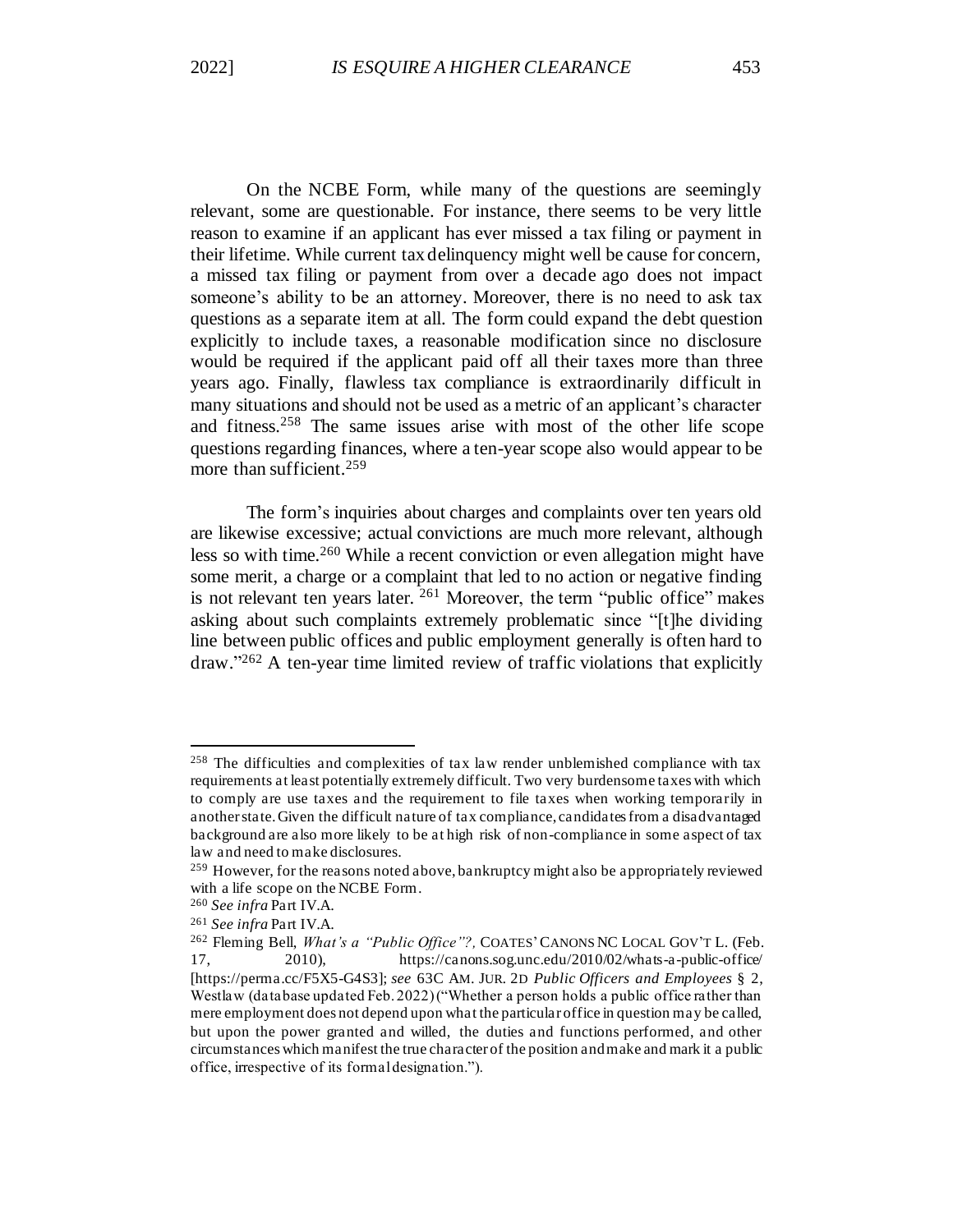On the NCBE Form, while many of the questions are seemingly relevant, some are questionable. For instance, there seems to be very little reason to examine if an applicant has ever missed a tax filing or payment in their lifetime. While current tax delinquency might well be cause for concern, a missed tax filing or payment from over a decade ago does not impact someone's ability to be an attorney. Moreover, there is no need to ask tax questions as a separate item at all. The form could expand the debt question explicitly to include taxes, a reasonable modification since no disclosure would be required if the applicant paid off all their taxes more than three years ago. Finally, flawless tax compliance is extraordinarily difficult in many situations and should not be used as a metric of an applicant's character and fitness.[258] The same issues arise with most of the other life scope questions regarding finances, where a ten-year scope also would appear to be more than sufficient.[259]

The form's inquiries about charges and complaints over ten years old are likewise excessive; actual convictions are much more relevant, although less so with time.[260] While a recent conviction or even allegation might have some merit, a charge or a complaint that led to no action or negative finding is not relevant ten years later.[261] Moreover, the term "public office" makes asking about such complaints extremely problematic since "[t]he dividing line between public offices and public employment generally is often hard to draw."[262] A ten-year time limited review of traffic violations that explicitly

---

[258] The difficulties and complexities of tax law render unblemished compliance with tax requirements at least potentially extremely difficult. Two very burdensome taxes with which to comply are use taxes and the requirement to file taxes when working temporarily in another state. Given the difficult nature of tax compliance, candidates from a disadvantaged background are also more likely to be at high risk of non-compliance in some aspect of tax law and need to make disclosures.

[259] However, for the reasons noted above, bankruptcy might also be appropriately reviewed with a life scope on the NCBE Form.

[260] *See infra* Part IV.A.

[261] *See infra* Part IV.A.

[262] Fleming Bell, *What's a "Public Office"?*, COATES' CANONS NC LOCAL GOV'T L. (Feb. 17, 2010), https://canons.sog.unc.edu/2010/02/whats-a-public-office/ [https://perma.cc/F5X5-G4S3]; *see* 63C AM. JUR. 2D *Public Officers and Employees* § 2, Westlaw (database updated Feb. 2022) ("Whether a person holds a public office rather than mere employment does not depend upon what the particular office in question may be called, but upon the power granted and willed, the duties and functions performed, and other circumstances which manifest the true character of the position and make and mark it a public office, irrespective of its formal designation.").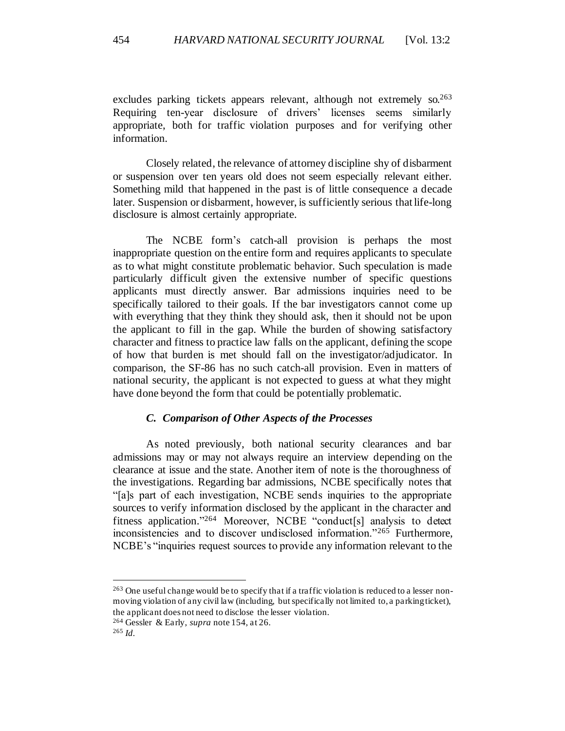excludes parking tickets appears relevant, although not extremely so.[263] Requiring ten-year disclosure of drivers' licenses seems similarly appropriate, both for traffic violation purposes and for verifying other information.

Closely related, the relevance of attorney discipline shy of disbarment or suspension over ten years old does not seem especially relevant either. Something mild that happened in the past is of little consequence a decade later. Suspension or disbarment, however, is sufficiently serious that life-long disclosure is almost certainly appropriate.

The NCBE form's catch-all provision is perhaps the most inappropriate question on the entire form and requires applicants to speculate as to what might constitute problematic behavior. Such speculation is made particularly difficult given the extensive number of specific questions applicants must directly answer. Bar admissions inquiries need to be specifically tailored to their goals. If the bar investigators cannot come up with everything that they think they should ask, then it should not be upon the applicant to fill in the gap. While the burden of showing satisfactory character and fitness to practice law falls on the applicant, defining the scope of how that burden is met should fall on the investigator/adjudicator. In comparison, the SF-86 has no such catch-all provision. Even in matters of national security, the applicant is not expected to guess at what they might have done beyond the form that could be potentially problematic.

### *C. Comparison of Other Aspects of the Processes*

As noted previously, both national security clearances and bar admissions may or may not always require an interview depending on the clearance at issue and the state. Another item of note is the thoroughness of the investigations. Regarding bar admissions, NCBE specifically notes that "[a]s part of each investigation, NCBE sends inquiries to the appropriate sources to verify information disclosed by the applicant in the character and fitness application."[264] Moreover, NCBE "conduct[s] analysis to detect inconsistencies and to discover undisclosed information."[265] Furthermore, NCBE's "inquiries request sources to provide any information relevant to the

---

[263] One useful change would be to specify that if a traffic violation is reduced to a lesser non-moving violation of any civil law (including, but specifically not limited to, a parking ticket), the applicant does not need to disclose the lesser violation.

[264] Gessler & Early, *supra* note 154, at 26.

[265] *Id.*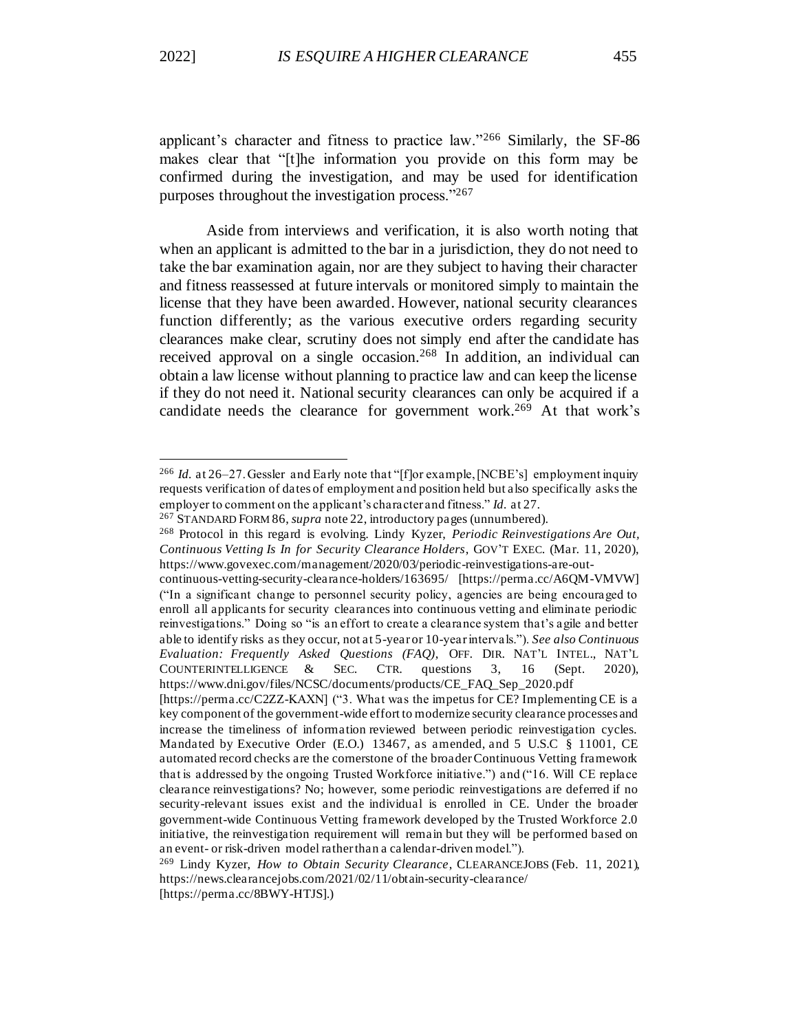applicant's character and fitness to practice law."[266] Similarly, the SF-86 makes clear that "[t]he information you provide on this form may be confirmed during the investigation, and may be used for identification purposes throughout the investigation process."[267]

Aside from interviews and verification, it is also worth noting that when an applicant is admitted to the bar in a jurisdiction, they do not need to take the bar examination again, nor are they subject to having their character and fitness reassessed at future intervals or monitored simply to maintain the license that they have been awarded. However, national security clearances function differently; as the various executive orders regarding security clearances make clear, scrutiny does not simply end after the candidate has received approval on a single occasion.[268] In addition, an individual can obtain a law license without planning to practice law and can keep the license if they do not need it. National security clearances can only be acquired if a candidate needs the clearance for government work.[269] At that work's

---

[266] *Id.* at 26–27. Gessler and Early note that "[f]or example, [NCBE's] employment inquiry requests verification of dates of employment and position held but also specifically asks the employer to comment on the applicant's character and fitness." *Id.* at 27.

[267] STANDARD FORM 86, *supra* note 22, introductory pages (unnumbered).

[268] Protocol in this regard is evolving. Lindy Kyzer, *Periodic Reinvestigations Are Out, Continuous Vetting Is In for Security Clearance Holders*, GOV'T EXEC. (Mar. 11, 2020), https://www.govexec.com/management/2020/03/periodic-reinvestigations-are-out-continuous-vetting-security-clearance-holders/163695/ [https://perma.cc/A6QM-VMVW] ("In a significant change to personnel security policy, agencies are being encouraged to enroll all applicants for security clearances into continuous vetting and eliminate periodic reinvestigations." Doing so "is an effort to create a clearance system that's agile and better able to identify risks as they occur, not at 5-year or 10-year intervals."). *See also Continuous Evaluation: Frequently Asked Questions (FAQ)*, OFF. DIR. NAT'L INTEL., NAT'L COUNTERINTELLIGENCE & SEC. CTR. questions 3, 16 (Sept. 2020), https://www.dni.gov/files/NCSC/documents/products/CE_FAQ_Sep_2020.pdf [https://perma.cc/C2ZZ-KAXN] ("3. What was the impetus for CE? Implementing CE is a key component of the government-wide effort to modernize security clearance processes and increase the timeliness of information reviewed between periodic reinvestigation cycles. Mandated by Executive Order (E.O.) 13467, as amended, and 5 U.S.C § 11001, CE automated record checks are the cornerstone of the broader Continuous Vetting framework that is addressed by the ongoing Trusted Workforce initiative.") and ("16. Will CE replace clearance reinvestigations? No; however, some periodic reinvestigations are deferred if no security-relevant issues exist and the individual is enrolled in CE. Under the broader government-wide Continuous Vetting framework developed by the Trusted Workforce 2.0 initiative, the reinvestigation requirement will remain but they will be performed based on an event- or risk-driven model rather than a calendar-driven model.").

[269] Lindy Kyzer, *How to Obtain Security Clearance*, CLEARANCEJOBS (Feb. 11, 2021), https://news.clearancejobs.com/2021/02/11/obtain-security-clearance/ [https://perma.cc/8BWY-HTJS].)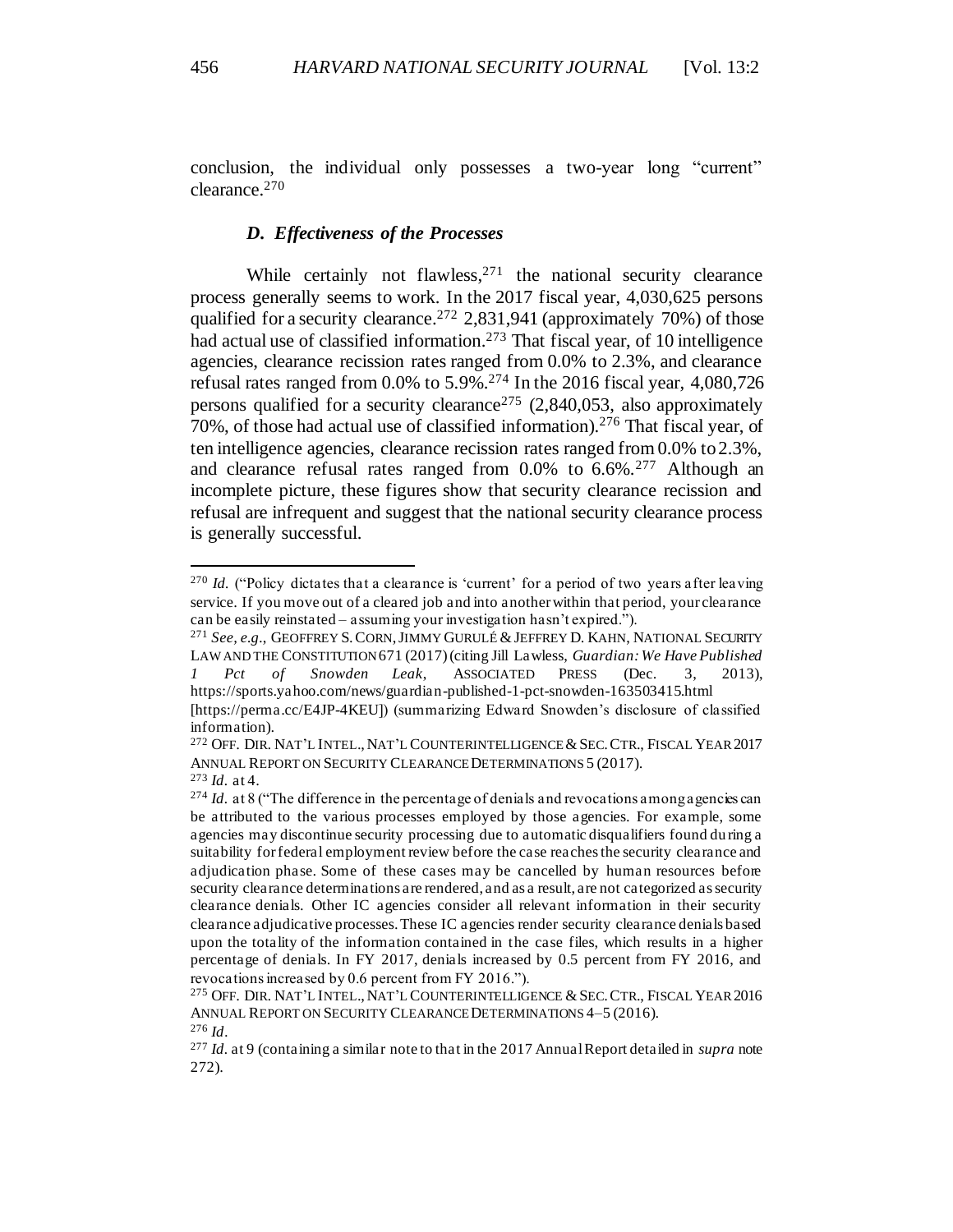conclusion, the individual only possesses a two-year long "current" clearance.[270]

### *D. Effectiveness of the Processes*

While certainly not flawless,[271] the national security clearance process generally seems to work. In the 2017 fiscal year, 4,030,625 persons qualified for a security clearance.[272] 2,831,941 (approximately 70%) of those had actual use of classified information.[273] That fiscal year, of 10 intelligence agencies, clearance recission rates ranged from 0.0% to 2.3%, and clearance refusal rates ranged from 0.0% to 5.9%.[274] In the 2016 fiscal year, 4,080,726 persons qualified for a security clearance[275] (2,840,053, also approximately 70%, of those had actual use of classified information).[276] That fiscal year, of ten intelligence agencies, clearance recission rates ranged from 0.0% to 2.3%, and clearance refusal rates ranged from 0.0% to 6.6%.[277] Although an incomplete picture, these figures show that security clearance recission and refusal are infrequent and suggest that the national security clearance process is generally successful.

---

[270] *Id.* ("Policy dictates that a clearance is 'current' for a period of two years after leaving service. If you move out of a cleared job and into another within that period, your clearance can be easily reinstated – assuming your investigation hasn't expired.").

[271] *See, e.g.*, GEOFFREY S. CORN, JIMMY GURULÉ & JEFFREY D. KAHN, NATIONAL SECURITY LAW AND THE CONSTITUTION 671 (2017) (citing Jill Lawless, *Guardian: We Have Published 1 Pct of Snowden Leak*, ASSOCIATED PRESS (Dec. 3, 2013), https://sports.yahoo.com/news/guardian-published-1-pct-snowden-163503415.html [https://perma.cc/E4JP-4KEU]) (summarizing Edward Snowden's disclosure of classified information).

[272] OFF. DIR. NAT'L INTEL., NAT'L COUNTERINTELLIGENCE & SEC. CTR., FISCAL YEAR 2017 ANNUAL REPORT ON SECURITY CLEARANCE DETERMINATIONS 5 (2017).

[273] *Id.* at 4.

[274] *Id.* at 8 ("The difference in the percentage of denials and revocations among agencies can be attributed to the various processes employed by those agencies. For example, some agencies may discontinue security processing due to automatic disqualifiers found during a suitability for federal employment review before the case reaches the security clearance and adjudication phase. Some of these cases may be cancelled by human resources before security clearance determinations are rendered, and as a result, are not categorized as security clearance denials. Other IC agencies consider all relevant information in their security clearance adjudicative processes. These IC agencies render security clearance denials based upon the totality of the information contained in the case files, which results in a higher percentage of denials. In FY 2017, denials increased by 0.5 percent from FY 2016, and revocations increased by 0.6 percent from FY 2016.").

[275] OFF. DIR. NAT'L INTEL., NAT'L COUNTERINTELLIGENCE & SEC. CTR., FISCAL YEAR 2016 ANNUAL REPORT ON SECURITY CLEARANCE DETERMINATIONS 4–5 (2016).

[276] *Id.*

[277] *Id.* at 9 (containing a similar note to that in the 2017 Annual Report detailed in *supra* note 272).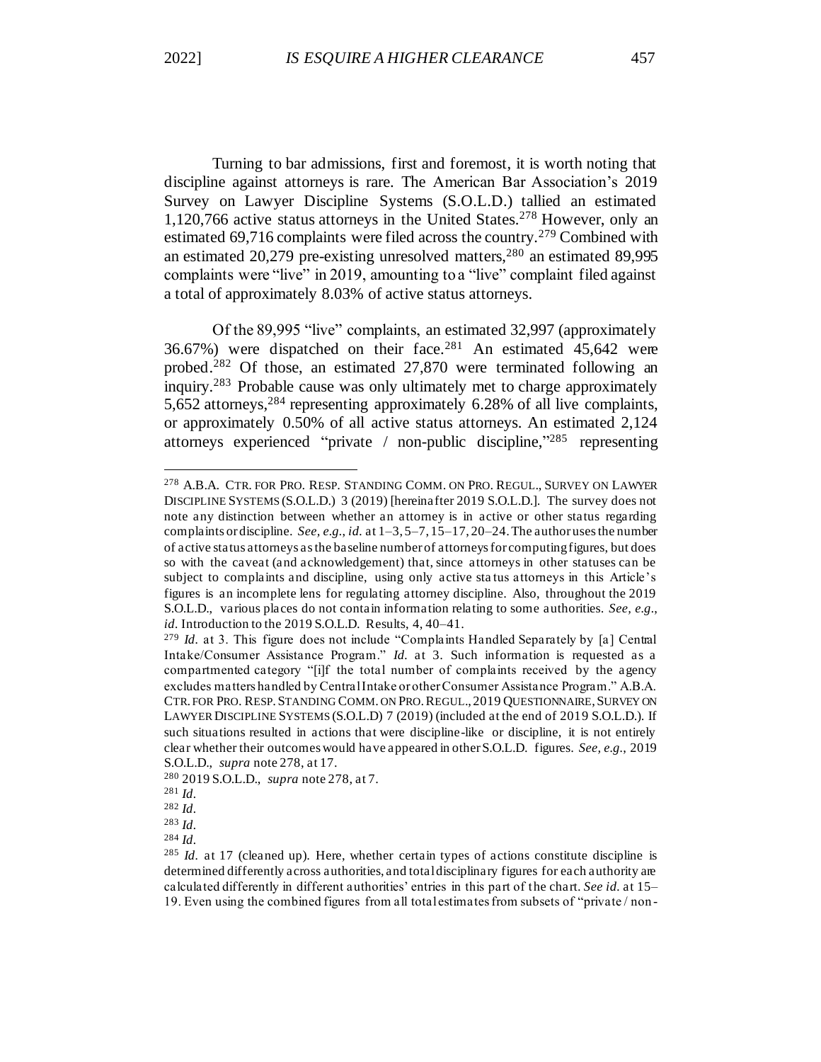Turning to bar admissions, first and foremost, it is worth noting that discipline against attorneys is rare. The American Bar Association's 2019 Survey on Lawyer Discipline Systems (S.O.L.D.) tallied an estimated 1,120,766 active status attorneys in the United States.[278] However, only an estimated 69,716 complaints were filed across the country.[279] Combined with an estimated 20,279 pre-existing unresolved matters,[280] an estimated 89,995 complaints were "live" in 2019, amounting to a "live" complaint filed against a total of approximately 8.03% of active status attorneys.

Of the 89,995 "live" complaints, an estimated 32,997 (approximately 36.67%) were dispatched on their face.[281] An estimated 45,642 were probed.[282] Of those, an estimated 27,870 were terminated following an inquiry.[283] Probable cause was only ultimately met to charge approximately 5,652 attorneys,[284] representing approximately 6.28% of all live complaints, or approximately 0.50% of all active status attorneys. An estimated 2,124 attorneys experienced "private / non-public discipline,"[285] representing

---

[278] A.B.A. CTR. FOR PRO. RESP. STANDING COMM. ON PRO. REGUL., SURVEY ON LAWYER DISCIPLINE SYSTEMS (S.O.L.D.) 3 (2019) [hereinafter 2019 S.O.L.D.]. The survey does not note any distinction between whether an attorney is in active or other status regarding complaints or discipline. *See, e.g.*, *id.* at 1–3, 5–7, 15–17, 20–24. The author uses the number of active status attorneys as the baseline number of attorneys for computing figures, but does so with the caveat (and acknowledgement) that, since attorneys in other statuses can be subject to complaints and discipline, using only active status attorneys in this Article's figures is an incomplete lens for regulating attorney discipline. Also, throughout the 2019 S.O.L.D., various places do not contain information relating to some authorities. *See, e.g.*, *id.* Introduction to the 2019 S.O.L.D. Results, 4, 40–41.

[279] *Id.* at 3. This figure does not include "Complaints Handled Separately by [a] Central Intake/Consumer Assistance Program." *Id.* at 3. Such information is requested as a compartmented category "[i]f the total number of complaints received by the agency excludes matters handled by Central Intake or other Consumer Assistance Program." A.B.A. CTR. FOR PRO. RESP. STANDING COMM. ON PRO. REGUL., 2019 QUESTIONNAIRE, SURVEY ON LAWYER DISCIPLINE SYSTEMS (S.O.L.D) 7 (2019) (included at the end of 2019 S.O.L.D.). If such situations resulted in actions that were discipline-like or discipline, it is not entirely clear whether their outcomes would have appeared in other S.O.L.D. figures. *See, e.g.*, 2019 S.O.L.D., *supra* note 278, at 17.

[280] 2019 S.O.L.D., *supra* note 278, at 7.

[281] *Id.*

[282] *Id.*

[283] *Id.*

[284] *Id.*

[285] *Id.* at 17 (cleaned up). Here, whether certain types of actions constitute discipline is determined differently across authorities, and total disciplinary figures for each authority are calculated differently in different authorities' entries in this part of the chart. *See id.* at 15–19. Even using the combined figures from all total estimates from subsets of "private / non-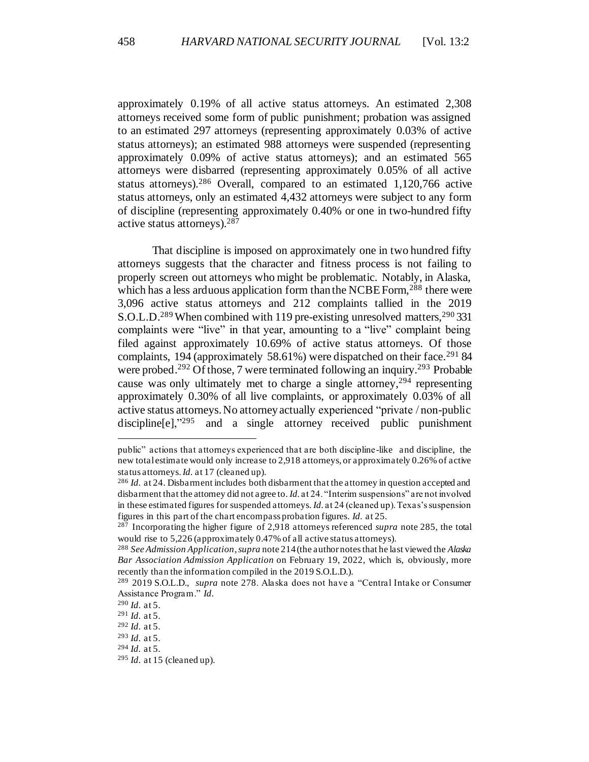approximately 0.19% of all active status attorneys. An estimated 2,308 attorneys received some form of public punishment; probation was assigned to an estimated 297 attorneys (representing approximately 0.03% of active status attorneys); an estimated 988 attorneys were suspended (representing approximately 0.09% of active status attorneys); and an estimated 565 attorneys were disbarred (representing approximately 0.05% of all active status attorneys).[286] Overall, compared to an estimated 1,120,766 active status attorneys, only an estimated 4,432 attorneys were subject to any form of discipline (representing approximately 0.40% or one in two-hundred fifty active status attorneys).[287]

That discipline is imposed on approximately one in two hundred fifty attorneys suggests that the character and fitness process is not failing to properly screen out attorneys who might be problematic. Notably, in Alaska, which has a less arduous application form than the NCBE Form,[288] there were 3,096 active status attorneys and 212 complaints tallied in the 2019 S.O.L.D.[289] When combined with 119 pre-existing unresolved matters,[290] 331 complaints were "live" in that year, amounting to a "live" complaint being filed against approximately 10.69% of active status attorneys. Of those complaints, 194 (approximately 58.61%) were dispatched on their face.[291] 84 were probed.[292] Of those, 7 were terminated following an inquiry.[293] Probable cause was only ultimately met to charge a single attorney,[294] representing approximately 0.30% of all live complaints, or approximately 0.03% of all active status attorneys. No attorney actually experienced "private / non-public discipline[e],"[295] and a single attorney received public punishment

---

public" actions that attorneys experienced that are both discipline-like and discipline, the new total estimate would only increase to 2,918 attorneys, or approximately 0.26% of active status attorneys. *Id.* at 17 (cleaned up).

[286] *Id.* at 24. Disbarment includes both disbarment that the attorney in question accepted and disbarment that the attorney did not agree to. *Id.* at 24. "Interim suspensions" are not involved in these estimated figures for suspended attorneys. *Id.* at 24 (cleaned up). Texas's suspension figures in this part of the chart encompass probation figures. *Id.* at 25.

[287] Incorporating the higher figure of 2,918 attorneys referenced *supra* note 285, the total would rise to 5,226 (approximately 0.47% of all active status attorneys).

[288] *See Admission Application*, *supra* note 214 (the author notes that he last viewed the *Alaska Bar Association Admission Application* on February 19, 2022, which is, obviously, more recently than the information compiled in the 2019 S.O.L.D.).

[289] 2019 S.O.L.D., *supra* note 278. Alaska does not have a "Central Intake or Consumer Assistance Program." *Id.*

[290] *Id.* at 5.

[291] *Id.* at 5.

[292] *Id.* at 5.

[293] *Id.* at 5.

[294] *Id.* at 5.

[295] *Id.* at 15 (cleaned up).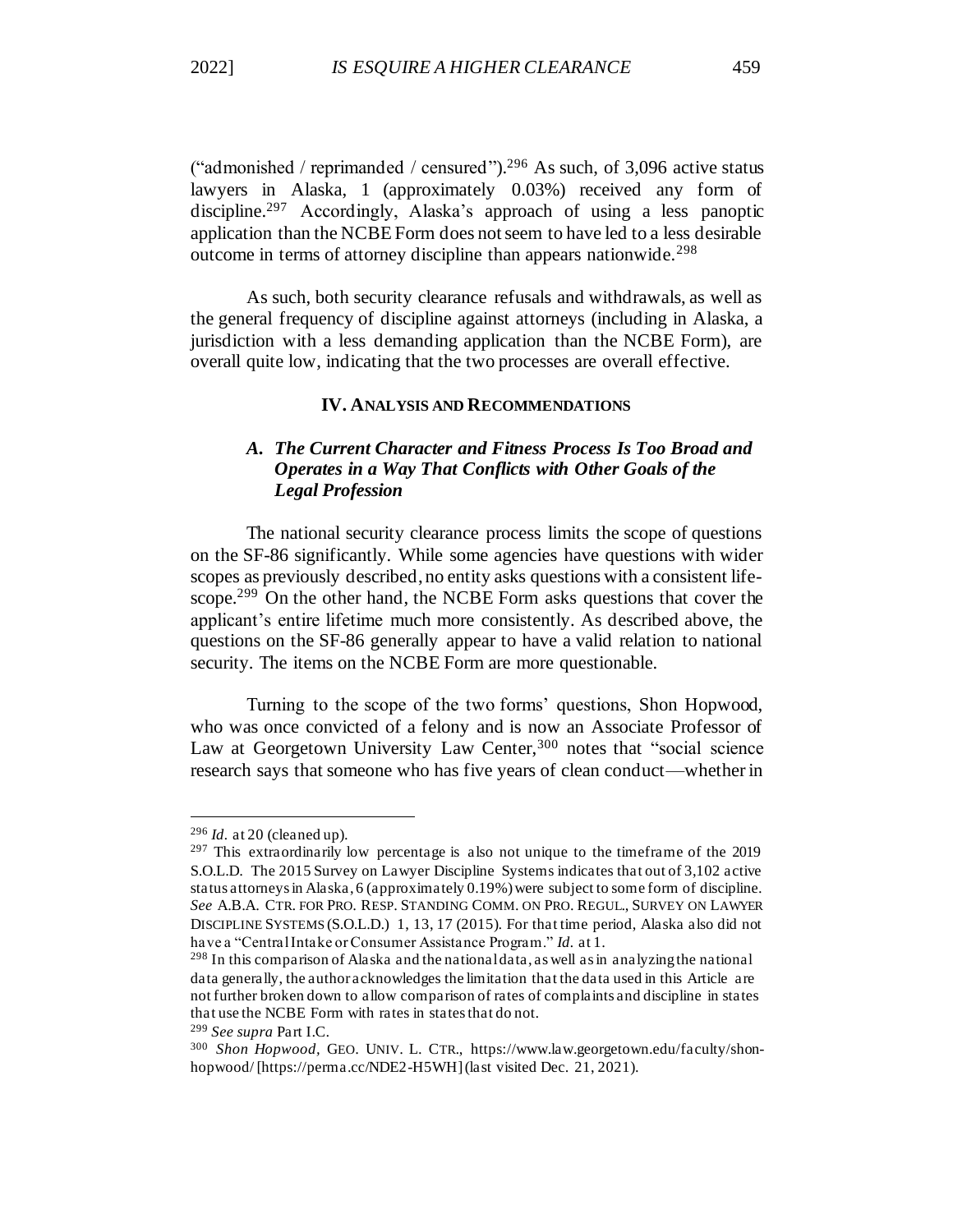("admonished / reprimanded / censured").[296] As such, of 3,096 active status lawyers in Alaska, 1 (approximately 0.03%) received any form of discipline.[297] Accordingly, Alaska's approach of using a less panoptic application than the NCBE Form does not seem to have led to a less desirable outcome in terms of attorney discipline than appears nationwide.[298]

As such, both security clearance refusals and withdrawals, as well as the general frequency of discipline against attorneys (including in Alaska, a jurisdiction with a less demanding application than the NCBE Form), are overall quite low, indicating that the two processes are overall effective.

## IV. ANALYSIS AND RECOMMENDATIONS

### *A. The Current Character and Fitness Process Is Too Broad and Operates in a Way That Conflicts with Other Goals of the Legal Profession*

The national security clearance process limits the scope of questions on the SF-86 significantly. While some agencies have questions with wider scopes as previously described, no entity asks questions with a consistent life-scope.[299] On the other hand, the NCBE Form asks questions that cover the applicant's entire lifetime much more consistently. As described above, the questions on the SF-86 generally appear to have a valid relation to national security. The items on the NCBE Form are more questionable.

Turning to the scope of the two forms' questions, Shon Hopwood, who was once convicted of a felony and is now an Associate Professor of Law at Georgetown University Law Center,[300] notes that "social science research says that someone who has five years of clean conduct—whether in

---

[296] *Id.* at 20 (cleaned up).

[297] This extraordinarily low percentage is also not unique to the timeframe of the 2019 S.O.L.D. The 2015 Survey on Lawyer Discipline Systems indicates that out of 3,102 active status attorneys in Alaska, 6 (approximately 0.19%) were subject to some form of discipline. *See* A.B.A. CTR. FOR PRO. RESP. STANDING COMM. ON PRO. REGUL., SURVEY ON LAWYER DISCIPLINE SYSTEMS (S.O.L.D.) 1, 13, 17 (2015). For that time period, Alaska also did not have a "Central Intake or Consumer Assistance Program." *Id.* at 1.

[298] In this comparison of Alaska and the national data, as well as in analyzing the national data generally, the author acknowledges the limitation that the data used in this Article are not further broken down to allow comparison of rates of complaints and discipline in states that use the NCBE Form with rates in states that do not.

[299] *See supra* Part I.C.

[300] *Shon Hopwood*, GEO. UNIV. L. CTR., https://www.law.georgetown.edu/faculty/shon-hopwood/ [https://perma.cc/NDE2-H5WH] (last visited Dec. 21, 2021).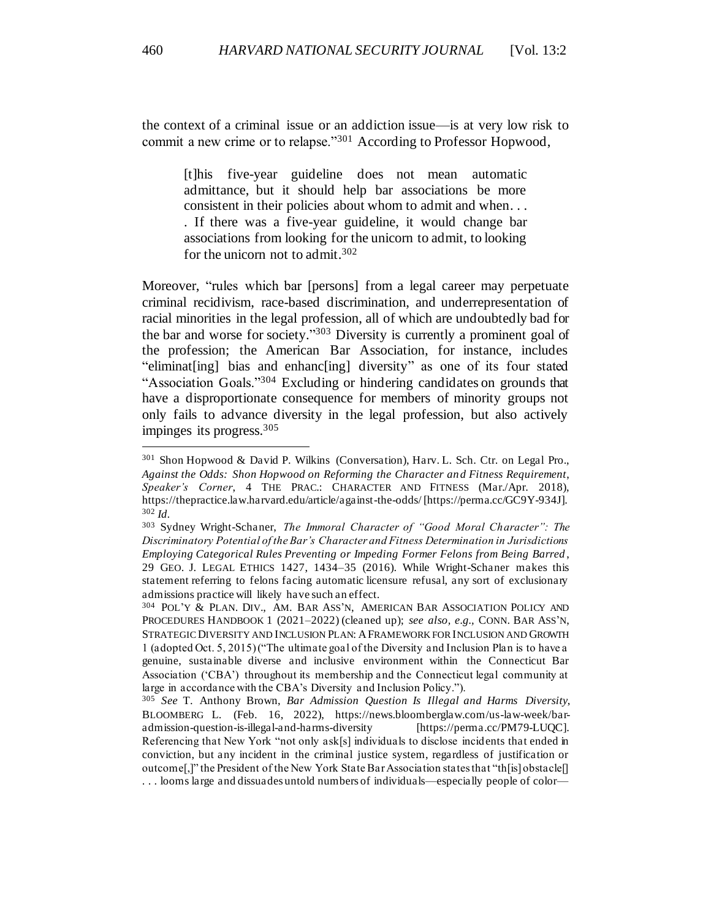the context of a criminal issue or an addiction issue—is at very low risk to commit a new crime or to relapse."[301] According to Professor Hopwood,

> [t]his five-year guideline does not mean automatic admittance, but it should help bar associations be more consistent in their policies about whom to admit and when. . . . If there was a five-year guideline, it would change bar associations from looking for the unicorn to admit, to looking for the unicorn not to admit.[302]

Moreover, "rules which bar [persons] from a legal career may perpetuate criminal recidivism, race-based discrimination, and underrepresentation of racial minorities in the legal profession, all of which are undoubtedly bad for the bar and worse for society."[303] Diversity is currently a prominent goal of the profession; the American Bar Association, for instance, includes "eliminat[ing] bias and enhanc[ing] diversity" as one of its four stated "Association Goals."[304] Excluding or hindering candidates on grounds that have a disproportionate consequence for members of minority groups not only fails to advance diversity in the legal profession, but also actively impinges its progress.[305]

---

[301] Shon Hopwood & David P. Wilkins (Conversation), Harv. L. Sch. Ctr. on Legal Pro., *Against the Odds: Shon Hopwood on Reforming the Character and Fitness Requirement*, *Speaker's Corner*, 4 THE PRAC.: CHARACTER AND FITNESS (Mar./Apr. 2018), https://thepractice.law.harvard.edu/article/against-the-odds/ [https://perma.cc/GC9Y-934J].

[302] *Id.*

[303] Sydney Wright-Schaner, *The Immoral Character of "Good Moral Character": The Discriminatory Potential of the Bar's Character and Fitness Determination in Jurisdictions Employing Categorical Rules Preventing or Impeding Former Felons from Being Barred*, 29 GEO. J. LEGAL ETHICS 1427, 1434–35 (2016). While Wright-Schaner makes this statement referring to felons facing automatic licensure refusal, any sort of exclusionary admissions practice will likely have such an effect.

[304] POL'Y & PLAN. DIV., AM. BAR ASS'N, AMERICAN BAR ASSOCIATION POLICY AND PROCEDURES HANDBOOK 1 (2021–2022) (cleaned up); *see also, e.g.*, CONN. BAR ASS'N, STRATEGIC DIVERSITY AND INCLUSION PLAN: A FRAMEWORK FOR INCLUSION AND GROWTH 1 (adopted Oct. 5, 2015) ("The ultimate goal of the Diversity and Inclusion Plan is to have a genuine, sustainable diverse and inclusive environment within the Connecticut Bar Association ('CBA') throughout its membership and the Connecticut legal community at large in accordance with the CBA's Diversity and Inclusion Policy.").

[305] *See* T. Anthony Brown, *Bar Admission Question Is Illegal and Harms Diversity*, BLOOMBERG L. (Feb. 16, 2022), https://news.bloomberglaw.com/us-law-week/bar-admission-question-is-illegal-and-harms-diversity [https://perma.cc/PM79-LUQC]. Referencing that New York "not only ask[s] individuals to disclose incidents that ended in conviction, but any incident in the criminal justice system, regardless of justification or outcome[,]" the President of the New York State Bar Association states that "th[is] obstacle[] . . . looms large and dissuades untold numbers of individuals—especially people of color—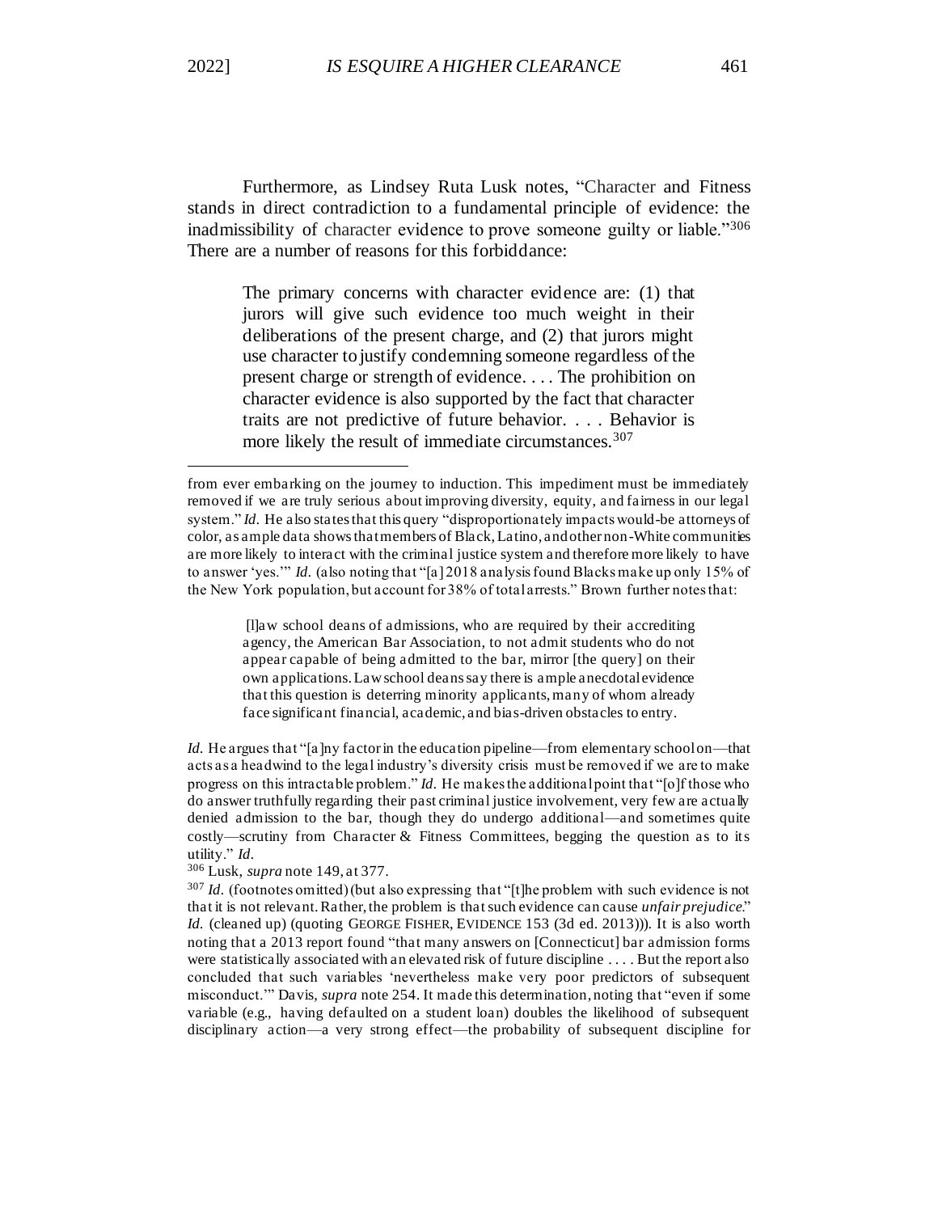Furthermore, as Lindsey Ruta Lusk notes, "Character and Fitness stands in direct contradiction to a fundamental principle of evidence: the inadmissibility of character evidence to prove someone guilty or liable."[306] There are a number of reasons for this forbiddance:

> The primary concerns with character evidence are: (1) that jurors will give such evidence too much weight in their deliberations of the present charge, and (2) that jurors might use character to justify condemning someone regardless of the present charge or strength of evidence. . . . The prohibition on character evidence is also supported by the fact that character traits are not predictive of future behavior. . . . Behavior is more likely the result of immediate circumstances.[307]

---

from ever embarking on the journey to induction. This impediment must be immediately removed if we are truly serious about improving diversity, equity, and fairness in our legal system." *Id.* He also states that this query "disproportionately impacts would-be attorneys of color, as ample data shows that members of Black, Latino, and other non-White communities are more likely to interact with the criminal justice system and therefore more likely to have to answer 'yes.'" *Id.* (also noting that "[a] 2018 analysis found Blacks make up only 15% of the New York population, but account for 38% of total arrests." Brown further notes that:

> [l]aw school deans of admissions, who are required by their accrediting agency, the American Bar Association, to not admit students who do not appear capable of being admitted to the bar, mirror [the query] on their own applications. Law school deans say there is ample anecdotal evidence that this question is deterring minority applicants, many of whom already face significant financial, academic, and bias-driven obstacles to entry.

*Id.* He argues that "[a]ny factor in the education pipeline—from elementary school on—that acts as a headwind to the legal industry's diversity crisis must be removed if we are to make progress on this intractable problem." *Id.* He makes the additional point that "[o]f those who do answer truthfully regarding their past criminal justice involvement, very few are actually denied admission to the bar, though they do undergo additional—and sometimes quite costly—scrutiny from Character & Fitness Committees, begging the question as to its utility." *Id.*

[306] Lusk, *supra* note 149, at 377.

[307] *Id.* (footnotes omitted) (but also expressing that "[t]he problem with such evidence is not that it is not relevant. Rather, the problem is that such evidence can cause *unfair prejudice*." *Id.* (cleaned up) (quoting GEORGE FISHER, EVIDENCE 153 (3d ed. 2013))). It is also worth noting that a 2013 report found "that many answers on [Connecticut] bar admission forms were statistically associated with an elevated risk of future discipline . . . . But the report also concluded that such variables 'nevertheless make very poor predictors of subsequent misconduct.'" Davis, *supra* note 254. It made this determination, noting that "even if some variable (e.g., having defaulted on a student loan) doubles the likelihood of subsequent disciplinary action—a very strong effect—the probability of subsequent discipline for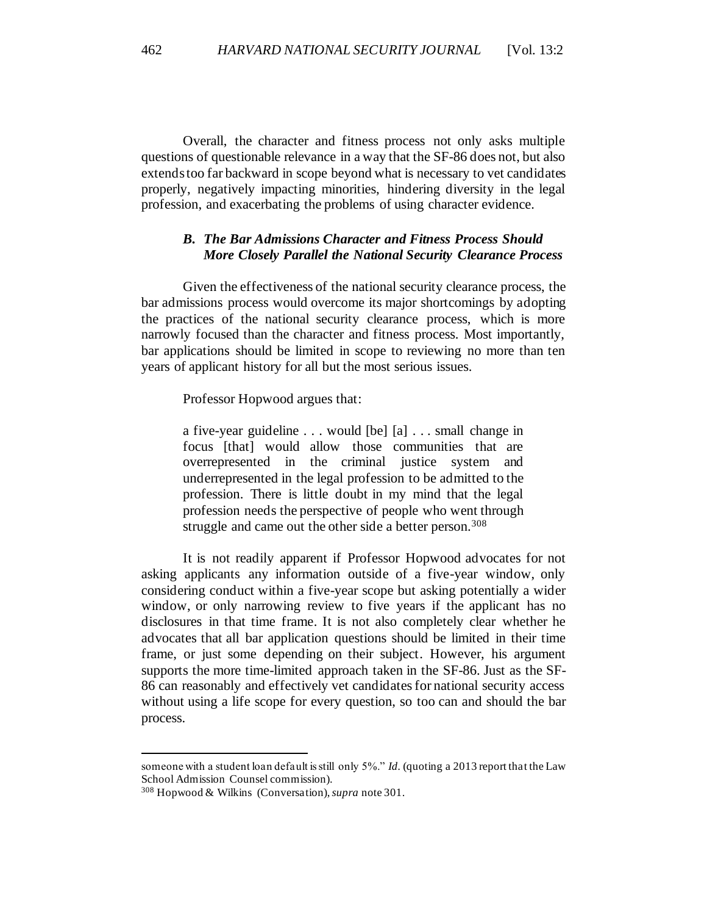Overall, the character and fitness process not only asks multiple questions of questionable relevance in a way that the SF-86 does not, but also extends too far backward in scope beyond what is necessary to vet candidates properly, negatively impacting minorities, hindering diversity in the legal profession, and exacerbating the problems of using character evidence.

### *B. The Bar Admissions Character and Fitness Process Should More Closely Parallel the National Security Clearance Process*

Given the effectiveness of the national security clearance process, the bar admissions process would overcome its major shortcomings by adopting the practices of the national security clearance process, which is more narrowly focused than the character and fitness process. Most importantly, bar applications should be limited in scope to reviewing no more than ten years of applicant history for all but the most serious issues.

Professor Hopwood argues that:

> a five-year guideline . . . would [be] [a] . . . small change in focus [that] would allow those communities that are overrepresented in the criminal justice system and underrepresented in the legal profession to be admitted to the profession. There is little doubt in my mind that the legal profession needs the perspective of people who went through struggle and came out the other side a better person.[308]

It is not readily apparent if Professor Hopwood advocates for not asking applicants any information outside of a five-year window, only considering conduct within a five-year scope but asking potentially a wider window, or only narrowing review to five years if the applicant has no disclosures in that time frame. It is not also completely clear whether he advocates that all bar application questions should be limited in their time frame, or just some depending on their subject. However, his argument supports the more time-limited approach taken in the SF-86. Just as the SF-86 can reasonably and effectively vet candidates for national security access without using a life scope for every question, so too can and should the bar process.

---

someone with a student loan default is still only 5%." *Id*. (quoting a 2013 report that the Law School Admission Counsel commission).

[308] Hopwood & Wilkins (Conversation), *supra* note 301.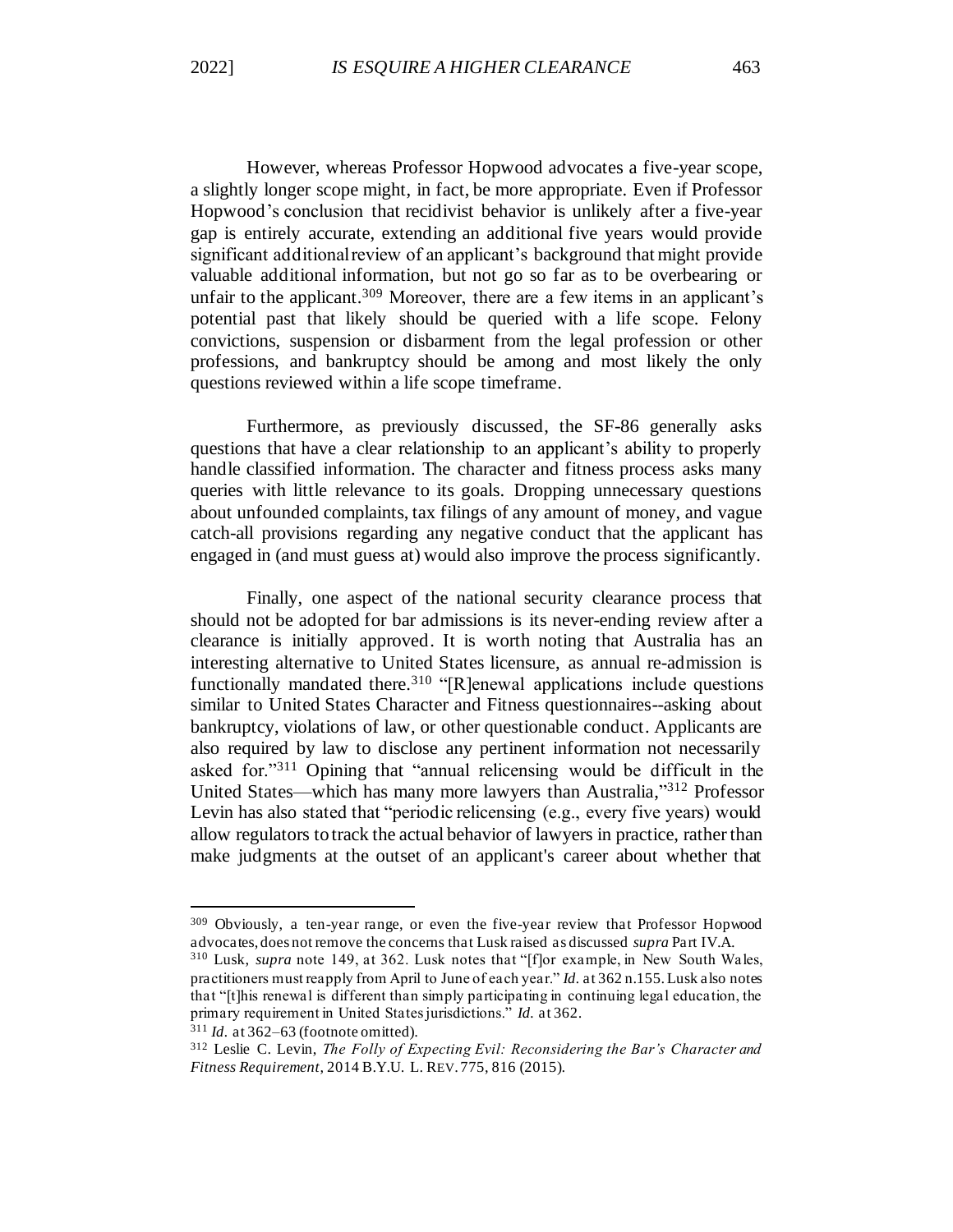However, whereas Professor Hopwood advocates a five-year scope, a slightly longer scope might, in fact, be more appropriate. Even if Professor Hopwood's conclusion that recidivist behavior is unlikely after a five-year gap is entirely accurate, extending an additional five years would provide significant additional review of an applicant's background that might provide valuable additional information, but not go so far as to be overbearing or unfair to the applicant.[309] Moreover, there are a few items in an applicant's potential past that likely should be queried with a life scope. Felony convictions, suspension or disbarment from the legal profession or other professions, and bankruptcy should be among and most likely the only questions reviewed within a life scope timeframe.

Furthermore, as previously discussed, the SF-86 generally asks questions that have a clear relationship to an applicant's ability to properly handle classified information. The character and fitness process asks many queries with little relevance to its goals. Dropping unnecessary questions about unfounded complaints, tax filings of any amount of money, and vague catch-all provisions regarding any negative conduct that the applicant has engaged in (and must guess at) would also improve the process significantly.

Finally, one aspect of the national security clearance process that should not be adopted for bar admissions is its never-ending review after a clearance is initially approved. It is worth noting that Australia has an interesting alternative to United States licensure, as annual re-admission is functionally mandated there.[310] "[R]enewal applications include questions similar to United States Character and Fitness questionnaires--asking about bankruptcy, violations of law, or other questionable conduct. Applicants are also required by law to disclose any pertinent information not necessarily asked for."[311] Opining that "annual relicensing would be difficult in the United States—which has many more lawyers than Australia,"[312] Professor Levin has also stated that "periodic relicensing (e.g., every five years) would allow regulators to track the actual behavior of lawyers in practice, rather than make judgments at the outset of an applicant's career about whether that

---

[309] Obviously, a ten-year range, or even the five-year review that Professor Hopwood advocates, does not remove the concerns that Lusk raised as discussed *supra* Part IV.A.

[310] Lusk, *supra* note 149, at 362. Lusk notes that "[f]or example, in New South Wales, practitioners must reapply from April to June of each year." *Id.* at 362 n.155. Lusk also notes that "[t]his renewal is different than simply participating in continuing legal education, the primary requirement in United States jurisdictions." *Id.* at 362.

[311] *Id.* at 362–63 (footnote omitted).

[312] Leslie C. Levin, *The Folly of Expecting Evil: Reconsidering the Bar's Character and Fitness Requirement*, 2014 B.Y.U. L. REV. 775, 816 (2015).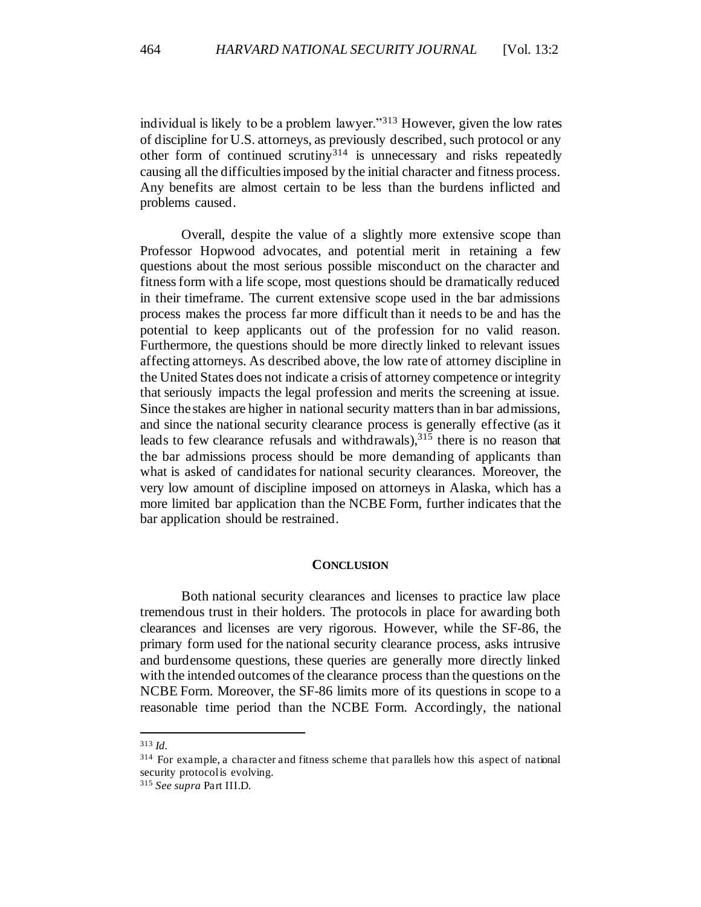individual is likely to be a problem lawyer."[313] However, given the low rates of discipline for U.S. attorneys, as previously described, such protocol or any other form of continued scrutiny[314] is unnecessary and risks repeatedly causing all the difficulties imposed by the initial character and fitness process. Any benefits are almost certain to be less than the burdens inflicted and problems caused.

Overall, despite the value of a slightly more extensive scope than Professor Hopwood advocates, and potential merit in retaining a few questions about the most serious possible misconduct on the character and fitness form with a life scope, most questions should be dramatically reduced in their timeframe. The current extensive scope used in the bar admissions process makes the process far more difficult than it needs to be and has the potential to keep applicants out of the profession for no valid reason. Furthermore, the questions should be more directly linked to relevant issues affecting attorneys. As described above, the low rate of attorney discipline in the United States does not indicate a crisis of attorney competence or integrity that seriously impacts the legal profession and merits the screening at issue. Since the stakes are higher in national security matters than in bar admissions, and since the national security clearance process is generally effective (as it leads to few clearance refusals and withdrawals),[315] there is no reason that the bar admissions process should be more demanding of applicants than what is asked of candidates for national security clearances. Moreover, the very low amount of discipline imposed on attorneys in Alaska, which has a more limited bar application than the NCBE Form, further indicates that the bar application should be restrained.

## CONCLUSION

Both national security clearances and licenses to practice law place tremendous trust in their holders. The protocols in place for awarding both clearances and licenses are very rigorous. However, while the SF-86, the primary form used for the national security clearance process, asks intrusive and burdensome questions, these queries are generally more directly linked with the intended outcomes of the clearance process than the questions on the NCBE Form. Moreover, the SF-86 limits more of its questions in scope to a reasonable time period than the NCBE Form. Accordingly, the national

---

[313] *Id.*

[314] For example, a character and fitness scheme that parallels how this aspect of national security protocol is evolving.

[315] *See supra* Part III.D.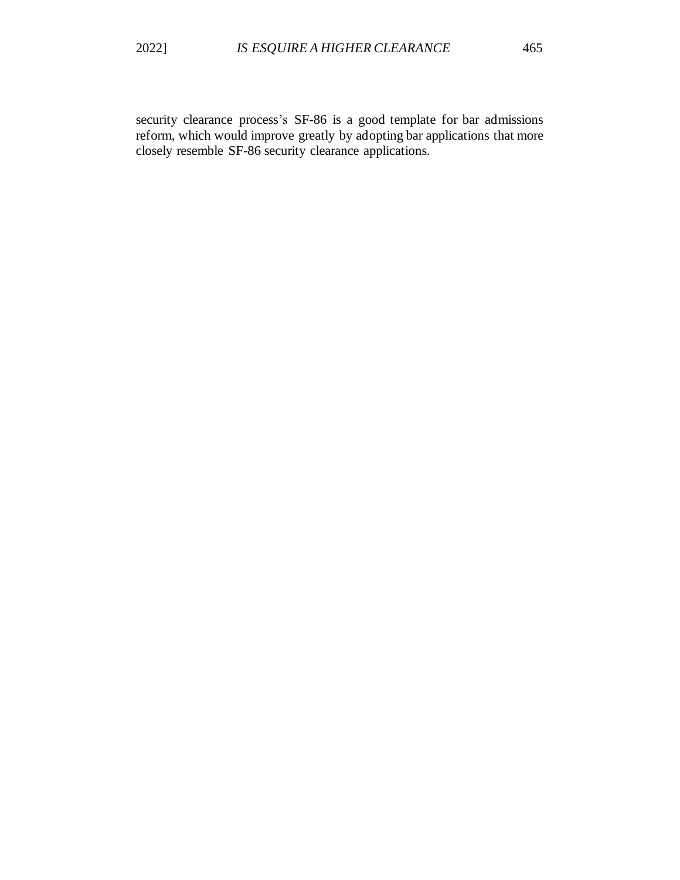security clearance process's SF-86 is a good template for bar admissions reform, which would improve greatly by adopting bar applications that more closely resemble SF-86 security clearance applications.